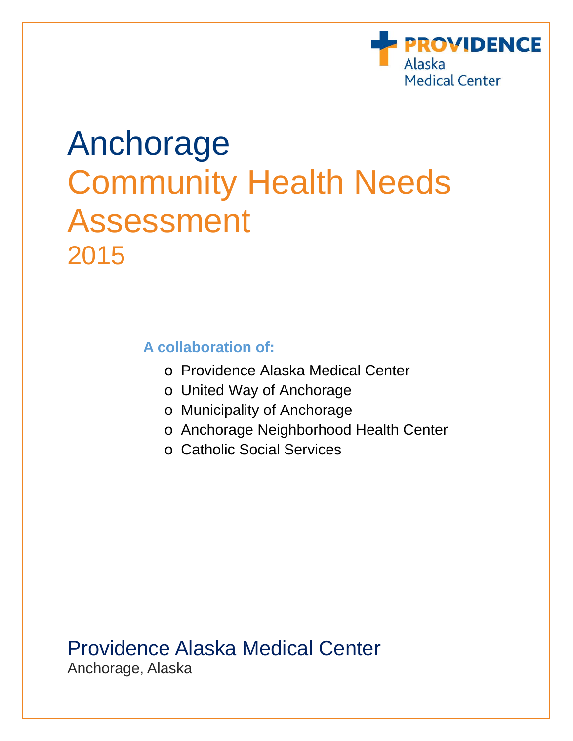PROVIDENCE
Alaska
Medical Center

# Anchorage

# Community Health Needs Assessment

## 2015

**A collaboration of:**

- Providence Alaska Medical Center
- United Way of Anchorage
- Municipality of Anchorage
- Anchorage Neighborhood Health Center
- Catholic Social Services

Providence Alaska Medical Center

Anchorage, Alaska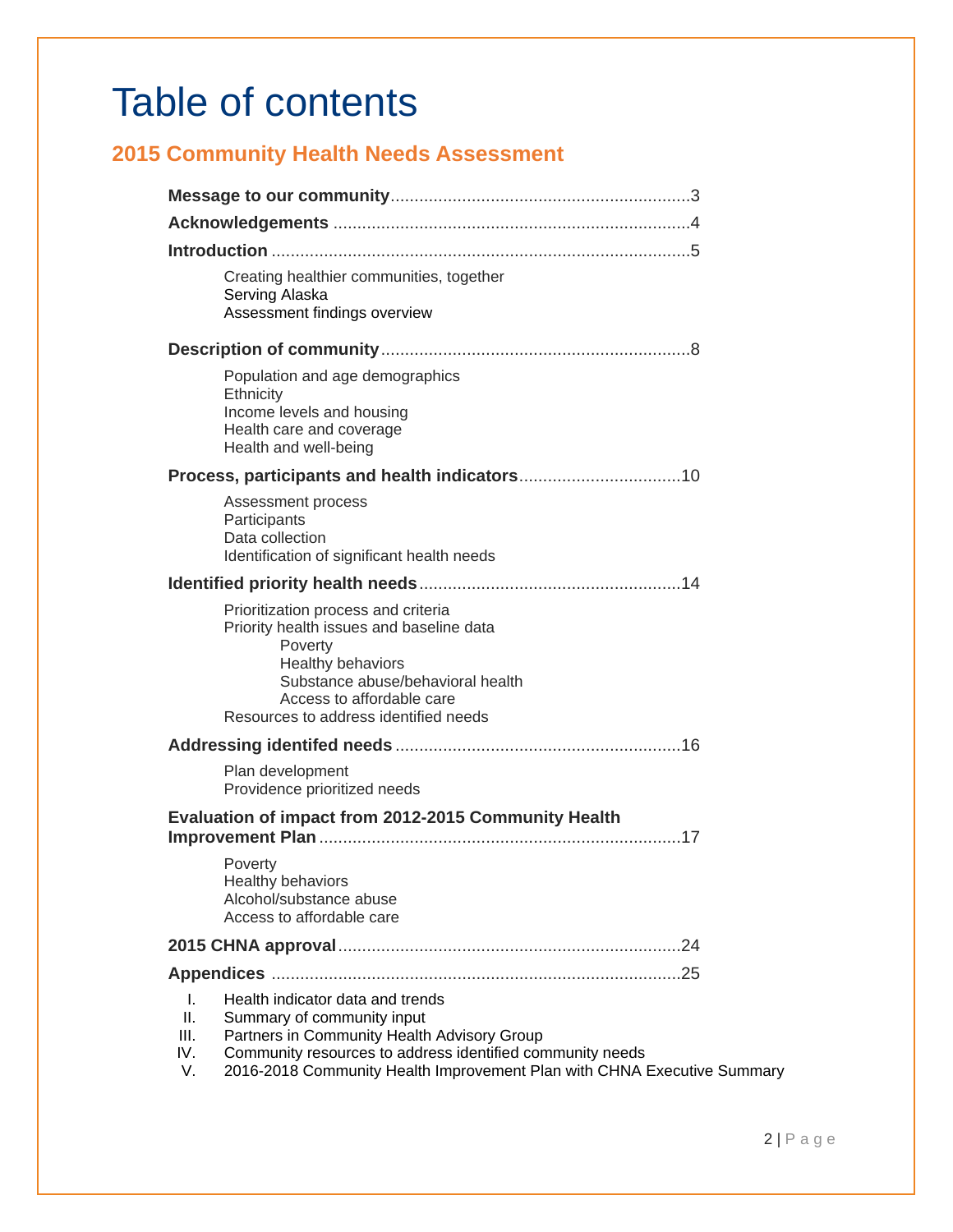# Table of contents

## 2015 Community Health Needs Assessment

**Message to our community** ............................................................ 3

**Acknowledgements** ............................................................ 4

**Introduction** ............................................................ 5

- Creating healthier communities, together
- Serving Alaska
- Assessment findings overview

**Description of community** ............................................................ 8

- Population and age demographics
- Ethnicity
- Income levels and housing
- Health care and coverage
- Health and well-being

**Process, participants and health indicators** ............................................................ 10

- Assessment process
- Participants
- Data collection
- Identification of significant health needs

**Identified priority health needs** ............................................................ 14

- Prioritization process and criteria
- Priority health issues and baseline data
    - Poverty
    - Healthy behaviors
    - Substance abuse/behavioral health
    - Access to affordable care
- Resources to address identified needs

**Addressing identifed needs** ............................................................ 16

- Plan development
- Providence prioritized needs

**Evaluation of impact from 2012-2015 Community Health Improvement Plan** ............................................................ 17

- Poverty
- Healthy behaviors
- Alcohol/substance abuse
- Access to affordable care

**2015 CHNA approval** ............................................................ 24

**Appendices** ............................................................ 25

I. Health indicator data and trends
II. Summary of community input
III. Partners in Community Health Advisory Group
IV. Community resources to address identified community needs
V. 2016-2018 Community Health Improvement Plan with CHNA Executive Summary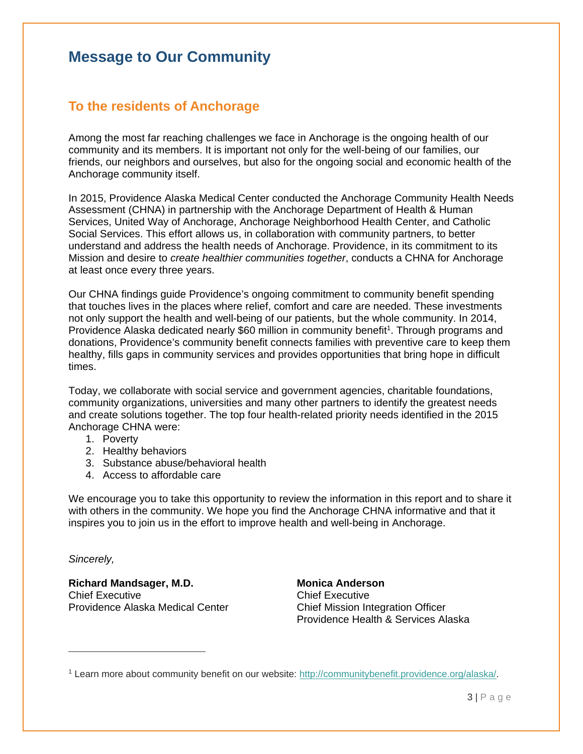# Message to Our Community

## To the residents of Anchorage

Among the most far reaching challenges we face in Anchorage is the ongoing health of our community and its members. It is important not only for the well-being of our families, our friends, our neighbors and ourselves, but also for the ongoing social and economic health of the Anchorage community itself.

In 2015, Providence Alaska Medical Center conducted the Anchorage Community Health Needs Assessment (CHNA) in partnership with the Anchorage Department of Health & Human Services, United Way of Anchorage, Anchorage Neighborhood Health Center, and Catholic Social Services. This effort allows us, in collaboration with community partners, to better understand and address the health needs of Anchorage. Providence, in its commitment to its Mission and desire to *create healthier communities together*, conducts a CHNA for Anchorage at least once every three years.

Our CHNA findings guide Providence's ongoing commitment to community benefit spending that touches lives in the places where relief, comfort and care are needed. These investments not only support the health and well-being of our patients, but the whole community. In 2014, Providence Alaska dedicated nearly $60 million in community benefit[1]. Through programs and donations, Providence's community benefit connects families with preventive care to keep them healthy, fills gaps in community services and provides opportunities that bring hope in difficult times.

Today, we collaborate with social service and government agencies, charitable foundations, community organizations, universities and many other partners to identify the greatest needs and create solutions together. The top four health-related priority needs identified in the 2015 Anchorage CHNA were:

1. Poverty
2. Healthy behaviors
3. Substance abuse/behavioral health
4. Access to affordable care

We encourage you to take this opportunity to review the information in this report and to share it with others in the community. We hope you find the Anchorage CHNA informative and that it inspires you to join us in the effort to improve health and well-being in Anchorage.

*Sincerely,*

**Richard Mandsager, M.D.**
Chief Executive
Providence Alaska Medical Center

**Monica Anderson**
Chief Executive
Chief Mission Integration Officer
Providence Health & Services Alaska

---

[1] Learn more about community benefit on our website: http://communitybenefit.providence.org/alaska/.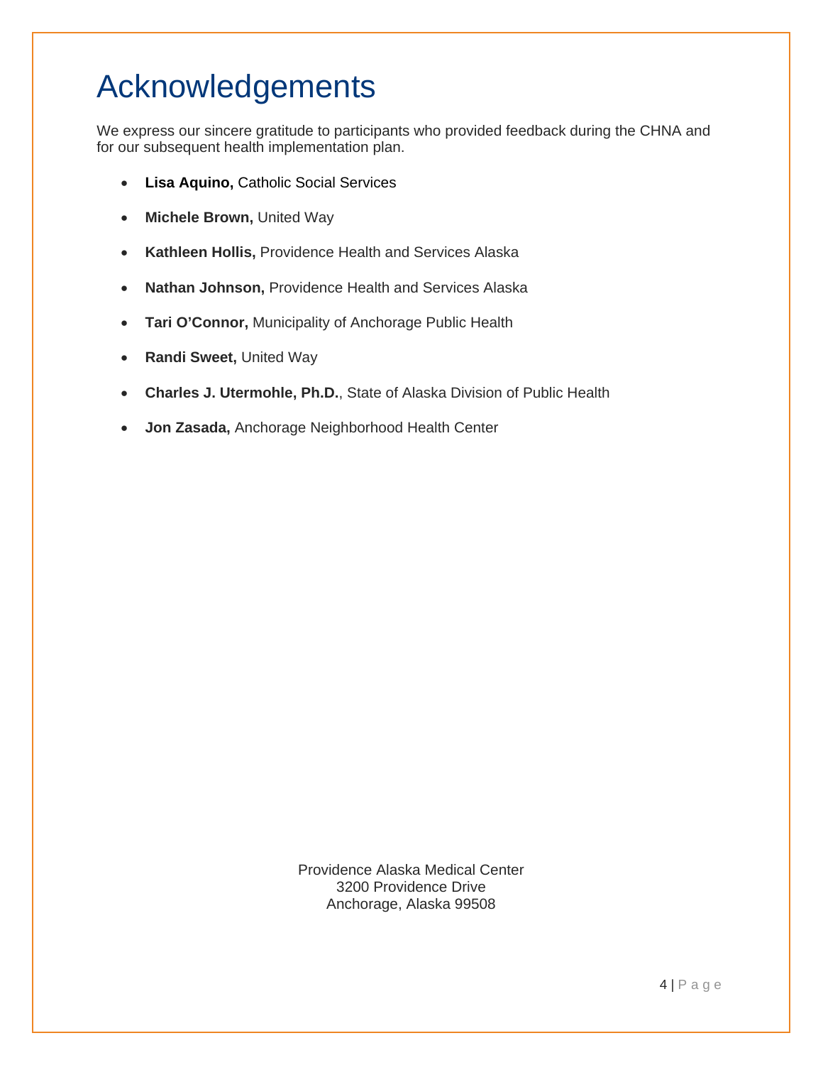# Acknowledgements

We express our sincere gratitude to participants who provided feedback during the CHNA and for our subsequent health implementation plan.

- **Lisa Aquino,** Catholic Social Services
- **Michele Brown,** United Way
- **Kathleen Hollis,** Providence Health and Services Alaska
- **Nathan Johnson,** Providence Health and Services Alaska
- **Tari O'Connor,** Municipality of Anchorage Public Health
- **Randi Sweet,** United Way
- **Charles J. Utermohle, Ph.D.**, State of Alaska Division of Public Health
- **Jon Zasada,** Anchorage Neighborhood Health Center

Providence Alaska Medical Center
3200 Providence Drive
Anchorage, Alaska 99508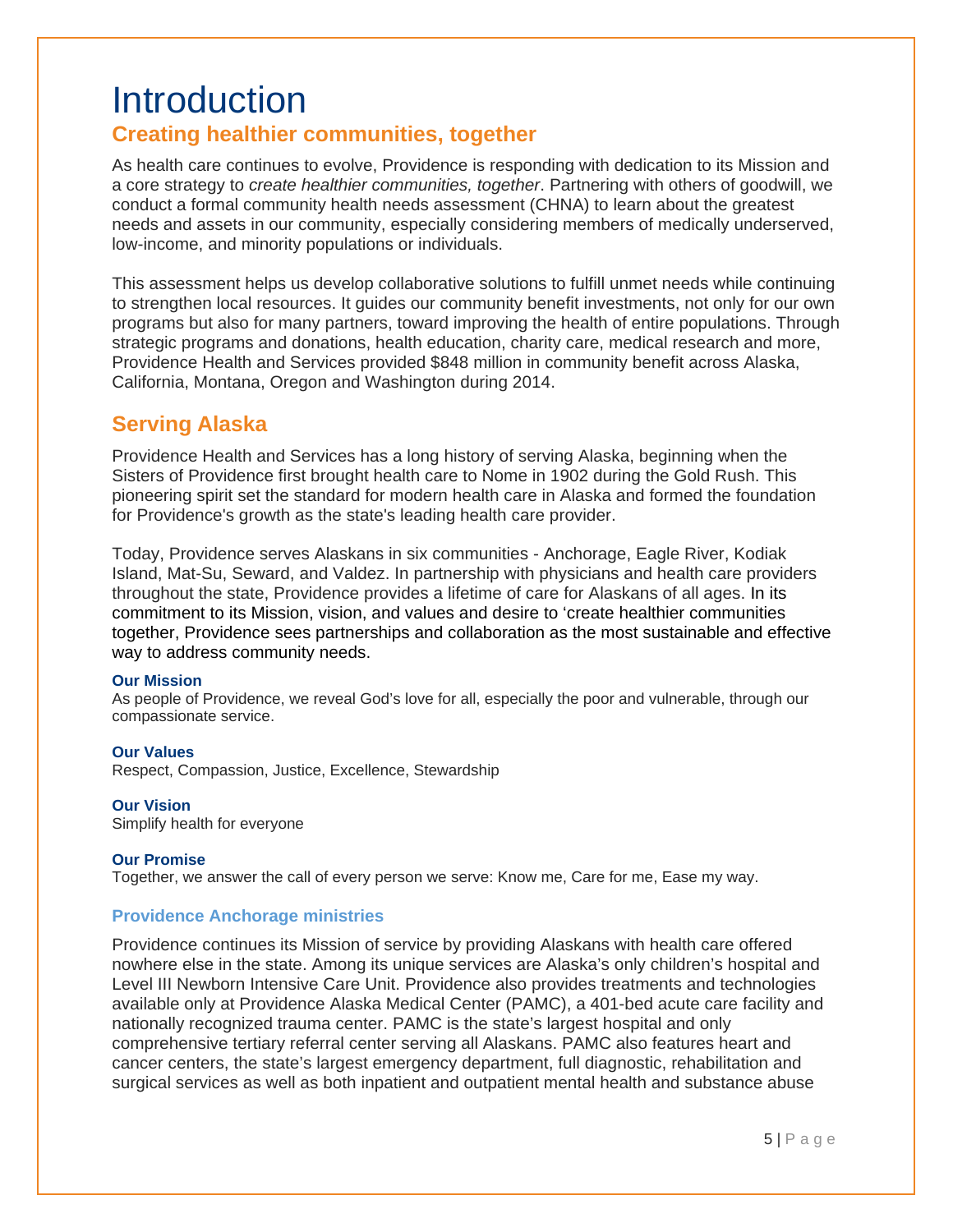# Introduction

## Creating healthier communities, together

As health care continues to evolve, Providence is responding with dedication to its Mission and a core strategy to *create healthier communities, together*. Partnering with others of goodwill, we conduct a formal community health needs assessment (CHNA) to learn about the greatest needs and assets in our community, especially considering members of medically underserved, low-income, and minority populations or individuals.

This assessment helps us develop collaborative solutions to fulfill unmet needs while continuing to strengthen local resources. It guides our community benefit investments, not only for our own programs but also for many partners, toward improving the health of entire populations. Through strategic programs and donations, health education, charity care, medical research and more, Providence Health and Services provided $848 million in community benefit across Alaska, California, Montana, Oregon and Washington during 2014.

## Serving Alaska

Providence Health and Services has a long history of serving Alaska, beginning when the Sisters of Providence first brought health care to Nome in 1902 during the Gold Rush. This pioneering spirit set the standard for modern health care in Alaska and formed the foundation for Providence's growth as the state's leading health care provider.

Today, Providence serves Alaskans in six communities - Anchorage, Eagle River, Kodiak Island, Mat-Su, Seward, and Valdez. In partnership with physicians and health care providers throughout the state, Providence provides a lifetime of care for Alaskans of all ages. In its commitment to its Mission, vision, and values and desire to 'create healthier communities together, Providence sees partnerships and collaboration as the most sustainable and effective way to address community needs.

**Our Mission**
As people of Providence, we reveal God's love for all, especially the poor and vulnerable, through our compassionate service.

**Our Values**
Respect, Compassion, Justice, Excellence, Stewardship

**Our Vision**
Simplify health for everyone

**Our Promise**
Together, we answer the call of every person we serve: Know me, Care for me, Ease my way.

### Providence Anchorage ministries

Providence continues its Mission of service by providing Alaskans with health care offered nowhere else in the state. Among its unique services are Alaska's only children's hospital and Level III Newborn Intensive Care Unit. Providence also provides treatments and technologies available only at Providence Alaska Medical Center (PAMC), a 401-bed acute care facility and nationally recognized trauma center. PAMC is the state's largest hospital and only comprehensive tertiary referral center serving all Alaskans. PAMC also features heart and cancer centers, the state's largest emergency department, full diagnostic, rehabilitation and surgical services as well as both inpatient and outpatient mental health and substance abuse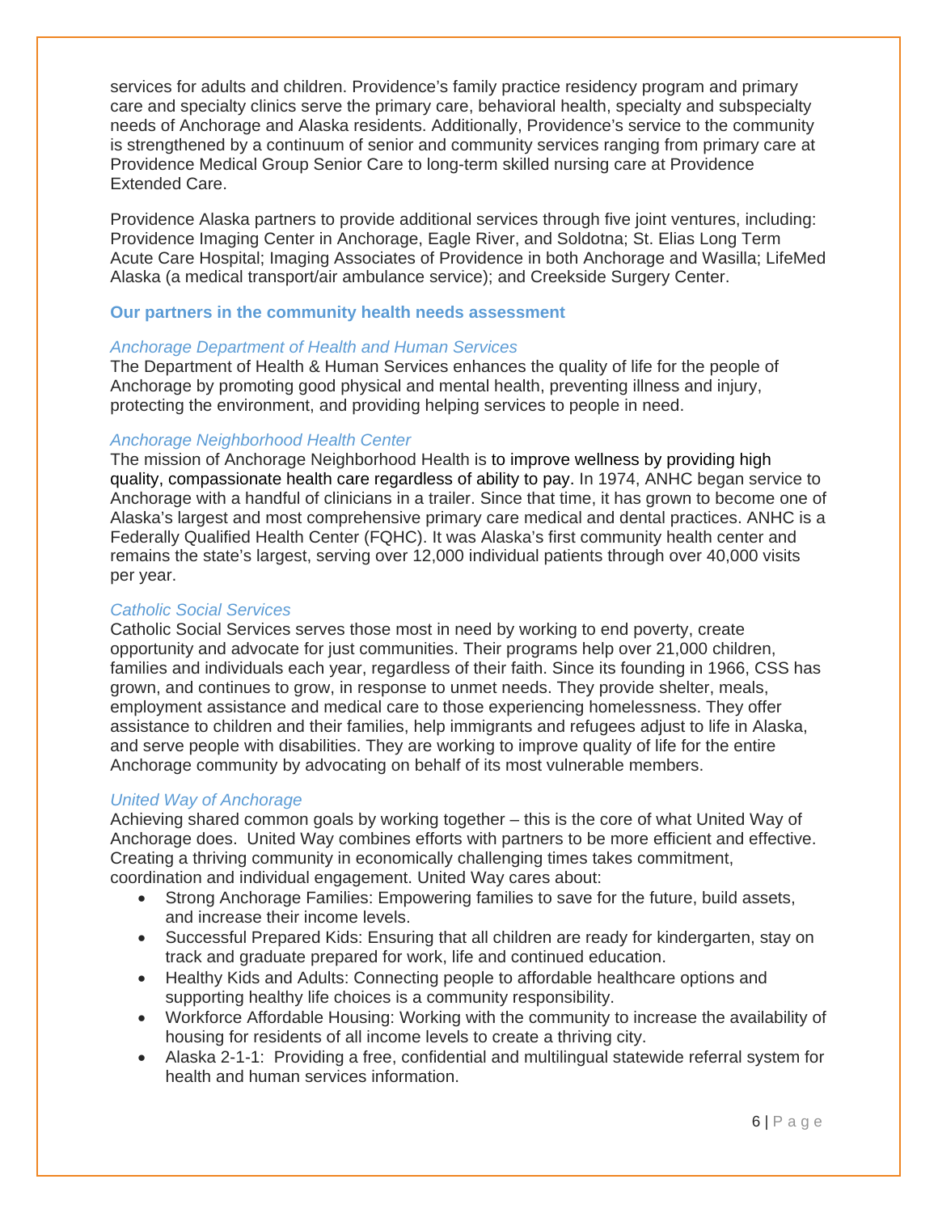services for adults and children. Providence's family practice residency program and primary care and specialty clinics serve the primary care, behavioral health, specialty and subspecialty needs of Anchorage and Alaska residents. Additionally, Providence's service to the community is strengthened by a continuum of senior and community services ranging from primary care at Providence Medical Group Senior Care to long-term skilled nursing care at Providence Extended Care.

Providence Alaska partners to provide additional services through five joint ventures, including: Providence Imaging Center in Anchorage, Eagle River, and Soldotna; St. Elias Long Term Acute Care Hospital; Imaging Associates of Providence in both Anchorage and Wasilla; LifeMed Alaska (a medical transport/air ambulance service); and Creekside Surgery Center.

### Our partners in the community health needs assessment

*Anchorage Department of Health and Human Services*

The Department of Health & Human Services enhances the quality of life for the people of Anchorage by promoting good physical and mental health, preventing illness and injury, protecting the environment, and providing helping services to people in need.

*Anchorage Neighborhood Health Center*

The mission of Anchorage Neighborhood Health is to improve wellness by providing high quality, compassionate health care regardless of ability to pay. In 1974, ANHC began service to Anchorage with a handful of clinicians in a trailer. Since that time, it has grown to become one of Alaska's largest and most comprehensive primary care medical and dental practices. ANHC is a Federally Qualified Health Center (FQHC). It was Alaska's first community health center and remains the state's largest, serving over 12,000 individual patients through over 40,000 visits per year.

*Catholic Social Services*

Catholic Social Services serves those most in need by working to end poverty, create opportunity and advocate for just communities. Their programs help over 21,000 children, families and individuals each year, regardless of their faith. Since its founding in 1966, CSS has grown, and continues to grow, in response to unmet needs. They provide shelter, meals, employment assistance and medical care to those experiencing homelessness. They offer assistance to children and their families, help immigrants and refugees adjust to life in Alaska, and serve people with disabilities. They are working to improve quality of life for the entire Anchorage community by advocating on behalf of its most vulnerable members.

*United Way of Anchorage*

Achieving shared common goals by working together – this is the core of what United Way of Anchorage does. United Way combines efforts with partners to be more efficient and effective. Creating a thriving community in economically challenging times takes commitment, coordination and individual engagement. United Way cares about:

- Strong Anchorage Families: Empowering families to save for the future, build assets, and increase their income levels.
- Successful Prepared Kids: Ensuring that all children are ready for kindergarten, stay on track and graduate prepared for work, life and continued education.
- Healthy Kids and Adults: Connecting people to affordable healthcare options and supporting healthy life choices is a community responsibility.
- Workforce Affordable Housing: Working with the community to increase the availability of housing for residents of all income levels to create a thriving city.
- Alaska 2-1-1: Providing a free, confidential and multilingual statewide referral system for health and human services information.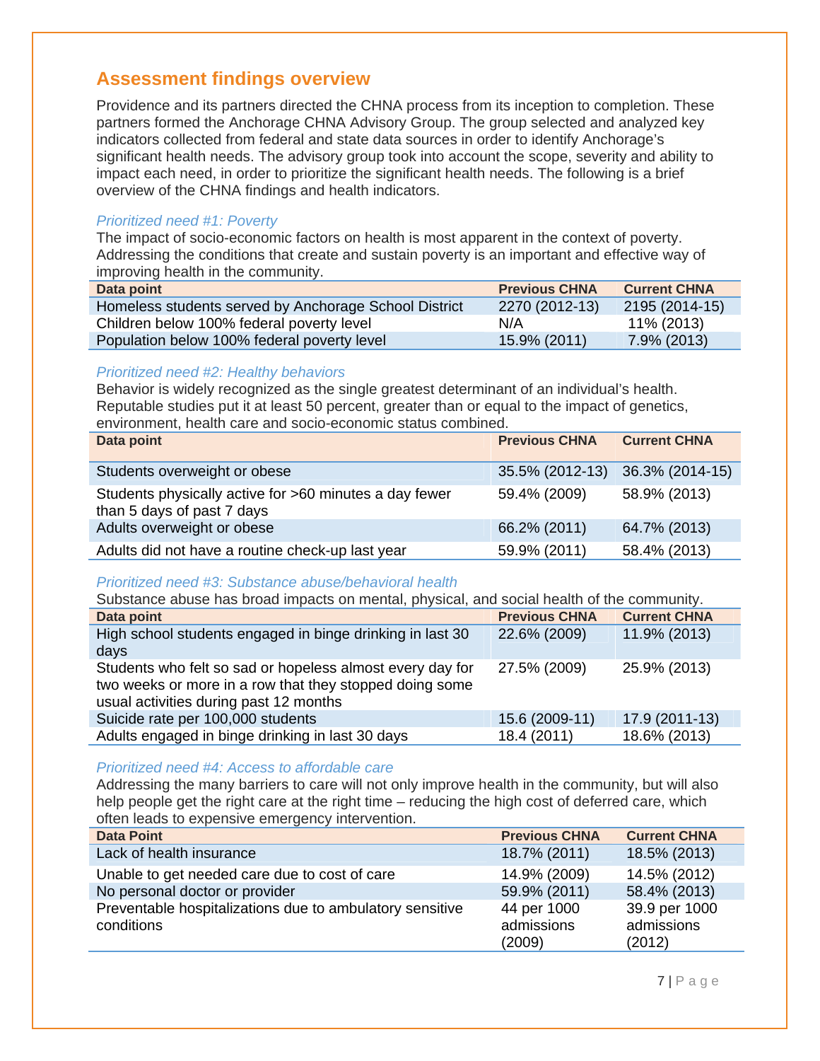## Assessment findings overview

Providence and its partners directed the CHNA process from its inception to completion. These partners formed the Anchorage CHNA Advisory Group. The group selected and analyzed key indicators collected from federal and state data sources in order to identify Anchorage's significant health needs. The advisory group took into account the scope, severity and ability to impact each need, in order to prioritize the significant health needs. The following is a brief overview of the CHNA findings and health indicators.

*Prioritized need #1: Poverty*

The impact of socio-economic factors on health is most apparent in the context of poverty. Addressing the conditions that create and sustain poverty is an important and effective way of improving health in the community.

| Data point | Previous CHNA | Current CHNA |
|---|---|---|
| Homeless students served by Anchorage School District | 2270 (2012-13) | 2195 (2014-15) |
| Children below 100% federal poverty level | N/A | 11% (2013) |
| Population below 100% federal poverty level | 15.9% (2011) | 7.9% (2013) |

*Prioritized need #2: Healthy behaviors*

Behavior is widely recognized as the single greatest determinant of an individual's health. Reputable studies put it at least 50 percent, greater than or equal to the impact of genetics, environment, health care and socio-economic status combined.

| Data point | Previous CHNA | Current CHNA |
|---|---|---|
| Students overweight or obese | 35.5% (2012-13) | 36.3% (2014-15) |
| Students physically active for >60 minutes a day fewer than 5 days of past 7 days | 59.4% (2009) | 58.9% (2013) |
| Adults overweight or obese | 66.2% (2011) | 64.7% (2013) |
| Adults did not have a routine check-up last year | 59.9% (2011) | 58.4% (2013) |

*Prioritized need #3: Substance abuse/behavioral health*

Substance abuse has broad impacts on mental, physical, and social health of the community.

| Data point | Previous CHNA | Current CHNA |
|---|---|---|
| High school students engaged in binge drinking in last 30 days | 22.6% (2009) | 11.9% (2013) |
| Students who felt so sad or hopeless almost every day for two weeks or more in a row that they stopped doing some usual activities during past 12 months | 27.5% (2009) | 25.9% (2013) |
| Suicide rate per 100,000 students | 15.6 (2009-11) | 17.9 (2011-13) |
| Adults engaged in binge drinking in last 30 days | 18.4 (2011) | 18.6% (2013) |

*Prioritized need #4: Access to affordable care*

Addressing the many barriers to care will not only improve health in the community, but will also help people get the right care at the right time – reducing the high cost of deferred care, which often leads to expensive emergency intervention.

| Data Point | Previous CHNA | Current CHNA |
|---|---|---|
| Lack of health insurance | 18.7% (2011) | 18.5% (2013) |
| Unable to get needed care due to cost of care | 14.9% (2009) | 14.5% (2012) |
| No personal doctor or provider | 59.9% (2011) | 58.4% (2013) |
| Preventable hospitalizations due to ambulatory sensitive conditions | 44 per 1000 admissions (2009) | 39.9 per 1000 admissions (2012) |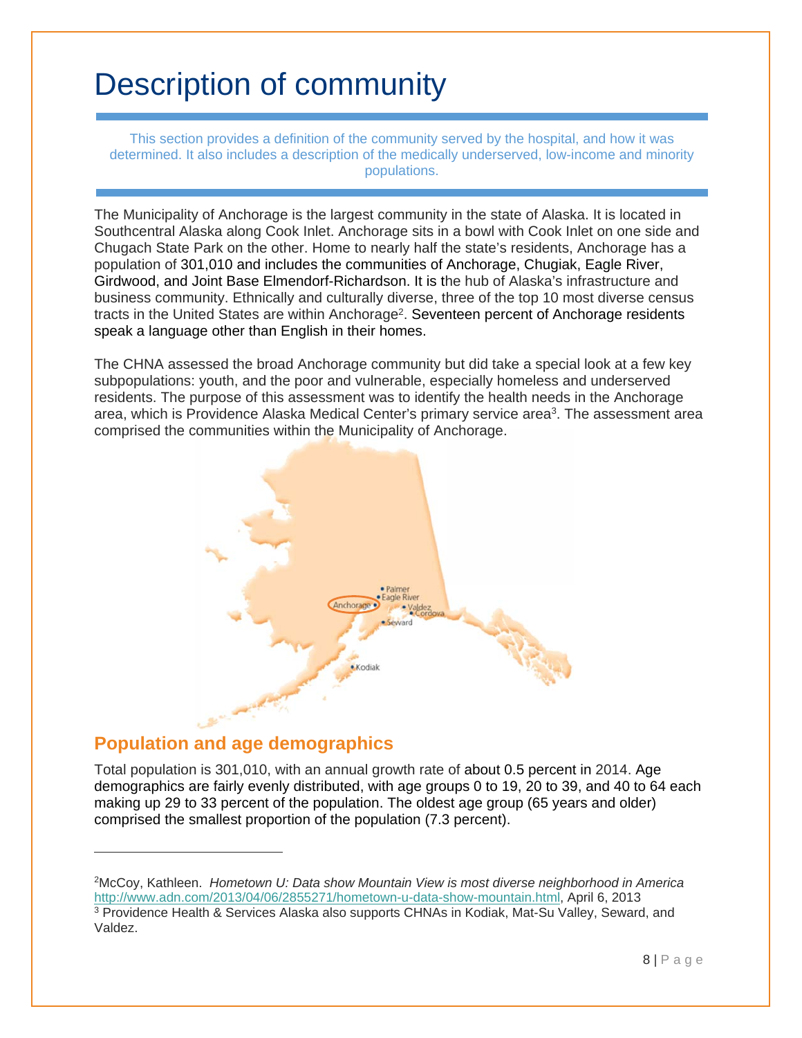# Description of community

This section provides a definition of the community served by the hospital, and how it was determined. It also includes a description of the medically underserved, low-income and minority populations.

The Municipality of Anchorage is the largest community in the state of Alaska. It is located in Southcentral Alaska along Cook Inlet. Anchorage sits in a bowl with Cook Inlet on one side and Chugach State Park on the other. Home to nearly half the state's residents, Anchorage has a population of 301,010 and includes the communities of Anchorage, Chugiak, Eagle River, Girdwood, and Joint Base Elmendorf-Richardson. It is the hub of Alaska's infrastructure and business community. Ethnically and culturally diverse, three of the top 10 most diverse census tracts in the United States are within Anchorage[2]. Seventeen percent of Anchorage residents speak a language other than English in their homes.

The CHNA assessed the broad Anchorage community but did take a special look at a few key subpopulations: youth, and the poor and vulnerable, especially homeless and underserved residents. The purpose of this assessment was to identify the health needs in the Anchorage area, which is Providence Alaska Medical Center's primary service area[3]. The assessment area comprised the communities within the Municipality of Anchorage.

## Population and age demographics

Total population is 301,010, with an annual growth rate of about 0.5 percent in 2014. Age demographics are fairly evenly distributed, with age groups 0 to 19, 20 to 39, and 40 to 64 each making up 29 to 33 percent of the population. The oldest age group (65 years and older) comprised the smallest proportion of the population (7.3 percent).

---

[2]McCoy, Kathleen. *Hometown U: Data show Mountain View is most diverse neighborhood in America* http://www.adn.com/2013/04/06/2855271/hometown-u-data-show-mountain.html, April 6, 2013

[3] Providence Health & Services Alaska also supports CHNAs in Kodiak, Mat-Su Valley, Seward, and Valdez.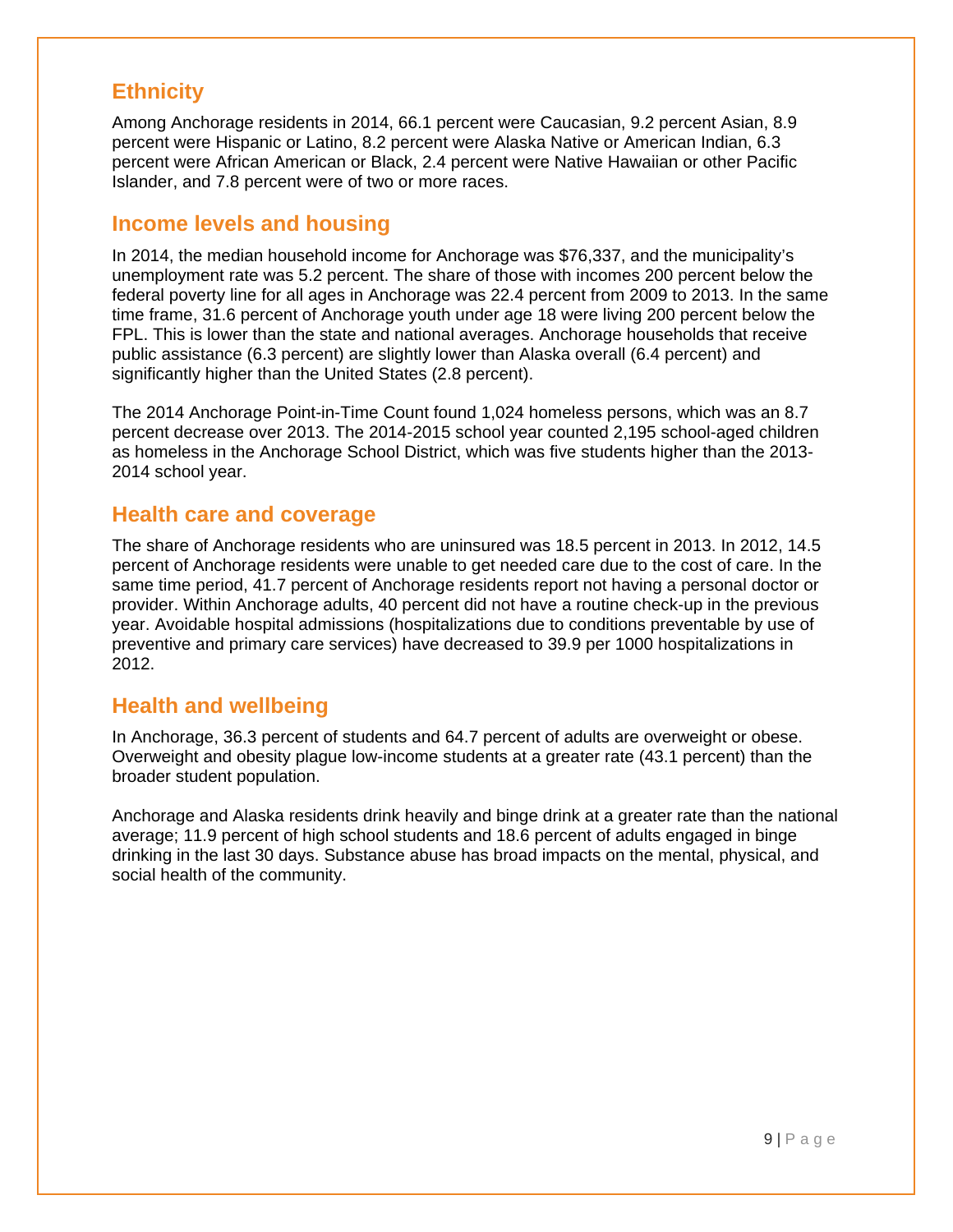## Ethnicity

Among Anchorage residents in 2014, 66.1 percent were Caucasian, 9.2 percent Asian, 8.9 percent were Hispanic or Latino, 8.2 percent were Alaska Native or American Indian, 6.3 percent were African American or Black, 2.4 percent were Native Hawaiian or other Pacific Islander, and 7.8 percent were of two or more races.

## Income levels and housing

In 2014, the median household income for Anchorage was $76,337, and the municipality's unemployment rate was 5.2 percent. The share of those with incomes 200 percent below the federal poverty line for all ages in Anchorage was 22.4 percent from 2009 to 2013. In the same time frame, 31.6 percent of Anchorage youth under age 18 were living 200 percent below the FPL. This is lower than the state and national averages. Anchorage households that receive public assistance (6.3 percent) are slightly lower than Alaska overall (6.4 percent) and significantly higher than the United States (2.8 percent).

The 2014 Anchorage Point-in-Time Count found 1,024 homeless persons, which was an 8.7 percent decrease over 2013. The 2014-2015 school year counted 2,195 school-aged children as homeless in the Anchorage School District, which was five students higher than the 2013-2014 school year.

## Health care and coverage

The share of Anchorage residents who are uninsured was 18.5 percent in 2013. In 2012, 14.5 percent of Anchorage residents were unable to get needed care due to the cost of care. In the same time period, 41.7 percent of Anchorage residents report not having a personal doctor or provider. Within Anchorage adults, 40 percent did not have a routine check-up in the previous year. Avoidable hospital admissions (hospitalizations due to conditions preventable by use of preventive and primary care services) have decreased to 39.9 per 1000 hospitalizations in 2012.

## Health and wellbeing

In Anchorage, 36.3 percent of students and 64.7 percent of adults are overweight or obese. Overweight and obesity plague low-income students at a greater rate (43.1 percent) than the broader student population.

Anchorage and Alaska residents drink heavily and binge drink at a greater rate than the national average; 11.9 percent of high school students and 18.6 percent of adults engaged in binge drinking in the last 30 days. Substance abuse has broad impacts on the mental, physical, and social health of the community.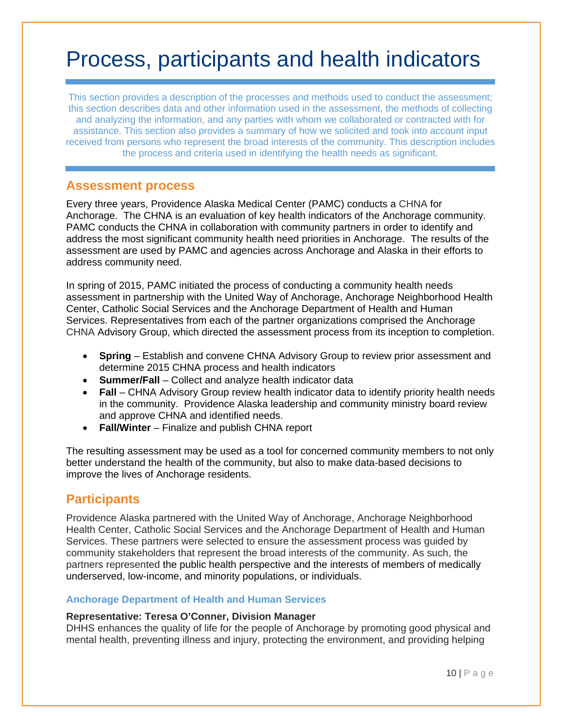# Process, participants and health indicators

This section provides a description of the processes and methods used to conduct the assessment; this section describes data and other information used in the assessment, the methods of collecting and analyzing the information, and any parties with whom we collaborated or contracted with for assistance. This section also provides a summary of how we solicited and took into account input received from persons who represent the broad interests of the community. This description includes the process and criteria used in identifying the health needs as significant.

## Assessment process

Every three years, Providence Alaska Medical Center (PAMC) conducts a CHNA for Anchorage. The CHNA is an evaluation of key health indicators of the Anchorage community. PAMC conducts the CHNA in collaboration with community partners in order to identify and address the most significant community health need priorities in Anchorage. The results of the assessment are used by PAMC and agencies across Anchorage and Alaska in their efforts to address community need.

In spring of 2015, PAMC initiated the process of conducting a community health needs assessment in partnership with the United Way of Anchorage, Anchorage Neighborhood Health Center, Catholic Social Services and the Anchorage Department of Health and Human Services. Representatives from each of the partner organizations comprised the Anchorage CHNA Advisory Group, which directed the assessment process from its inception to completion.

- **Spring** – Establish and convene CHNA Advisory Group to review prior assessment and determine 2015 CHNA process and health indicators
- **Summer/Fall** – Collect and analyze health indicator data
- **Fall** – CHNA Advisory Group review health indicator data to identify priority health needs in the community. Providence Alaska leadership and community ministry board review and approve CHNA and identified needs.
- **Fall/Winter** – Finalize and publish CHNA report

The resulting assessment may be used as a tool for concerned community members to not only better understand the health of the community, but also to make data-based decisions to improve the lives of Anchorage residents.

## Participants

Providence Alaska partnered with the United Way of Anchorage, Anchorage Neighborhood Health Center, Catholic Social Services and the Anchorage Department of Health and Human Services. These partners were selected to ensure the assessment process was guided by community stakeholders that represent the broad interests of the community. As such, the partners represented the public health perspective and the interests of members of medically underserved, low-income, and minority populations, or individuals.

### Anchorage Department of Health and Human Services

**Representative: Teresa O'Conner, Division Manager**
DHHS enhances the quality of life for the people of Anchorage by promoting good physical and mental health, preventing illness and injury, protecting the environment, and providing helping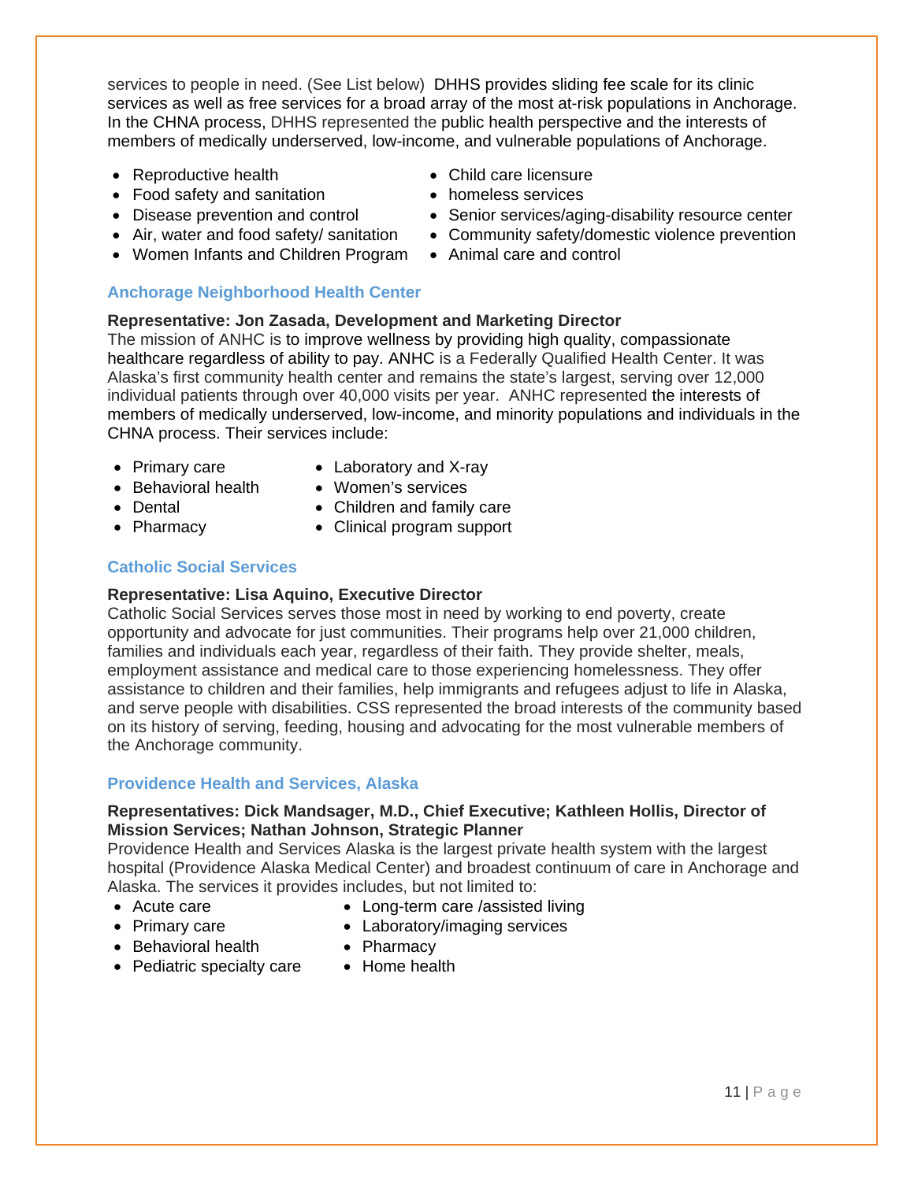services to people in need. (See List below) DHHS provides sliding fee scale for its clinic services as well as free services for a broad array of the most at-risk populations in Anchorage. In the CHNA process, DHHS represented the public health perspective and the interests of members of medically underserved, low-income, and vulnerable populations of Anchorage.

- Reproductive health
- Food safety and sanitation
- Disease prevention and control
- Air, water and food safety/ sanitation
- Women Infants and Children Program
- Child care licensure
- homeless services
- Senior services/aging-disability resource center
- Community safety/domestic violence prevention
- Animal care and control

### Anchorage Neighborhood Health Center

**Representative: Jon Zasada, Development and Marketing Director**
The mission of ANHC is to improve wellness by providing high quality, compassionate healthcare regardless of ability to pay. ANHC is a Federally Qualified Health Center. It was Alaska's first community health center and remains the state's largest, serving over 12,000 individual patients through over 40,000 visits per year. ANHC represented the interests of members of medically underserved, low-income, and minority populations and individuals in the CHNA process. Their services include:

- Primary care
- Behavioral health
- Dental
- Pharmacy
- Laboratory and X-ray
- Women's services
- Children and family care
- Clinical program support

### Catholic Social Services

**Representative: Lisa Aquino, Executive Director**
Catholic Social Services serves those most in need by working to end poverty, create opportunity and advocate for just communities. Their programs help over 21,000 children, families and individuals each year, regardless of their faith. They provide shelter, meals, employment assistance and medical care to those experiencing homelessness. They offer assistance to children and their families, help immigrants and refugees adjust to life in Alaska, and serve people with disabilities. CSS represented the broad interests of the community based on its history of serving, feeding, housing and advocating for the most vulnerable members of the Anchorage community.

### Providence Health and Services, Alaska

**Representatives: Dick Mandsager, M.D., Chief Executive; Kathleen Hollis, Director of Mission Services; Nathan Johnson, Strategic Planner**
Providence Health and Services Alaska is the largest private health system with the largest hospital (Providence Alaska Medical Center) and broadest continuum of care in Anchorage and Alaska. The services it provides includes, but not limited to:

- Acute care
- Primary care
- Behavioral health
- Pediatric specialty care
- Long-term care /assisted living
- Laboratory/imaging services
- Pharmacy
- Home health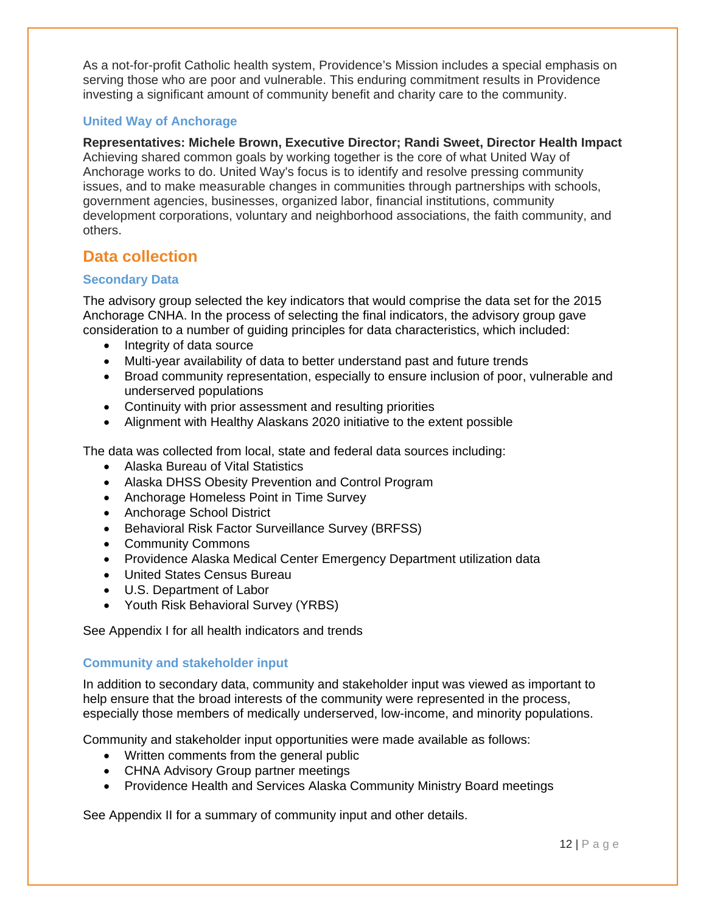As a not-for-profit Catholic health system, Providence's Mission includes a special emphasis on serving those who are poor and vulnerable. This enduring commitment results in Providence investing a significant amount of community benefit and charity care to the community.

### United Way of Anchorage

**Representatives: Michele Brown, Executive Director; Randi Sweet, Director Health Impact**
Achieving shared common goals by working together is the core of what United Way of Anchorage works to do. United Way's focus is to identify and resolve pressing community issues, and to make measurable changes in communities through partnerships with schools, government agencies, businesses, organized labor, financial institutions, community development corporations, voluntary and neighborhood associations, the faith community, and others.

## Data collection

### Secondary Data

The advisory group selected the key indicators that would comprise the data set for the 2015 Anchorage CNHA. In the process of selecting the final indicators, the advisory group gave consideration to a number of guiding principles for data characteristics, which included:

- Integrity of data source
- Multi-year availability of data to better understand past and future trends
- Broad community representation, especially to ensure inclusion of poor, vulnerable and underserved populations
- Continuity with prior assessment and resulting priorities
- Alignment with Healthy Alaskans 2020 initiative to the extent possible

The data was collected from local, state and federal data sources including:

- Alaska Bureau of Vital Statistics
- Alaska DHSS Obesity Prevention and Control Program
- Anchorage Homeless Point in Time Survey
- Anchorage School District
- Behavioral Risk Factor Surveillance Survey (BRFSS)
- Community Commons
- Providence Alaska Medical Center Emergency Department utilization data
- United States Census Bureau
- U.S. Department of Labor
- Youth Risk Behavioral Survey (YRBS)

See Appendix I for all health indicators and trends

### Community and stakeholder input

In addition to secondary data, community and stakeholder input was viewed as important to help ensure that the broad interests of the community were represented in the process, especially those members of medically underserved, low-income, and minority populations.

Community and stakeholder input opportunities were made available as follows:

- Written comments from the general public
- CHNA Advisory Group partner meetings
- Providence Health and Services Alaska Community Ministry Board meetings

See Appendix II for a summary of community input and other details.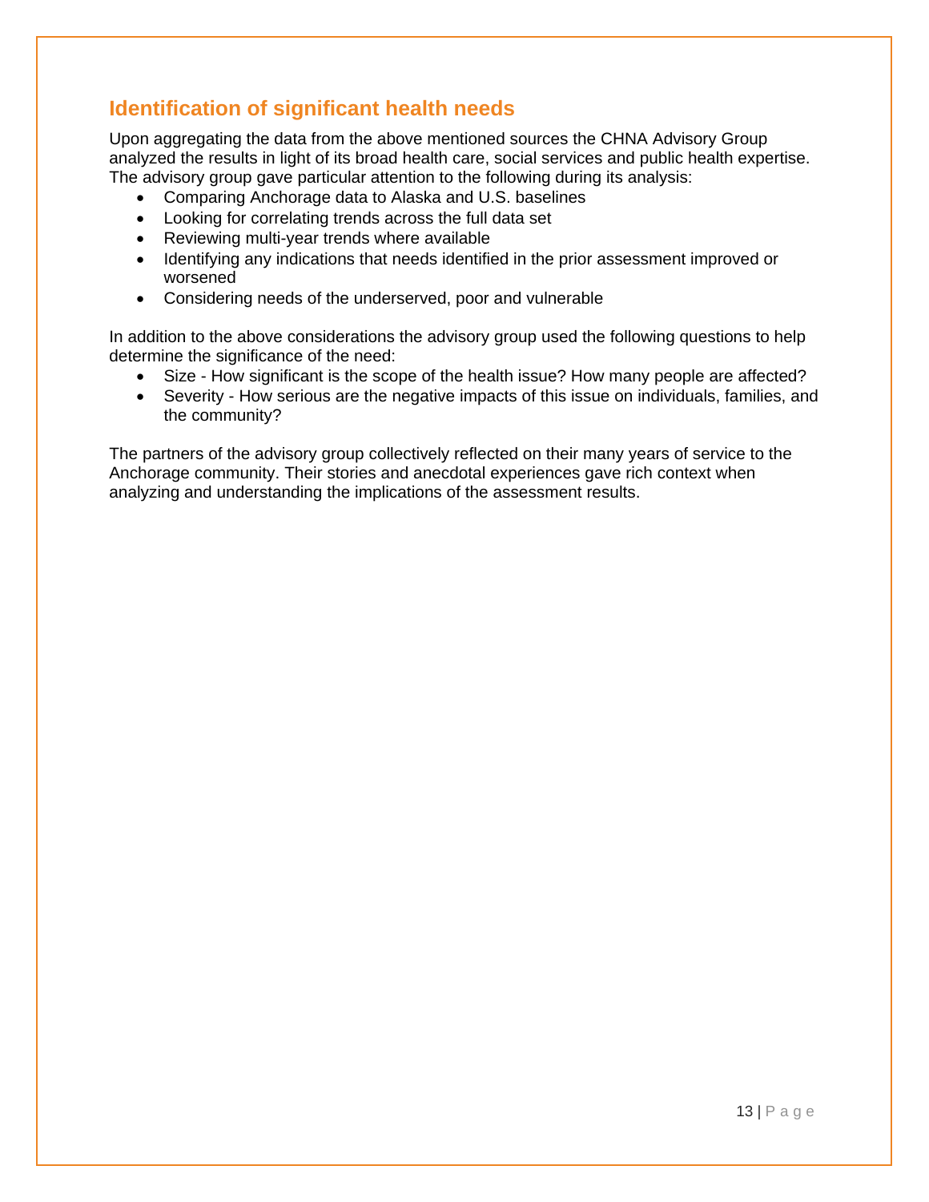## Identification of significant health needs

Upon aggregating the data from the above mentioned sources the CHNA Advisory Group analyzed the results in light of its broad health care, social services and public health expertise. The advisory group gave particular attention to the following during its analysis:

- Comparing Anchorage data to Alaska and U.S. baselines
- Looking for correlating trends across the full data set
- Reviewing multi-year trends where available
- Identifying any indications that needs identified in the prior assessment improved or worsened
- Considering needs of the underserved, poor and vulnerable

In addition to the above considerations the advisory group used the following questions to help determine the significance of the need:

- Size - How significant is the scope of the health issue? How many people are affected?
- Severity - How serious are the negative impacts of this issue on individuals, families, and the community?

The partners of the advisory group collectively reflected on their many years of service to the Anchorage community. Their stories and anecdotal experiences gave rich context when analyzing and understanding the implications of the assessment results.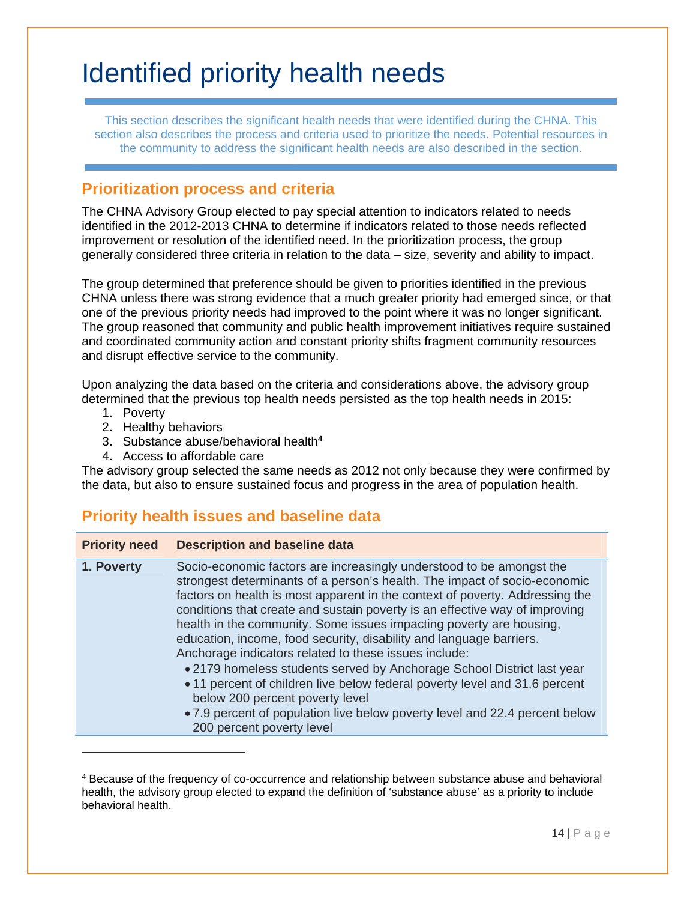# Identified priority health needs

This section describes the significant health needs that were identified during the CHNA. This section also describes the process and criteria used to prioritize the needs. Potential resources in the community to address the significant health needs are also described in the section.

## Prioritization process and criteria

The CHNA Advisory Group elected to pay special attention to indicators related to needs identified in the 2012-2013 CHNA to determine if indicators related to those needs reflected improvement or resolution of the identified need. In the prioritization process, the group generally considered three criteria in relation to the data – size, severity and ability to impact.

The group determined that preference should be given to priorities identified in the previous CHNA unless there was strong evidence that a much greater priority had emerged since, or that one of the previous priority needs had improved to the point where it was no longer significant. The group reasoned that community and public health improvement initiatives require sustained and coordinated community action and constant priority shifts fragment community resources and disrupt effective service to the community.

Upon analyzing the data based on the criteria and considerations above, the advisory group determined that the previous top health needs persisted as the top health needs in 2015:

1. Poverty
2. Healthy behaviors
3. Substance abuse/behavioral health[4]
4. Access to affordable care

The advisory group selected the same needs as 2012 not only because they were confirmed by the data, but also to ensure sustained focus and progress in the area of population health.

## Priority health issues and baseline data

| Priority need | Description and baseline data |
|---|---|
| **1. Poverty** | Socio-economic factors are increasingly understood to be amongst the strongest determinants of a person's health. The impact of socio-economic factors on health is most apparent in the context of poverty. Addressing the conditions that create and sustain poverty is an effective way of improving health in the community. Some issues impacting poverty are housing, education, income, food security, disability and language barriers. Anchorage indicators related to these issues include:<br>• 2179 homeless students served by Anchorage School District last year<br>• 11 percent of children live below federal poverty level and 31.6 percent below 200 percent poverty level<br>• 7.9 percent of population live below poverty level and 22.4 percent below 200 percent poverty level |

[4] Because of the frequency of co-occurrence and relationship between substance abuse and behavioral health, the advisory group elected to expand the definition of 'substance abuse' as a priority to include behavioral health.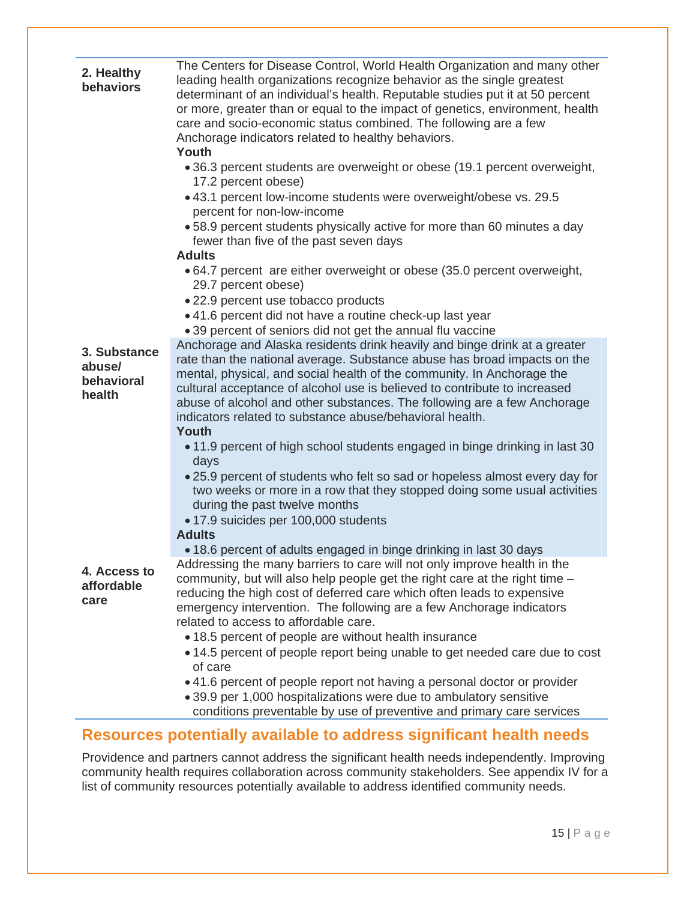| | |
|---|---|
| **2. Healthy behaviors** | The Centers for Disease Control, World Health Organization and many other leading health organizations recognize behavior as the single greatest determinant of an individual's health. Reputable studies put it at 50 percent or more, greater than or equal to the impact of genetics, environment, health care and socio-economic status combined. The following are a few Anchorage indicators related to healthy behaviors.<br>**Youth**<br>• 36.3 percent students are overweight or obese (19.1 percent overweight, 17.2 percent obese)<br>• 43.1 percent low-income students were overweight/obese vs. 29.5 percent for non-low-income<br>• 58.9 percent students physically active for more than 60 minutes a day fewer than five of the past seven days<br>**Adults**<br>• 64.7 percent are either overweight or obese (35.0 percent overweight, 29.7 percent obese)<br>• 22.9 percent use tobacco products<br>• 41.6 percent did not have a routine check-up last year<br>• 39 percent of seniors did not get the annual flu vaccine |
| **3. Substance abuse/ behavioral health** | Anchorage and Alaska residents drink heavily and binge drink at a greater rate than the national average. Substance abuse has broad impacts on the mental, physical, and social health of the community. In Anchorage the cultural acceptance of alcohol use is believed to contribute to increased abuse of alcohol and other substances. The following are a few Anchorage indicators related to substance abuse/behavioral health.<br>**Youth**<br>• 11.9 percent of high school students engaged in binge drinking in last 30 days<br>• 25.9 percent of students who felt so sad or hopeless almost every day for two weeks or more in a row that they stopped doing some usual activities during the past twelve months<br>• 17.9 suicides per 100,000 students<br>**Adults**<br>• 18.6 percent of adults engaged in binge drinking in last 30 days |
| **4. Access to affordable care** | Addressing the many barriers to care will not only improve health in the community, but will also help people get the right care at the right time – reducing the high cost of deferred care which often leads to expensive emergency intervention. The following are a few Anchorage indicators related to access to affordable care.<br>• 18.5 percent of people are without health insurance<br>• 14.5 percent of people report being unable to get needed care due to cost of care<br>• 41.6 percent of people report not having a personal doctor or provider<br>• 39.9 per 1,000 hospitalizations were due to ambulatory sensitive conditions preventable by use of preventive and primary care services |

## Resources potentially available to address significant health needs

Providence and partners cannot address the significant health needs independently. Improving community health requires collaboration across community stakeholders. See appendix IV for a list of community resources potentially available to address identified community needs.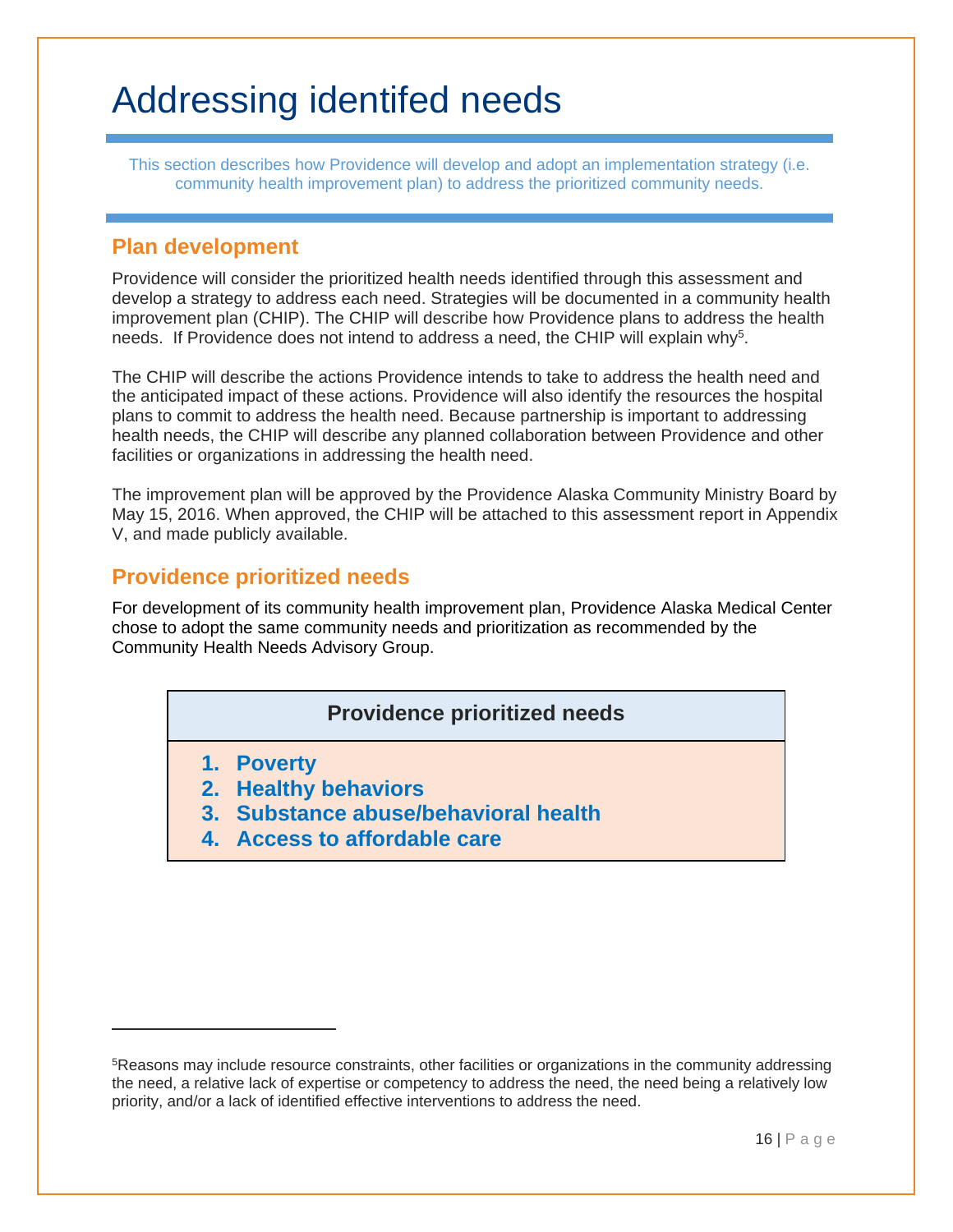# Addressing identifed needs

This section describes how Providence will develop and adopt an implementation strategy (i.e. community health improvement plan) to address the prioritized community needs.

## Plan development

Providence will consider the prioritized health needs identified through this assessment and develop a strategy to address each need. Strategies will be documented in a community health improvement plan (CHIP). The CHIP will describe how Providence plans to address the health needs. If Providence does not intend to address a need, the CHIP will explain why[5].

The CHIP will describe the actions Providence intends to take to address the health need and the anticipated impact of these actions. Providence will also identify the resources the hospital plans to commit to address the health need. Because partnership is important to addressing health needs, the CHIP will describe any planned collaboration between Providence and other facilities or organizations in addressing the health need.

The improvement plan will be approved by the Providence Alaska Community Ministry Board by May 15, 2016. When approved, the CHIP will be attached to this assessment report in Appendix V, and made publicly available.

## Providence prioritized needs

For development of its community health improvement plan, Providence Alaska Medical Center chose to adopt the same community needs and prioritization as recommended by the Community Health Needs Advisory Group.

| Providence prioritized needs |
|---|
| 1. **Poverty**<br>2. **Healthy behaviors**<br>3. **Substance abuse/behavioral health**<br>4. **Access to affordable care** |

[5]Reasons may include resource constraints, other facilities or organizations in the community addressing the need, a relative lack of expertise or competency to address the need, the need being a relatively low priority, and/or a lack of identified effective interventions to address the need.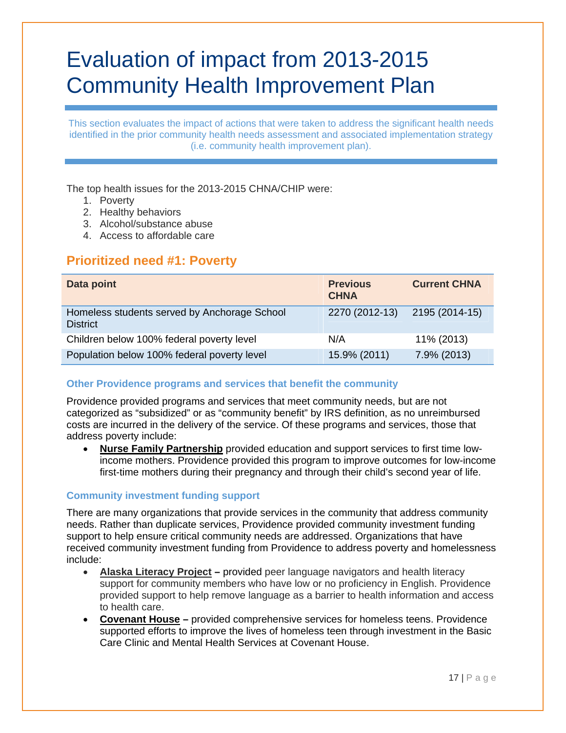# Evaluation of impact from 2013-2015 Community Health Improvement Plan

This section evaluates the impact of actions that were taken to address the significant health needs identified in the prior community health needs assessment and associated implementation strategy (i.e. community health improvement plan).

The top health issues for the 2013-2015 CHNA/CHIP were:

1. Poverty
2. Healthy behaviors
3. Alcohol/substance abuse
4. Access to affordable care

## Prioritized need #1: Poverty

| Data point | Previous CHNA | Current CHNA |
|---|---|---|
| Homeless students served by Anchorage School District | 2270 (2012-13) | 2195 (2014-15) |
| Children below 100% federal poverty level | N/A | 11% (2013) |
| Population below 100% federal poverty level | 15.9% (2011) | 7.9% (2013) |

### Other Providence programs and services that benefit the community

Providence provided programs and services that meet community needs, but are not categorized as "subsidized" or as "community benefit" by IRS definition, as no unreimbursed costs are incurred in the delivery of the service. Of these programs and services, those that address poverty include:

- **Nurse Family Partnership** provided education and support services to first time low-income mothers. Providence provided this program to improve outcomes for low-income first-time mothers during their pregnancy and through their child's second year of life.

### Community investment funding support

There are many organizations that provide services in the community that address community needs. Rather than duplicate services, Providence provided community investment funding support to help ensure critical community needs are addressed. Organizations that have received community investment funding from Providence to address poverty and homelessness include:

- **Alaska Literacy Project –** provided peer language navigators and health literacy support for community members who have low or no proficiency in English. Providence provided support to help remove language as a barrier to health information and access to health care.
- **Covenant House –** provided comprehensive services for homeless teens. Providence supported efforts to improve the lives of homeless teen through investment in the Basic Care Clinic and Mental Health Services at Covenant House.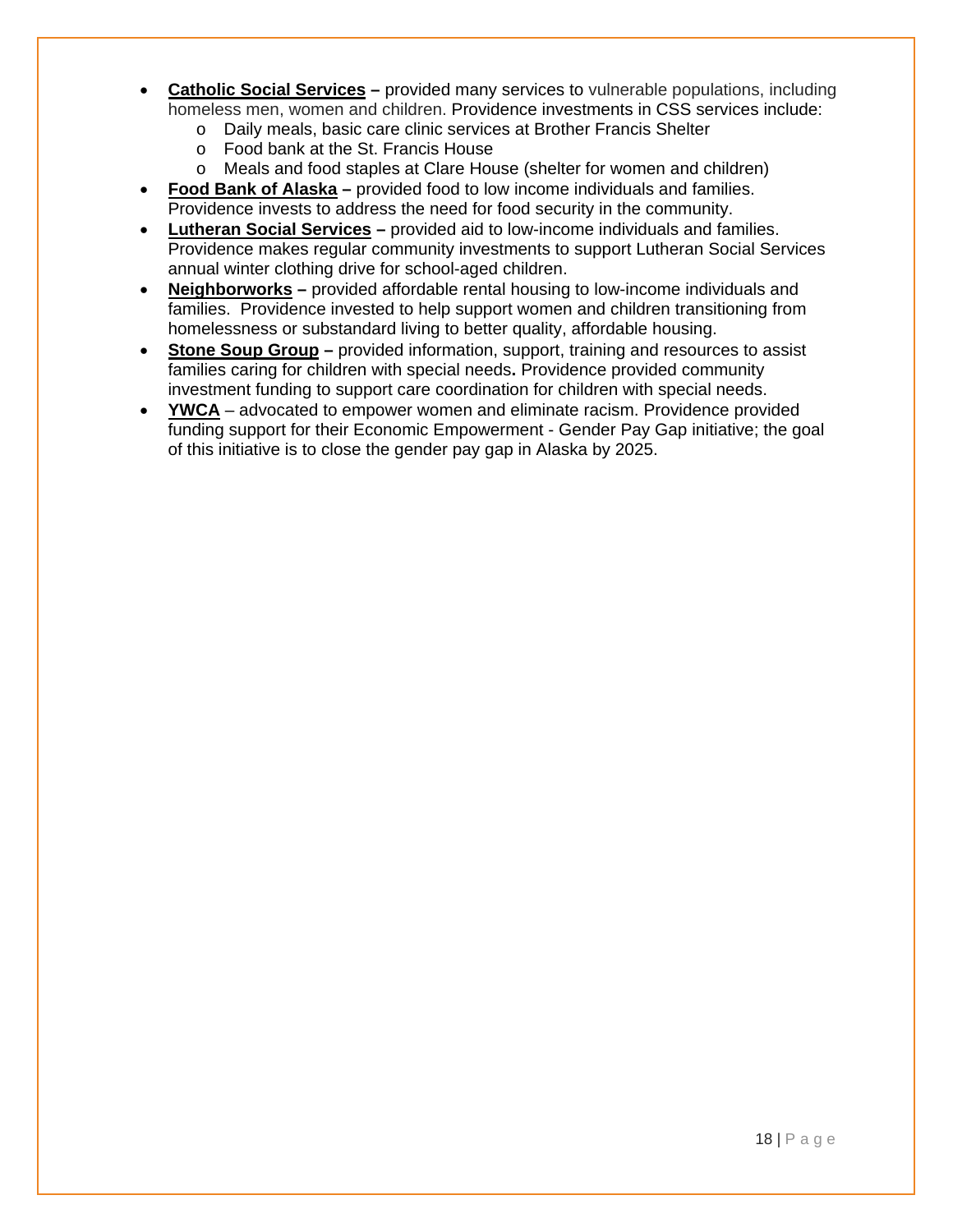- **Catholic Social Services –** provided many services to vulnerable populations, including homeless men, women and children. Providence investments in CSS services include:
  - Daily meals, basic care clinic services at Brother Francis Shelter
  - Food bank at the St. Francis House
  - Meals and food staples at Clare House (shelter for women and children)
- **Food Bank of Alaska –** provided food to low income individuals and families. Providence invests to address the need for food security in the community.
- **Lutheran Social Services –** provided aid to low-income individuals and families. Providence makes regular community investments to support Lutheran Social Services annual winter clothing drive for school-aged children.
- **Neighborworks –** provided affordable rental housing to low-income individuals and families. Providence invested to help support women and children transitioning from homelessness or substandard living to better quality, affordable housing.
- **Stone Soup Group –** provided information, support, training and resources to assist families caring for children with special needs**.** Providence provided community investment funding to support care coordination for children with special needs.
- **YWCA** – advocated to empower women and eliminate racism. Providence provided funding support for their Economic Empowerment - Gender Pay Gap initiative; the goal of this initiative is to close the gender pay gap in Alaska by 2025.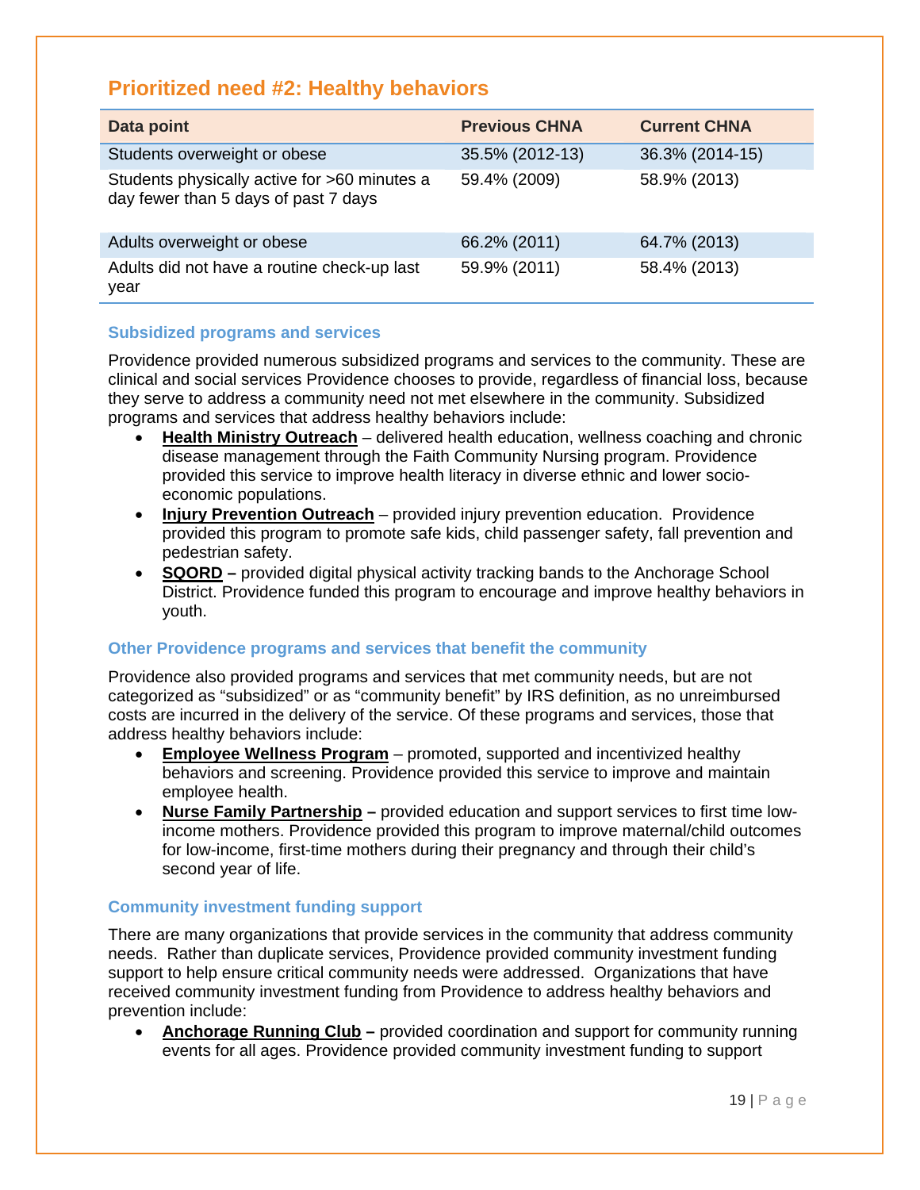## Prioritized need #2: Healthy behaviors

| Data point | Previous CHNA | Current CHNA |
|---|---|---|
| Students overweight or obese | 35.5% (2012-13) | 36.3% (2014-15) |
| Students physically active for >60 minutes a day fewer than 5 days of past 7 days | 59.4% (2009) | 58.9% (2013) |
| Adults overweight or obese | 66.2% (2011) | 64.7% (2013) |
| Adults did not have a routine check-up last year | 59.9% (2011) | 58.4% (2013) |

### Subsidized programs and services

Providence provided numerous subsidized programs and services to the community. These are clinical and social services Providence chooses to provide, regardless of financial loss, because they serve to address a community need not met elsewhere in the community. Subsidized programs and services that address healthy behaviors include:

- **Health Ministry Outreach** – delivered health education, wellness coaching and chronic disease management through the Faith Community Nursing program. Providence provided this service to improve health literacy in diverse ethnic and lower socio-economic populations.
- **Injury Prevention Outreach** – provided injury prevention education. Providence provided this program to promote safe kids, child passenger safety, fall prevention and pedestrian safety.
- **SQORD –** provided digital physical activity tracking bands to the Anchorage School District. Providence funded this program to encourage and improve healthy behaviors in youth.

### Other Providence programs and services that benefit the community

Providence also provided programs and services that met community needs, but are not categorized as "subsidized" or as "community benefit" by IRS definition, as no unreimbursed costs are incurred in the delivery of the service. Of these programs and services, those that address healthy behaviors include:

- **Employee Wellness Program** – promoted, supported and incentivized healthy behaviors and screening. Providence provided this service to improve and maintain employee health.
- **Nurse Family Partnership –** provided education and support services to first time low-income mothers. Providence provided this program to improve maternal/child outcomes for low-income, first-time mothers during their pregnancy and through their child's second year of life.

### Community investment funding support

There are many organizations that provide services in the community that address community needs. Rather than duplicate services, Providence provided community investment funding support to help ensure critical community needs were addressed. Organizations that have received community investment funding from Providence to address healthy behaviors and prevention include:

- **Anchorage Running Club –** provided coordination and support for community running events for all ages. Providence provided community investment funding to support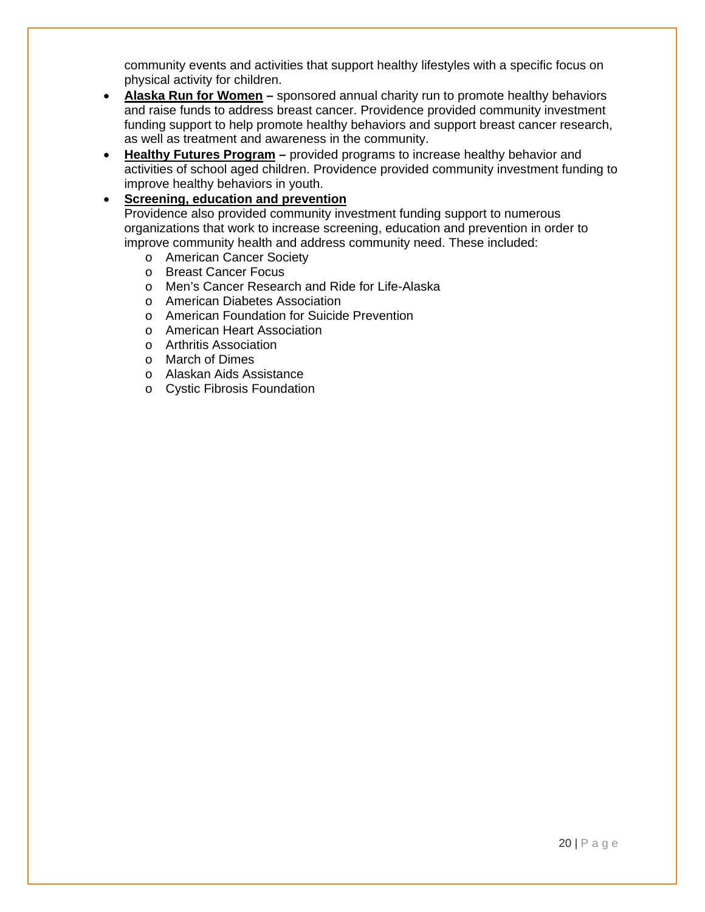community events and activities that support healthy lifestyles with a specific focus on physical activity for children.

- **Alaska Run for Women –** sponsored annual charity run to promote healthy behaviors and raise funds to address breast cancer. Providence provided community investment funding support to help promote healthy behaviors and support breast cancer research, as well as treatment and awareness in the community.
- **Healthy Futures Program –** provided programs to increase healthy behavior and activities of school aged children. Providence provided community investment funding to improve healthy behaviors in youth.
- **Screening, education and prevention**
  Providence also provided community investment funding support to numerous organizations that work to increase screening, education and prevention in order to improve community health and address community need. These included:
    - American Cancer Society
    - Breast Cancer Focus
    - Men's Cancer Research and Ride for Life-Alaska
    - American Diabetes Association
    - American Foundation for Suicide Prevention
    - American Heart Association
    - Arthritis Association
    - March of Dimes
    - Alaskan Aids Assistance
    - Cystic Fibrosis Foundation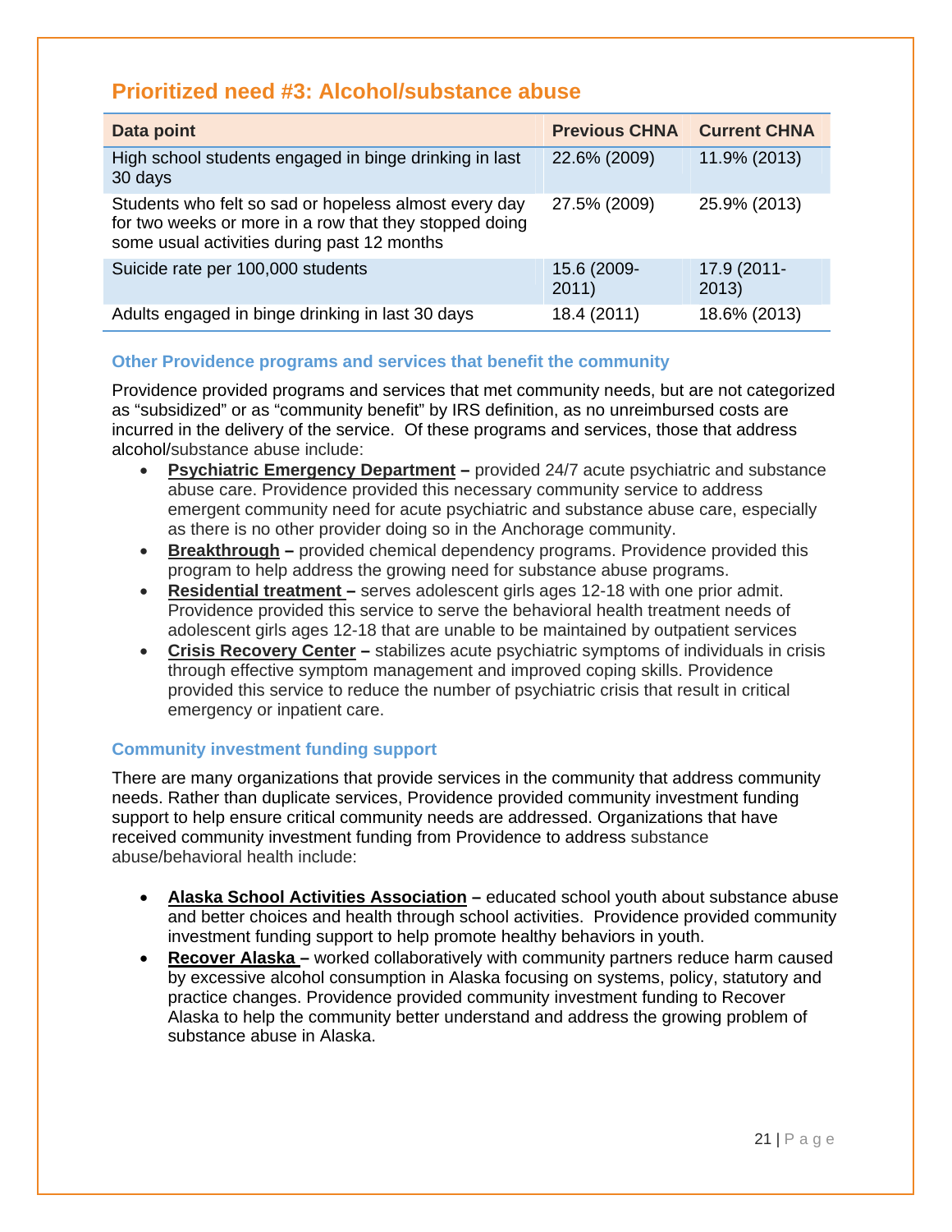## Prioritized need #3: Alcohol/substance abuse

| Data point | Previous CHNA | Current CHNA |
|---|---|---|
| High school students engaged in binge drinking in last 30 days | 22.6% (2009) | 11.9% (2013) |
| Students who felt so sad or hopeless almost every day for two weeks or more in a row that they stopped doing some usual activities during past 12 months | 27.5% (2009) | 25.9% (2013) |
| Suicide rate per 100,000 students | 15.6 (2009-2011) | 17.9 (2011-2013) |
| Adults engaged in binge drinking in last 30 days | 18.4 (2011) | 18.6% (2013) |

### Other Providence programs and services that benefit the community

Providence provided programs and services that met community needs, but are not categorized as "subsidized" or as "community benefit" by IRS definition, as no unreimbursed costs are incurred in the delivery of the service. Of these programs and services, those that address alcohol/substance abuse include:

- **Psychiatric Emergency Department –** provided 24/7 acute psychiatric and substance abuse care. Providence provided this necessary community service to address emergent community need for acute psychiatric and substance abuse care, especially as there is no other provider doing so in the Anchorage community.
- **Breakthrough –** provided chemical dependency programs. Providence provided this program to help address the growing need for substance abuse programs.
- **Residential treatment –** serves adolescent girls ages 12-18 with one prior admit. Providence provided this service to serve the behavioral health treatment needs of adolescent girls ages 12-18 that are unable to be maintained by outpatient services
- **Crisis Recovery Center –** stabilizes acute psychiatric symptoms of individuals in crisis through effective symptom management and improved coping skills. Providence provided this service to reduce the number of psychiatric crisis that result in critical emergency or inpatient care.

### Community investment funding support

There are many organizations that provide services in the community that address community needs. Rather than duplicate services, Providence provided community investment funding support to help ensure critical community needs are addressed. Organizations that have received community investment funding from Providence to address substance abuse/behavioral health include:

- **Alaska School Activities Association –** educated school youth about substance abuse and better choices and health through school activities. Providence provided community investment funding support to help promote healthy behaviors in youth.
- **Recover Alaska –** worked collaboratively with community partners reduce harm caused by excessive alcohol consumption in Alaska focusing on systems, policy, statutory and practice changes. Providence provided community investment funding to Recover Alaska to help the community better understand and address the growing problem of substance abuse in Alaska.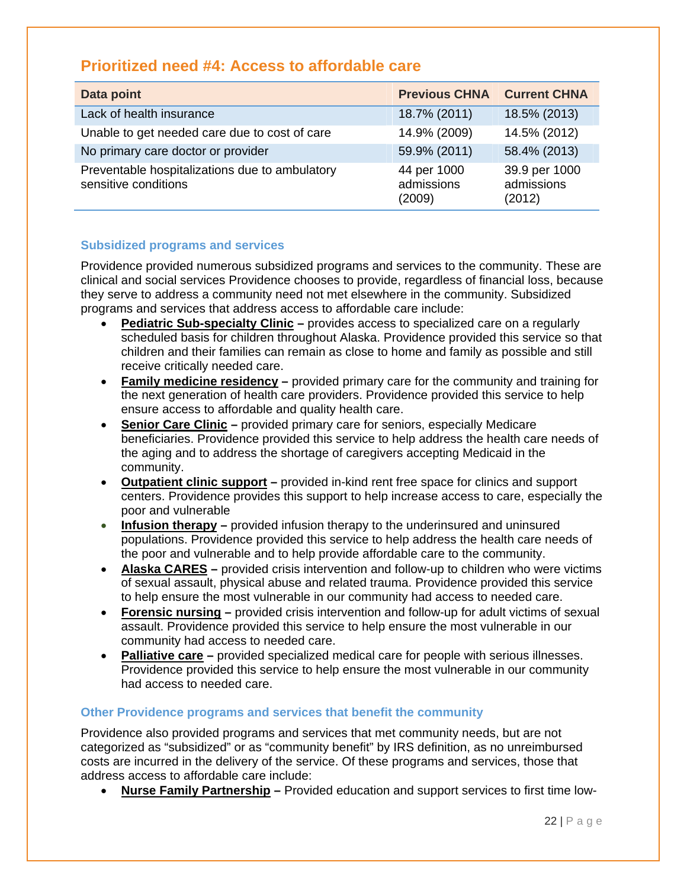## Prioritized need #4: Access to affordable care

| Data point | Previous CHNA | Current CHNA |
|---|---|---|
| Lack of health insurance | 18.7% (2011) | 18.5% (2013) |
| Unable to get needed care due to cost of care | 14.9% (2009) | 14.5% (2012) |
| No primary care doctor or provider | 59.9% (2011) | 58.4% (2013) |
| Preventable hospitalizations due to ambulatory sensitive conditions | 44 per 1000 admissions (2009) | 39.9 per 1000 admissions (2012) |

### Subsidized programs and services

Providence provided numerous subsidized programs and services to the community. These are clinical and social services Providence chooses to provide, regardless of financial loss, because they serve to address a community need not met elsewhere in the community. Subsidized programs and services that address access to affordable care include:

- **Pediatric Sub-specialty Clinic –** provides access to specialized care on a regularly scheduled basis for children throughout Alaska. Providence provided this service so that children and their families can remain as close to home and family as possible and still receive critically needed care.
- **Family medicine residency –** provided primary care for the community and training for the next generation of health care providers. Providence provided this service to help ensure access to affordable and quality health care.
- **Senior Care Clinic –** provided primary care for seniors, especially Medicare beneficiaries. Providence provided this service to help address the health care needs of the aging and to address the shortage of caregivers accepting Medicaid in the community.
- **Outpatient clinic support –** provided in-kind rent free space for clinics and support centers. Providence provides this support to help increase access to care, especially the poor and vulnerable
- **Infusion therapy –** provided infusion therapy to the underinsured and uninsured populations. Providence provided this service to help address the health care needs of the poor and vulnerable and to help provide affordable care to the community.
- **Alaska CARES –** provided crisis intervention and follow-up to children who were victims of sexual assault, physical abuse and related trauma. Providence provided this service to help ensure the most vulnerable in our community had access to needed care.
- **Forensic nursing –** provided crisis intervention and follow-up for adult victims of sexual assault. Providence provided this service to help ensure the most vulnerable in our community had access to needed care.
- **Palliative care –** provided specialized medical care for people with serious illnesses. Providence provided this service to help ensure the most vulnerable in our community had access to needed care.

### Other Providence programs and services that benefit the community

Providence also provided programs and services that met community needs, but are not categorized as "subsidized" or as "community benefit" by IRS definition, as no unreimbursed costs are incurred in the delivery of the service. Of these programs and services, those that address access to affordable care include:

- **Nurse Family Partnership –** Provided education and support services to first time low-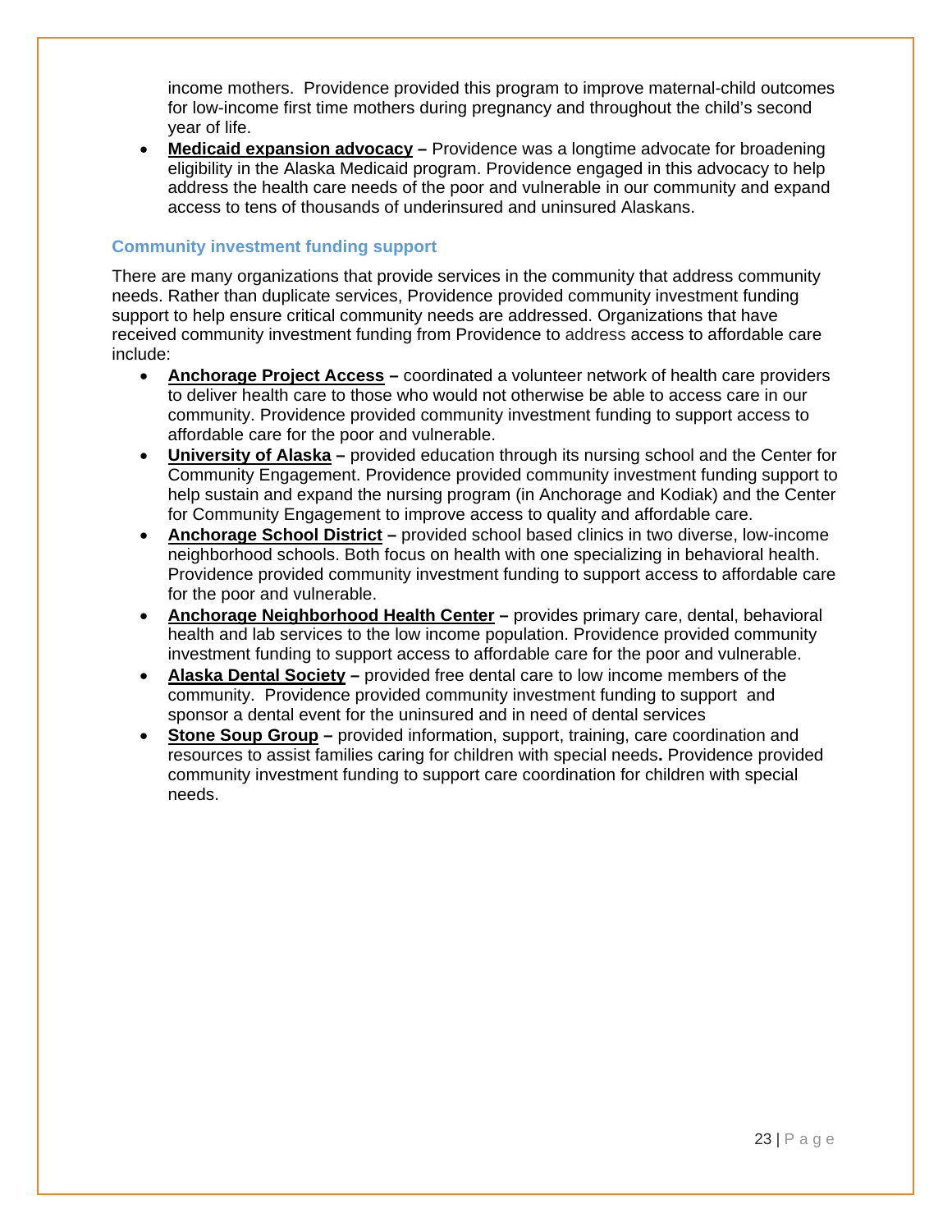income mothers. Providence provided this program to improve maternal-child outcomes for low-income first time mothers during pregnancy and throughout the child's second year of life.

- **Medicaid expansion advocacy –** Providence was a longtime advocate for broadening eligibility in the Alaska Medicaid program. Providence engaged in this advocacy to help address the health care needs of the poor and vulnerable in our community and expand access to tens of thousands of underinsured and uninsured Alaskans.

### Community investment funding support

There are many organizations that provide services in the community that address community needs. Rather than duplicate services, Providence provided community investment funding support to help ensure critical community needs are addressed. Organizations that have received community investment funding from Providence to address access to affordable care include:

- **Anchorage Project Access –** coordinated a volunteer network of health care providers to deliver health care to those who would not otherwise be able to access care in our community. Providence provided community investment funding to support access to affordable care for the poor and vulnerable.
- **University of Alaska –** provided education through its nursing school and the Center for Community Engagement. Providence provided community investment funding support to help sustain and expand the nursing program (in Anchorage and Kodiak) and the Center for Community Engagement to improve access to quality and affordable care.
- **Anchorage School District –** provided school based clinics in two diverse, low-income neighborhood schools. Both focus on health with one specializing in behavioral health. Providence provided community investment funding to support access to affordable care for the poor and vulnerable.
- **Anchorage Neighborhood Health Center –** provides primary care, dental, behavioral health and lab services to the low income population. Providence provided community investment funding to support access to affordable care for the poor and vulnerable.
- **Alaska Dental Society –** provided free dental care to low income members of the community. Providence provided community investment funding to support and sponsor a dental event for the uninsured and in need of dental services
- **Stone Soup Group –** provided information, support, training, care coordination and resources to assist families caring for children with special needs**.** Providence provided community investment funding to support care coordination for children with special needs.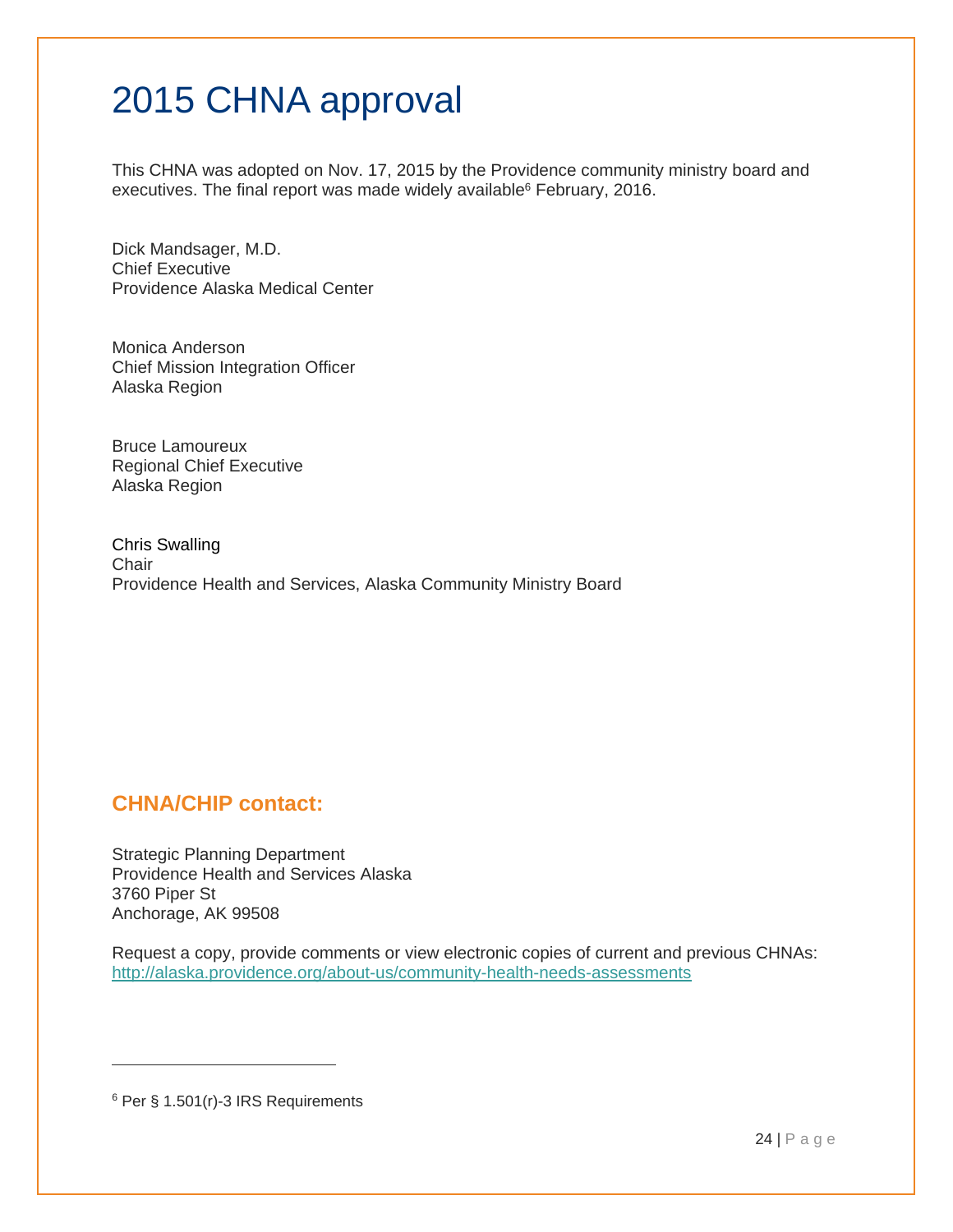# 2015 CHNA approval

This CHNA was adopted on Nov. 17, 2015 by the Providence community ministry board and executives. The final report was made widely available[6] February, 2016.

Dick Mandsager, M.D.
Chief Executive
Providence Alaska Medical Center

Monica Anderson
Chief Mission Integration Officer
Alaska Region

Bruce Lamoureux
Regional Chief Executive
Alaska Region

Chris Swalling
Chair
Providence Health and Services, Alaska Community Ministry Board

## CHNA/CHIP contact:

Strategic Planning Department
Providence Health and Services Alaska
3760 Piper St
Anchorage, AK 99508

Request a copy, provide comments or view electronic copies of current and previous CHNAs:
http://alaska.providence.org/about-us/community-health-needs-assessments

---

[6] Per § 1.501(r)-3 IRS Requirements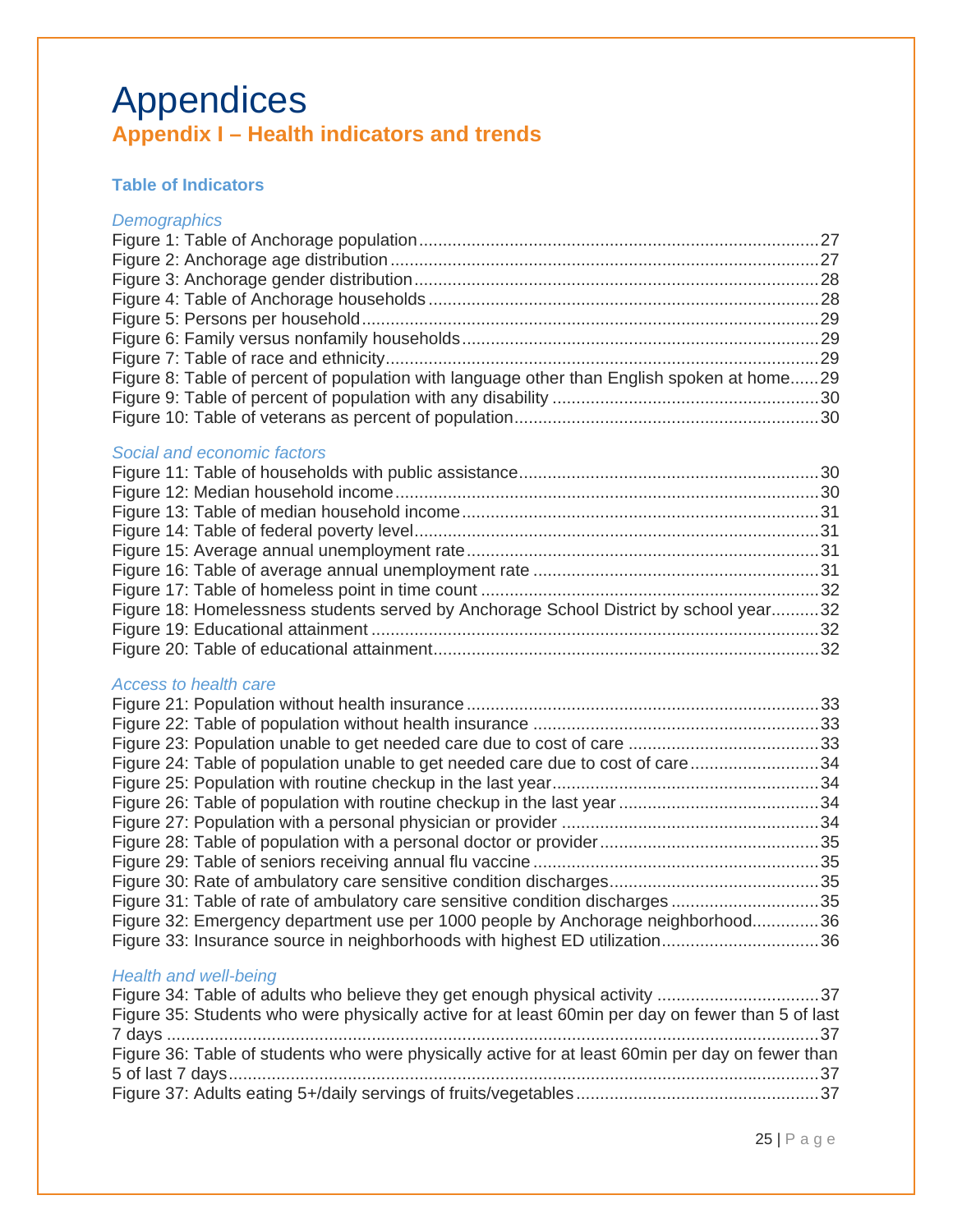# Appendices

## Appendix I – Health indicators and trends

### Table of Indicators

*Demographics*

Figure 1: Table of Anchorage population....................27
Figure 2: Anchorage age distribution....................27
Figure 3: Anchorage gender distribution....................28
Figure 4: Table of Anchorage households....................28
Figure 5: Persons per household....................29
Figure 6: Family versus nonfamily households....................29
Figure 7: Table of race and ethnicity....................29
Figure 8: Table of percent of population with language other than English spoken at home......29
Figure 9: Table of percent of population with any disability....................30
Figure 10: Table of veterans as percent of population....................30

*Social and economic factors*

Figure 11: Table of households with public assistance....................30
Figure 12: Median household income....................30
Figure 13: Table of median household income....................31
Figure 14: Table of federal poverty level....................31
Figure 15: Average annual unemployment rate....................31
Figure 16: Table of average annual unemployment rate....................31
Figure 17: Table of homeless point in time count....................32
Figure 18: Homelessness students served by Anchorage School District by school year..........32
Figure 19: Educational attainment....................32
Figure 20: Table of educational attainment....................32

*Access to health care*

Figure 21: Population without health insurance....................33
Figure 22: Table of population without health insurance....................33
Figure 23: Population unable to get needed care due to cost of care....................33
Figure 24: Table of population unable to get needed care due to cost of care....................34
Figure 25: Population with routine checkup in the last year....................34
Figure 26: Table of population with routine checkup in the last year....................34
Figure 27: Population with a personal physician or provider....................34
Figure 28: Table of population with a personal doctor or provider....................35
Figure 29: Table of seniors receiving annual flu vaccine....................35
Figure 30: Rate of ambulatory care sensitive condition discharges....................35
Figure 31: Table of rate of ambulatory care sensitive condition discharges....................35
Figure 32: Emergency department use per 1000 people by Anchorage neighborhood.............36
Figure 33: Insurance source in neighborhoods with highest ED utilization....................36

*Health and well-being*

Figure 34: Table of adults who believe they get enough physical activity....................37
Figure 35: Students who were physically active for at least 60min per day on fewer than 5 of last 7 days....................37
Figure 36: Table of students who were physically active for at least 60min per day on fewer than 5 of last 7 days....................37
Figure 37: Adults eating 5+/daily servings of fruits/vegetables....................37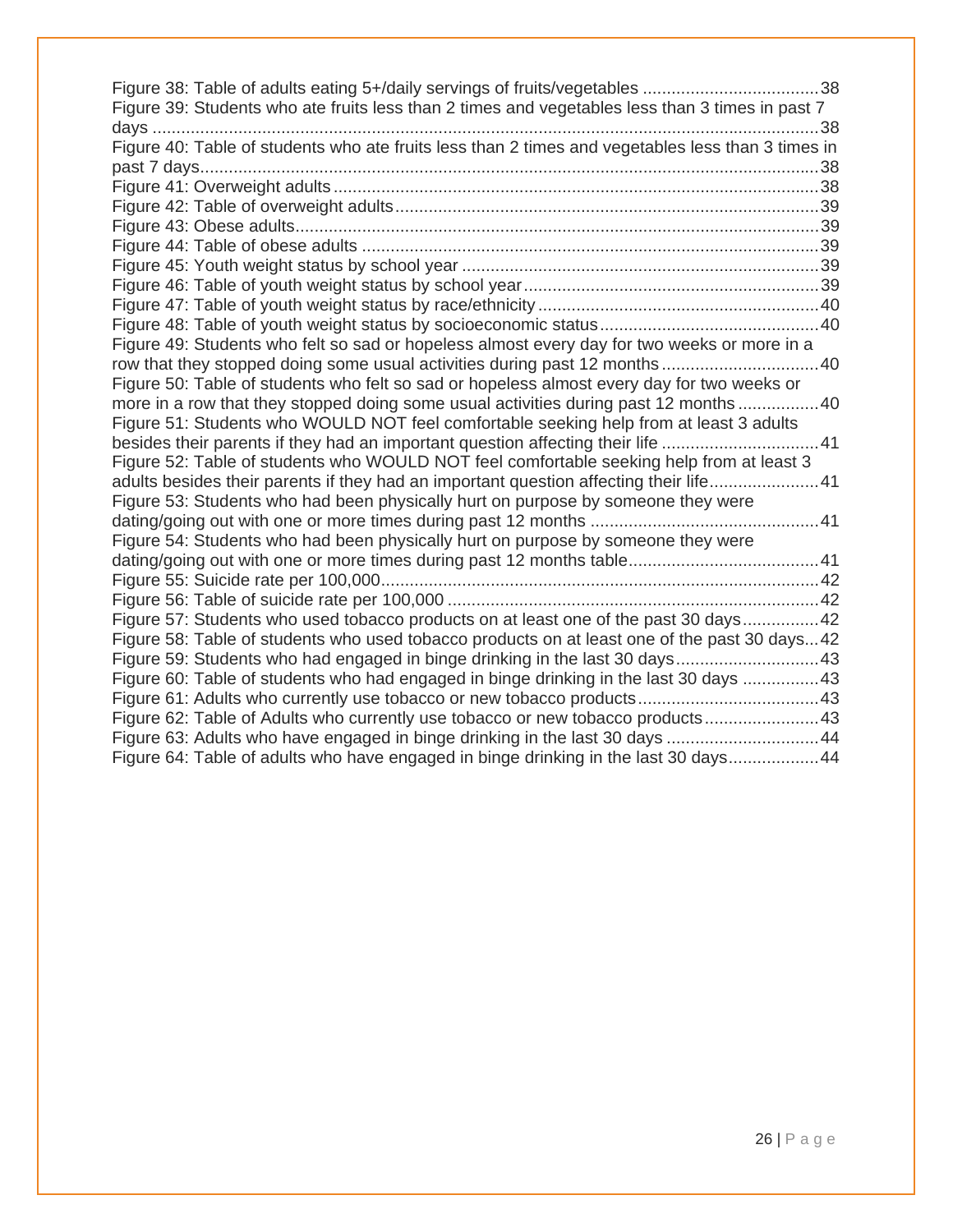Figure 38: Table of adults eating 5+/daily servings of fruits/vegetables .....................................38
Figure 39: Students who ate fruits less than 2 times and vegetables less than 3 times in past 7 days ....................................................................................................................................38
Figure 40: Table of students who ate fruits less than 2 times and vegetables less than 3 times in past 7 days.................................................................................................................................38
Figure 41: Overweight adults ......................................................................................................38
Figure 42: Table of overweight adults ........................................................................................39
Figure 43: Obese adults..............................................................................................................39
Figure 44: Table of obese adults ................................................................................................39
Figure 45: Youth weight status by school year ..........................................................................39
Figure 46: Table of youth weight status by school year .............................................................39
Figure 47: Table of youth weight status by race/ethnicity ...........................................................40
Figure 48: Table of youth weight status by socioeconomic status .............................................40
Figure 49: Students who felt so sad or hopeless almost every day for two weeks or more in a row that they stopped doing some usual activities during past 12 months .................................40
Figure 50: Table of students who felt so sad or hopeless almost every day for two weeks or more in a row that they stopped doing some usual activities during past 12 months .................40
Figure 51: Students who WOULD NOT feel comfortable seeking help from at least 3 adults besides their parents if they had an important question affecting their life .................................41
Figure 52: Table of students who WOULD NOT feel comfortable seeking help from at least 3 adults besides their parents if they had an important question affecting their life.......................41
Figure 53: Students who had been physically hurt on purpose by someone they were dating/going out with one or more times during past 12 months ................................................41
Figure 54: Students who had been physically hurt on purpose by someone they were dating/going out with one or more times during past 12 months table........................................41
Figure 55: Suicide rate per 100,000............................................................................................42
Figure 56: Table of suicide rate per 100,000 ..............................................................................42
Figure 57: Students who used tobacco products on at least one of the past 30 days ................42
Figure 58: Table of students who used tobacco products on at least one of the past 30 days...42
Figure 59: Students who had engaged in binge drinking in the last 30 days..............................43
Figure 60: Table of students who had engaged in binge drinking in the last 30 days ................43
Figure 61: Adults who currently use tobacco or new tobacco products......................................43
Figure 62: Table of Adults who currently use tobacco or new tobacco products........................43
Figure 63: Adults who have engaged in binge drinking in the last 30 days ................................44
Figure 64: Table of adults who have engaged in binge drinking in the last 30 days...................44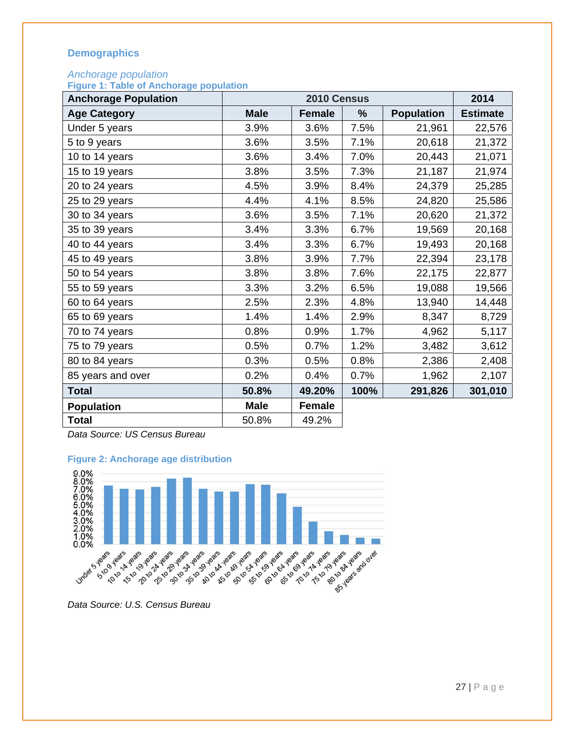## Demographics

*Anchorage population*

**Figure 1: Table of Anchorage population**

| Anchorage Population | 2010 Census | | | | 2014 |
|---|---|---|---|---|---|
| **Age Category** | **Male** | **Female** | **%** | **Population** | **Estimate** |
| Under 5 years | 3.9% | 3.6% | 7.5% | 21,961 | 22,576 |
| 5 to 9 years | 3.6% | 3.5% | 7.1% | 20,618 | 21,372 |
| 10 to 14 years | 3.6% | 3.4% | 7.0% | 20,443 | 21,071 |
| 15 to 19 years | 3.8% | 3.5% | 7.3% | 21,187 | 21,974 |
| 20 to 24 years | 4.5% | 3.9% | 8.4% | 24,379 | 25,285 |
| 25 to 29 years | 4.4% | 4.1% | 8.5% | 24,820 | 25,586 |
| 30 to 34 years | 3.6% | 3.5% | 7.1% | 20,620 | 21,372 |
| 35 to 39 years | 3.4% | 3.3% | 6.7% | 19,569 | 20,168 |
| 40 to 44 years | 3.4% | 3.3% | 6.7% | 19,493 | 20,168 |
| 45 to 49 years | 3.8% | 3.9% | 7.7% | 22,394 | 23,178 |
| 50 to 54 years | 3.8% | 3.8% | 7.6% | 22,175 | 22,877 |
| 55 to 59 years | 3.3% | 3.2% | 6.5% | 19,088 | 19,566 |
| 60 to 64 years | 2.5% | 2.3% | 4.8% | 13,940 | 14,448 |
| 65 to 69 years | 1.4% | 1.4% | 2.9% | 8,347 | 8,729 |
| 70 to 74 years | 0.8% | 0.9% | 1.7% | 4,962 | 5,117 |
| 75 to 79 years | 0.5% | 0.7% | 1.2% | 3,482 | 3,612 |
| 80 to 84 years | 0.3% | 0.5% | 0.8% | 2,386 | 2,408 |
| 85 years and over | 0.2% | 0.4% | 0.7% | 1,962 | 2,107 |
| **Total** | **50.8%** | **49.20%** | **100%** | **291,826** | **301,010** |

| Population | Male | Female |
|---|---|---|
| **Total** | 50.8% | 49.2% |

*Data Source: US Census Bureau*

**Figure 2: Anchorage age distribution**

*Data Source: U.S. Census Bureau*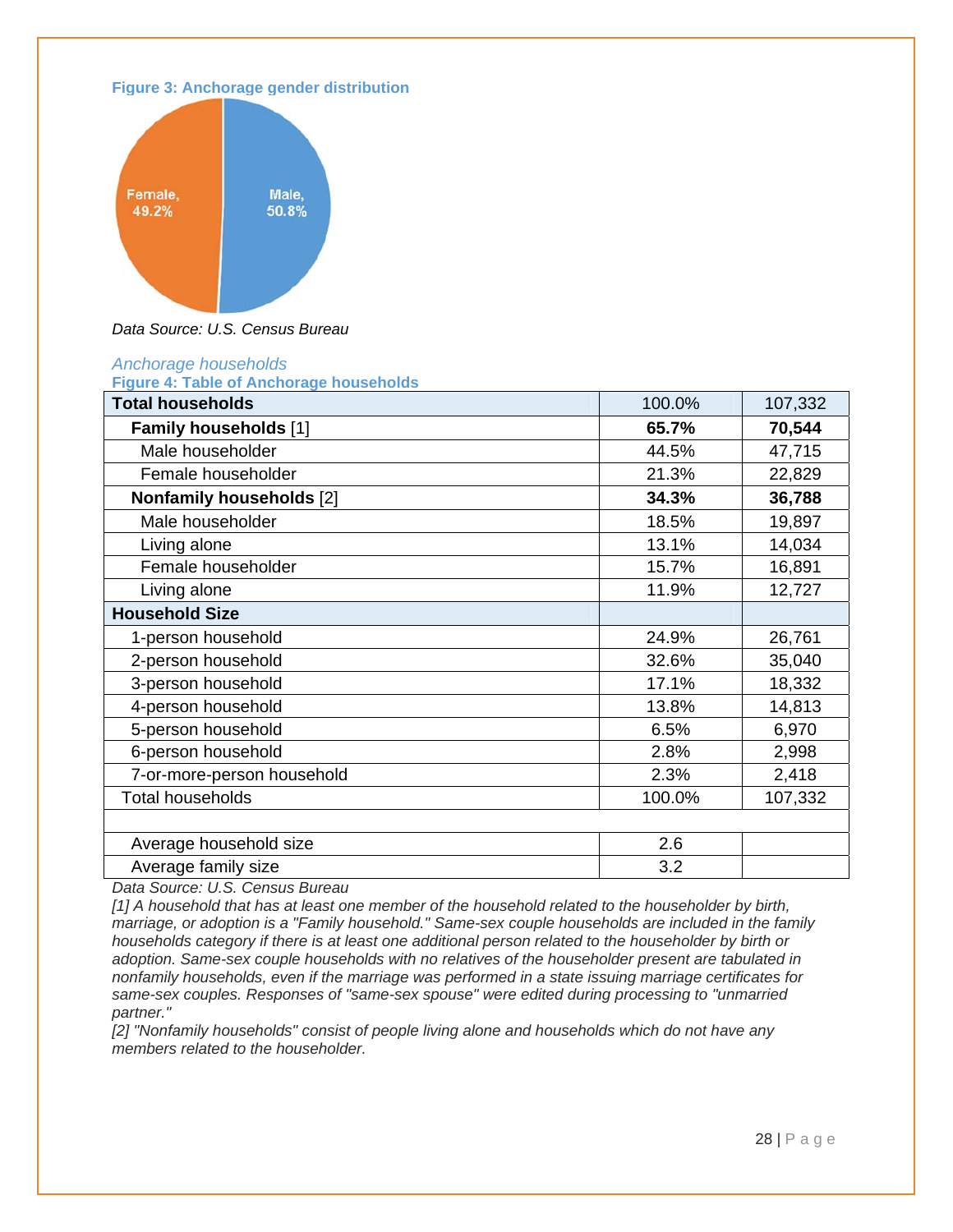**Figure 3: Anchorage gender distribution**

Female, 49.2%

Male, 50.8%

*Data Source: U.S. Census Bureau*

*Anchorage households*

**Figure 4: Table of Anchorage households**

| **Total households** | 100.0% | 107,332 |
|---|---|---|
| **Family households** [1] | **65.7%** | **70,544** |
| Male householder | 44.5% | 47,715 |
| Female householder | 21.3% | 22,829 |
| **Nonfamily households** [2] | **34.3%** | **36,788** |
| Male householder | 18.5% | 19,897 |
| Living alone | 13.1% | 14,034 |
| Female householder | 15.7% | 16,891 |
| Living alone | 11.9% | 12,727 |
| **Household Size** | | |
| 1-person household | 24.9% | 26,761 |
| 2-person household | 32.6% | 35,040 |
| 3-person household | 17.1% | 18,332 |
| 4-person household | 13.8% | 14,813 |
| 5-person household | 6.5% | 6,970 |
| 6-person household | 2.8% | 2,998 |
| 7-or-more-person household | 2.3% | 2,418 |
| Total households | 100.0% | 107,332 |
| | | |
| Average household size | 2.6 | |
| Average family size | 3.2 | |

*Data Source: U.S. Census Bureau*

*[1] A household that has at least one member of the household related to the householder by birth, marriage, or adoption is a "Family household." Same-sex couple households are included in the family households category if there is at least one additional person related to the householder by birth or adoption. Same-sex couple households with no relatives of the householder present are tabulated in nonfamily households, even if the marriage was performed in a state issuing marriage certificates for same-sex couples. Responses of "same-sex spouse" were edited during processing to "unmarried partner."*

*[2] "Nonfamily households" consist of people living alone and households which do not have any members related to the householder.*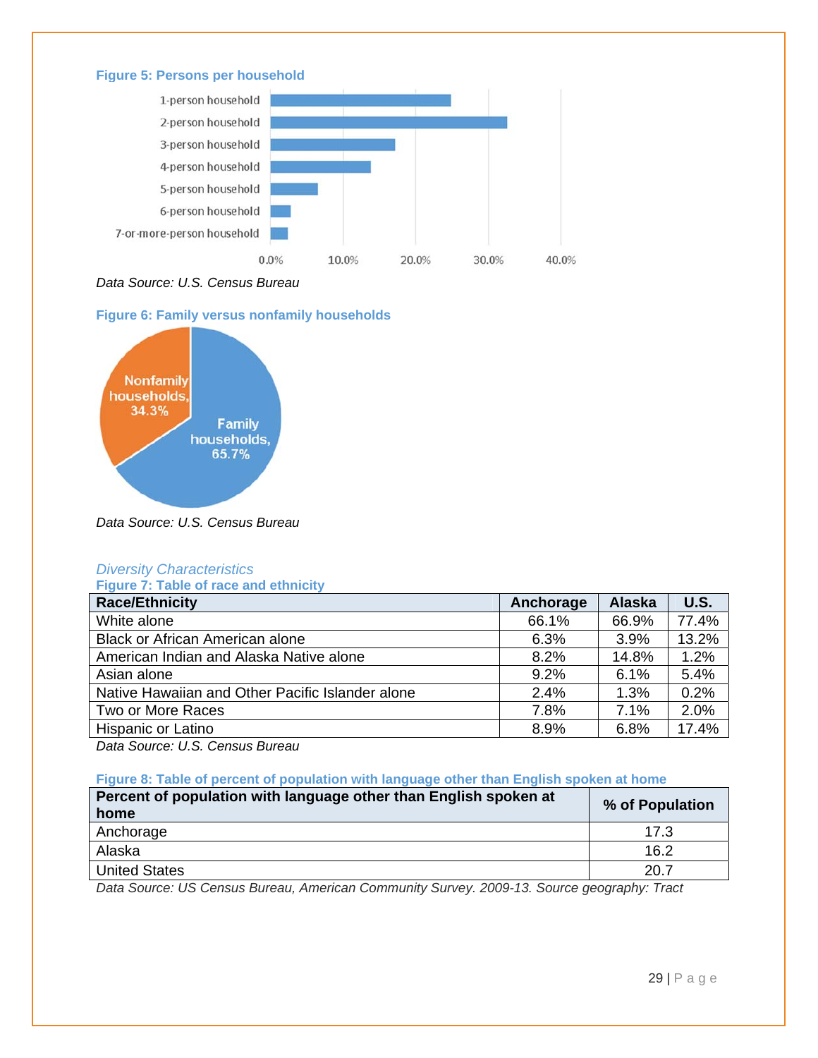**Figure 5: Persons per household**

*Data Source: U.S. Census Bureau*

**Figure 6: Family versus nonfamily households**

*Data Source: U.S. Census Bureau*

*Diversity Characteristics*

**Figure 7: Table of race and ethnicity**

| Race/Ethnicity | Anchorage | Alaska | U.S. |
|---|---|---|---|
| White alone | 66.1% | 66.9% | 77.4% |
| Black or African American alone | 6.3% | 3.9% | 13.2% |
| American Indian and Alaska Native alone | 8.2% | 14.8% | 1.2% |
| Asian alone | 9.2% | 6.1% | 5.4% |
| Native Hawaiian and Other Pacific Islander alone | 2.4% | 1.3% | 0.2% |
| Two or More Races | 7.8% | 7.1% | 2.0% |
| Hispanic or Latino | 8.9% | 6.8% | 17.4% |

*Data Source: U.S. Census Bureau*

**Figure 8: Table of percent of population with language other than English spoken at home**

| Percent of population with language other than English spoken at home | % of Population |
|---|---|
| Anchorage | 17.3 |
| Alaska | 16.2 |
| United States | 20.7 |

*Data Source: US Census Bureau, American Community Survey. 2009-13. Source geography: Tract*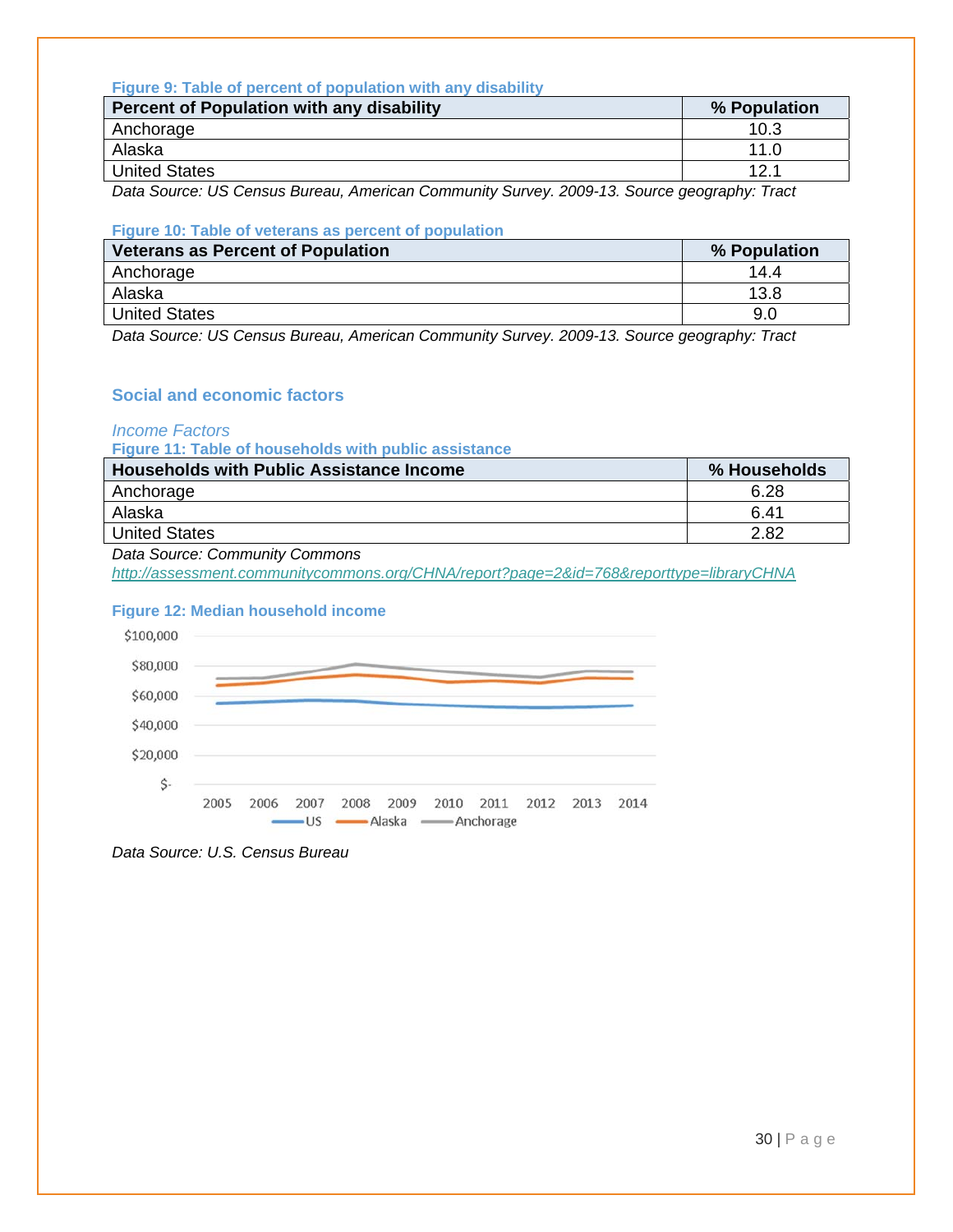**Figure 9: Table of percent of population with any disability**

| Percent of Population with any disability | % Population |
|---|---|
| Anchorage | 10.3 |
| Alaska | 11.0 |
| United States | 12.1 |

*Data Source: US Census Bureau, American Community Survey. 2009-13. Source geography: Tract*

**Figure 10: Table of veterans as percent of population**

| Veterans as Percent of Population | % Population |
|---|---|
| Anchorage | 14.4 |
| Alaska | 13.8 |
| United States | 9.0 |

*Data Source: US Census Bureau, American Community Survey. 2009-13. Source geography: Tract*

## Social and economic factors

### *Income Factors*

**Figure 11: Table of households with public assistance**

| Households with Public Assistance Income | % Households |
|---|---|
| Anchorage | 6.28 |
| Alaska | 6.41 |
| United States | 2.82 |

*Data Source: Community Commons*
*http://assessment.communitycommons.org/CHNA/report?page=2&id=768&reporttype=libraryCHNA*

**Figure 12: Median household income**

$100,000
$80,000
$60,000
$40,000
$20,000
$-

2005 2006 2007 2008 2009 2010 2011 2012 2013 2014

US Alaska Anchorage

*Data Source: U.S. Census Bureau*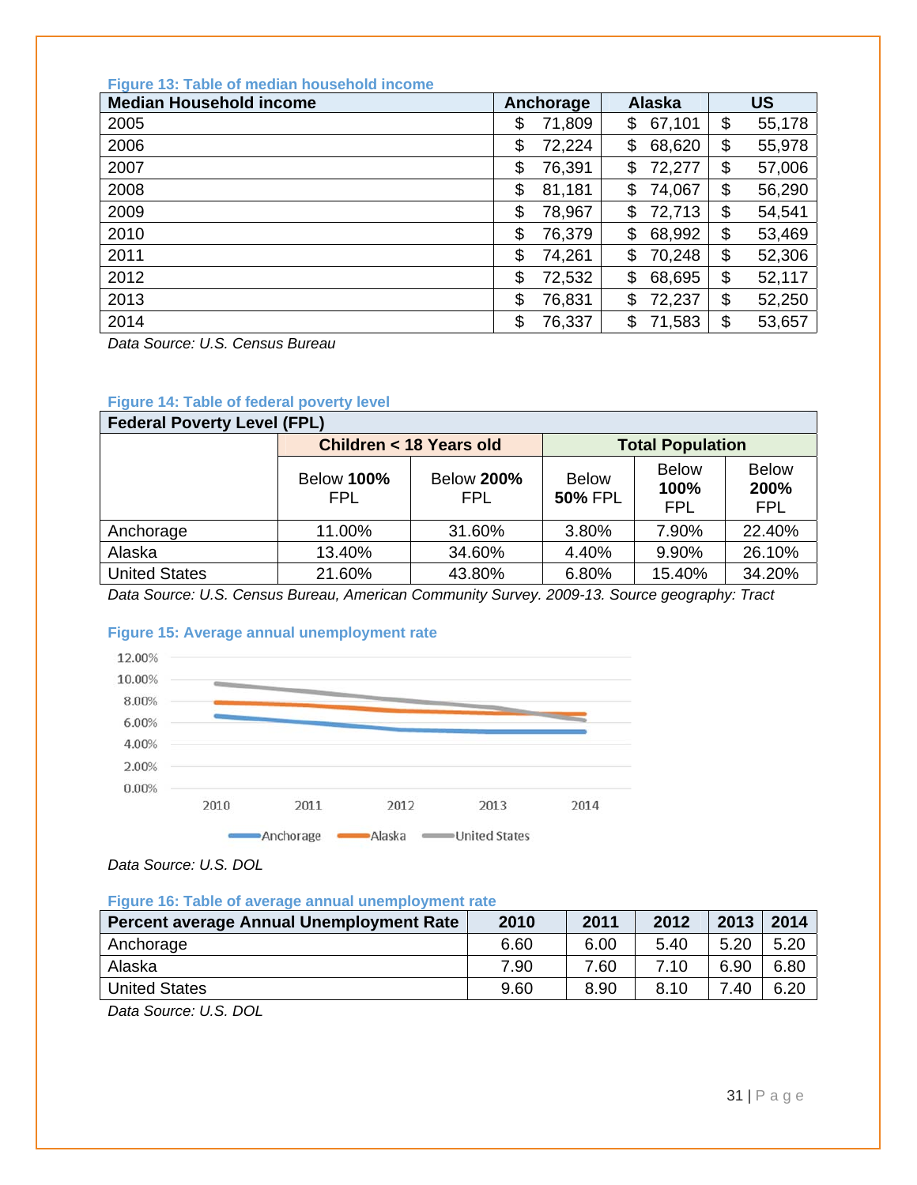Figure 13: Table of median household income

| Median Household income | Anchorage | Alaska | US |
|---|---|---|---|
| 2005 | $ 71,809 | $ 67,101 | $ 55,178 |
| 2006 | $ 72,224 | $ 68,620 | $ 55,978 |
| 2007 | $ 76,391 | $ 72,277 | $ 57,006 |
| 2008 | $ 81,181 | $ 74,067 | $ 56,290 |
| 2009 | $ 78,967 | $ 72,713 | $ 54,541 |
| 2010 | $ 76,379 | $ 68,992 | $ 53,469 |
| 2011 | $ 74,261 | $ 70,248 | $ 52,306 |
| 2012 | $ 72,532 | $ 68,695 | $ 52,117 |
| 2013 | $ 76,831 | $ 72,237 | $ 52,250 |
| 2014 | $ 76,337 | $ 71,583 | $ 53,657 |

*Data Source: U.S. Census Bureau*

Figure 14: Table of federal poverty level

| Federal Poverty Level (FPL) | | | | | |
|---|---|---|---|---|---|
| | Children < 18 Years old | | Total Population | | |
| | Below **100%** FPL | Below **200%** FPL | Below **50%** FPL | Below **100%** FPL | Below **200%** FPL |
| Anchorage | 11.00% | 31.60% | 3.80% | 7.90% | 22.40% |
| Alaska | 13.40% | 34.60% | 4.40% | 9.90% | 26.10% |
| United States | 21.60% | 43.80% | 6.80% | 15.40% | 34.20% |

*Data Source: U.S. Census Bureau, American Community Survey. 2009-13. Source geography: Tract*

Figure 15: Average annual unemployment rate

*Data Source: U.S. DOL*

Figure 16: Table of average annual unemployment rate

| Percent average Annual Unemployment Rate | 2010 | 2011 | 2012 | 2013 | 2014 |
|---|---|---|---|---|---|
| Anchorage | 6.60 | 6.00 | 5.40 | 5.20 | 5.20 |
| Alaska | 7.90 | 7.60 | 7.10 | 6.90 | 6.80 |
| United States | 9.60 | 8.90 | 8.10 | 7.40 | 6.20 |

*Data Source: U.S. DOL*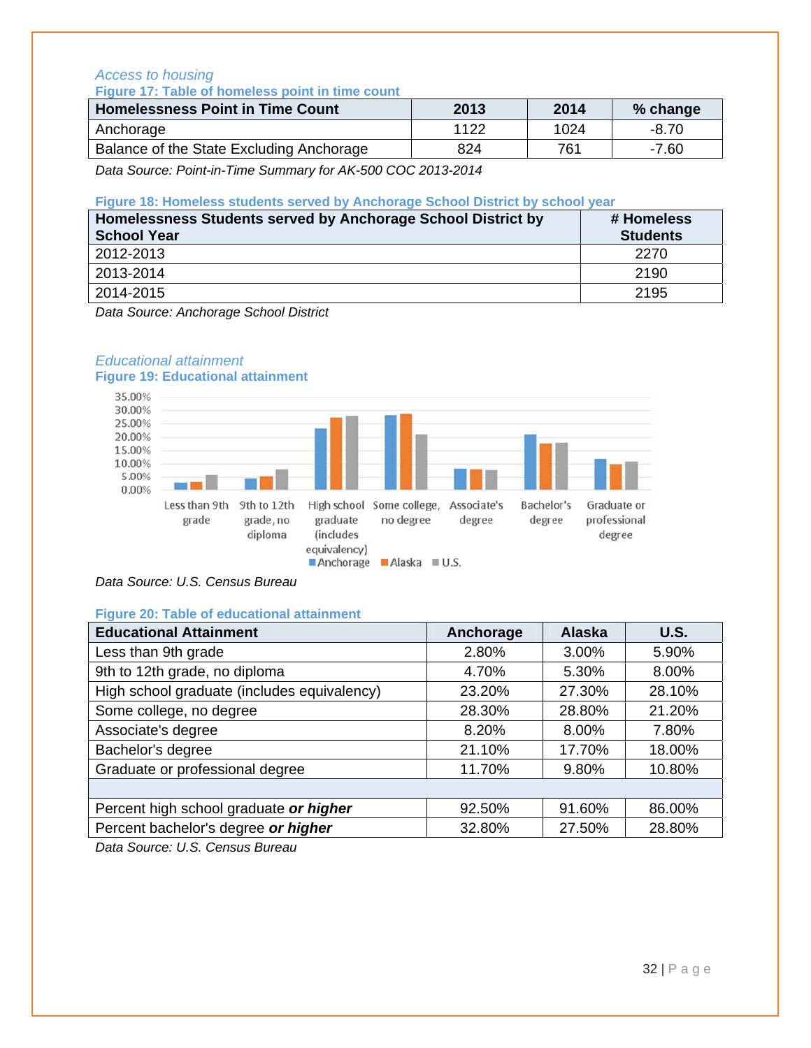*Access to housing*

**Figure 17: Table of homeless point in time count**

| Homelessness Point in Time Count | 2013 | 2014 | % change |
|---|---|---|---|
| Anchorage | 1122 | 1024 | -8.70 |
| Balance of the State Excluding Anchorage | 824 | 761 | -7.60 |

*Data Source: Point-in-Time Summary for AK-500 COC 2013-2014*

**Figure 18: Homeless students served by Anchorage School District by school year**

| Homelessness Students served by Anchorage School District by School Year | # Homeless Students |
|---|---|
| 2012-2013 | 2270 |
| 2013-2014 | 2190 |
| 2014-2015 | 2195 |

*Data Source: Anchorage School District*

*Educational attainment*

**Figure 19: Educational attainment**

*Data Source: U.S. Census Bureau*

**Figure 20: Table of educational attainment**

| Educational Attainment | Anchorage | Alaska | U.S. |
|---|---|---|---|
| Less than 9th grade | 2.80% | 3.00% | 5.90% |
| 9th to 12th grade, no diploma | 4.70% | 5.30% | 8.00% |
| High school graduate (includes equivalency) | 23.20% | 27.30% | 28.10% |
| Some college, no degree | 28.30% | 28.80% | 21.20% |
| Associate's degree | 8.20% | 8.00% | 7.80% |
| Bachelor's degree | 21.10% | 17.70% | 18.00% |
| Graduate or professional degree | 11.70% | 9.80% | 10.80% |
| | | | |
| Percent high school graduate ***or higher*** | 92.50% | 91.60% | 86.00% |
| Percent bachelor's degree ***or higher*** | 32.80% | 27.50% | 28.80% |

*Data Source: U.S. Census Bureau*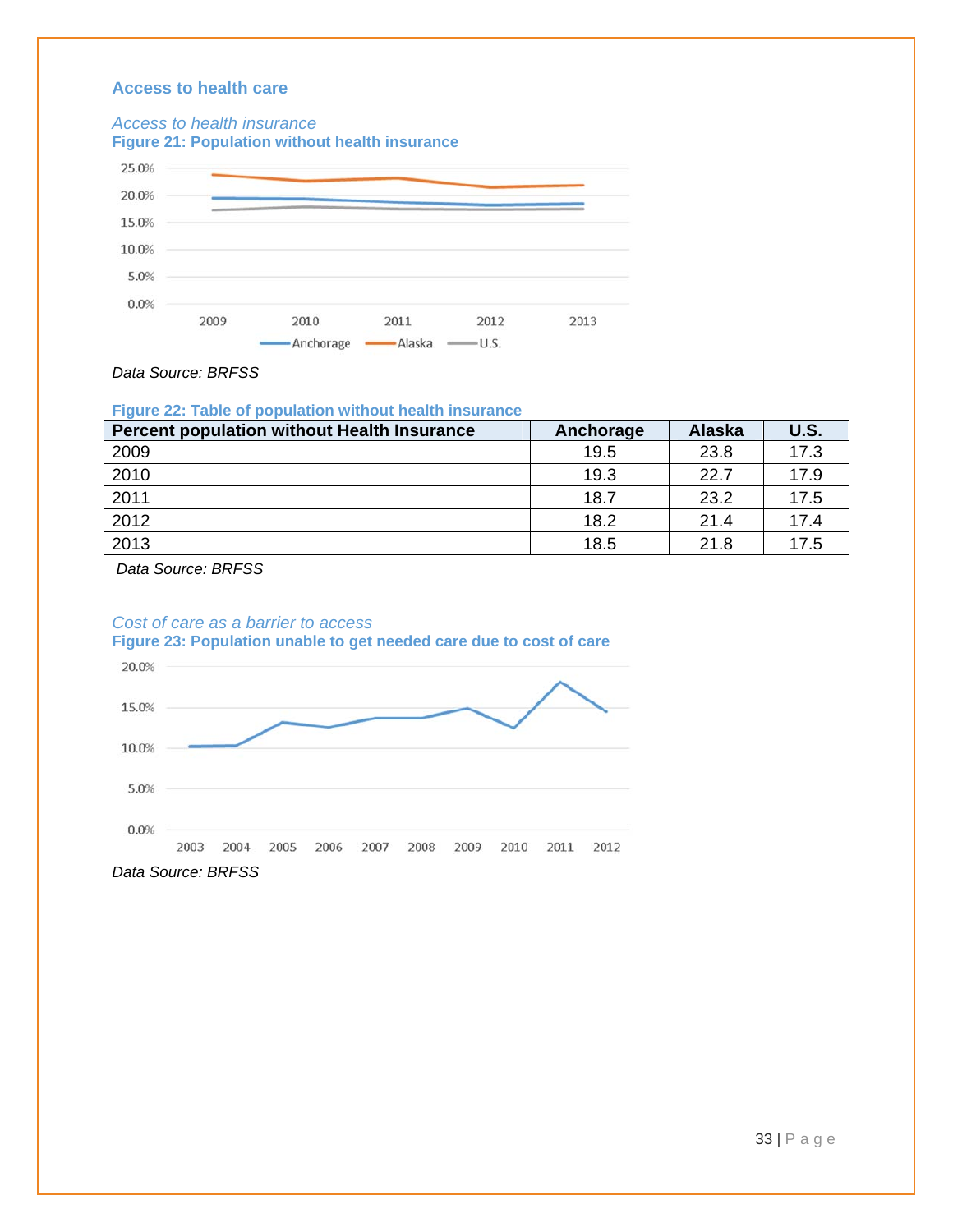## Access to health care

### *Access to health insurance*

**Figure 21: Population without health insurance**

Data Source: BRFSS

**Figure 22: Table of population without health insurance**

| Percent population without Health Insurance | Anchorage | Alaska | U.S. |
|---|---|---|---|
| 2009 | 19.5 | 23.8 | 17.3 |
| 2010 | 19.3 | 22.7 | 17.9 |
| 2011 | 18.7 | 23.2 | 17.5 |
| 2012 | 18.2 | 21.4 | 17.4 |
| 2013 | 18.5 | 21.8 | 17.5 |

*Data Source: BRFSS*

### *Cost of care as a barrier to access*

**Figure 23: Population unable to get needed care due to cost of care**

*Data Source: BRFSS*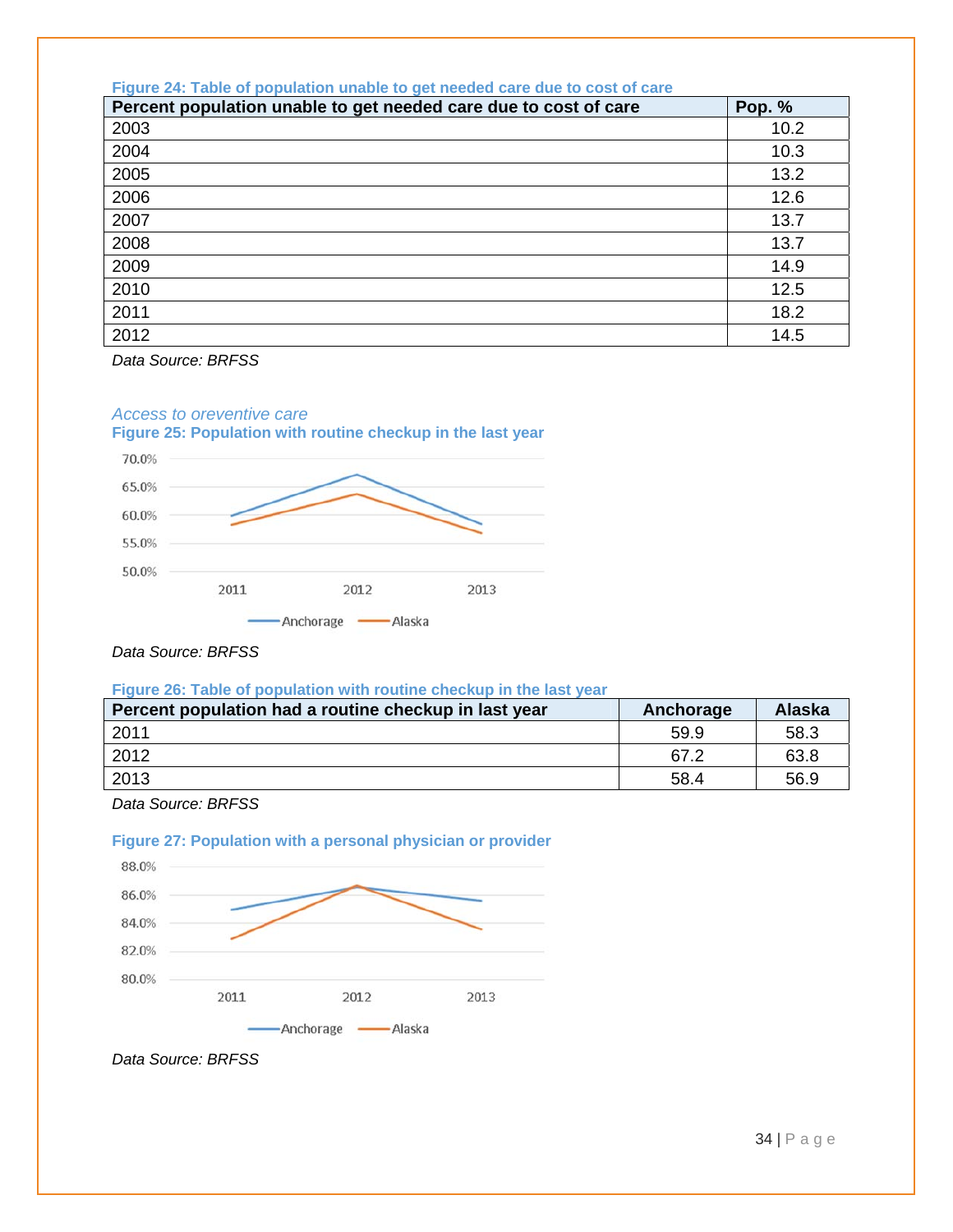**Figure 24: Table of population unable to get needed care due to cost of care**

| Percent population unable to get needed care due to cost of care | Pop. % |
|---|---|
| 2003 | 10.2 |
| 2004 | 10.3 |
| 2005 | 13.2 |
| 2006 | 12.6 |
| 2007 | 13.7 |
| 2008 | 13.7 |
| 2009 | 14.9 |
| 2010 | 12.5 |
| 2011 | 18.2 |
| 2012 | 14.5 |

*Data Source: BRFSS*

### *Access to oreventive care*

**Figure 25: Population with routine checkup in the last year**

*Data Source: BRFSS*

**Figure 26: Table of population with routine checkup in the last year**

| Percent population had a routine checkup in last year | Anchorage | Alaska |
|---|---|---|
| 2011 | 59.9 | 58.3 |
| 2012 | 67.2 | 63.8 |
| 2013 | 58.4 | 56.9 |

*Data Source: BRFSS*

**Figure 27: Population with a personal physician or provider**

*Data Source: BRFSS*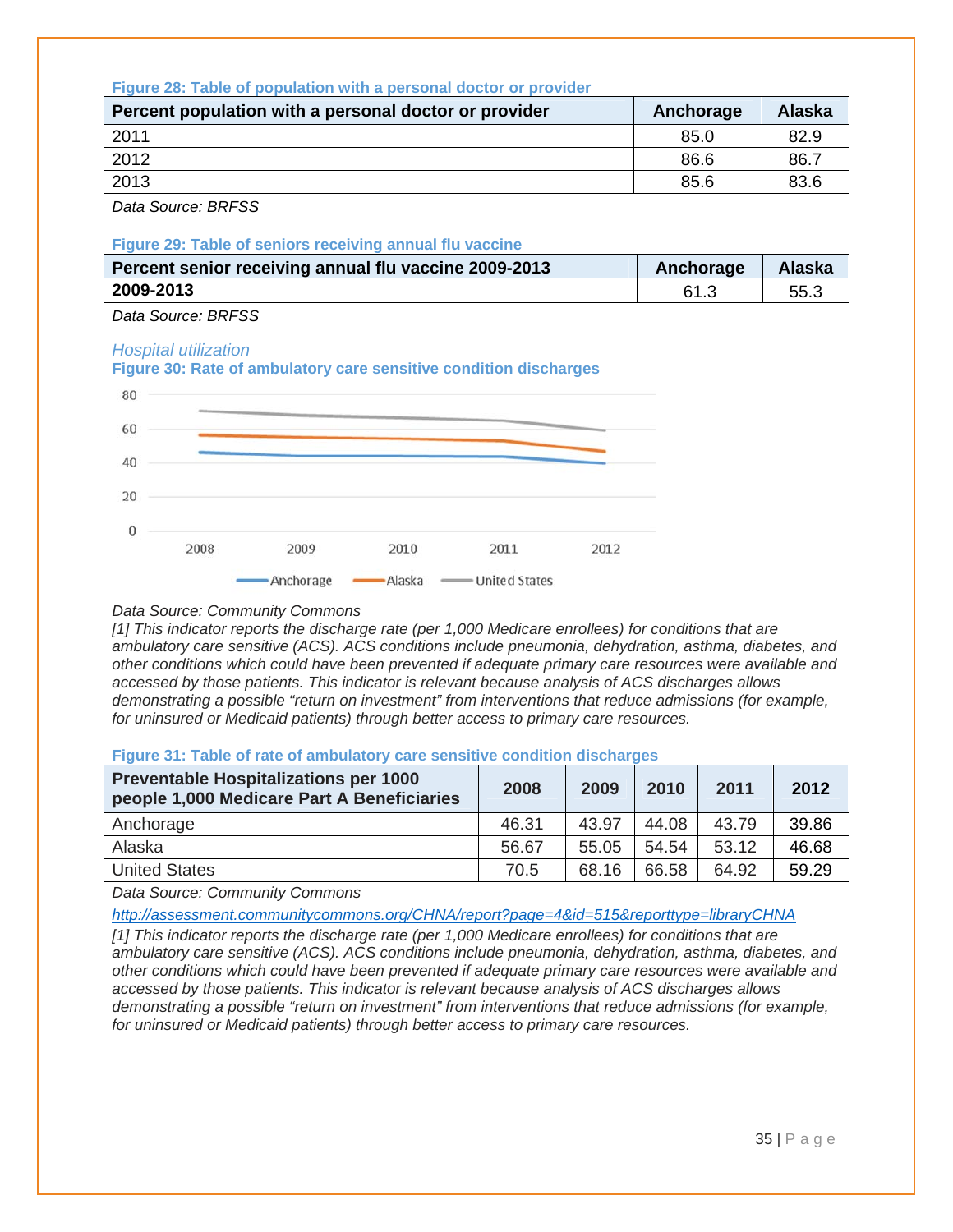**Figure 28: Table of population with a personal doctor or provider**

| Percent population with a personal doctor or provider | Anchorage | Alaska |
|---|---|---|
| 2011 | 85.0 | 82.9 |
| 2012 | 86.6 | 86.7 |
| 2013 | 85.6 | 83.6 |

*Data Source: BRFSS*

**Figure 29: Table of seniors receiving annual flu vaccine**

| Percent senior receiving annual flu vaccine 2009-2013 | Anchorage | Alaska |
|---|---|---|
| **2009-2013** | 61.3 | 55.3 |

*Data Source: BRFSS*

### *Hospital utilization*

**Figure 30: Rate of ambulatory care sensitive condition discharges**

*Data Source: Community Commons*

*[1] This indicator reports the discharge rate (per 1,000 Medicare enrollees) for conditions that are ambulatory care sensitive (ACS). ACS conditions include pneumonia, dehydration, asthma, diabetes, and other conditions which could have been prevented if adequate primary care resources were available and accessed by those patients. This indicator is relevant because analysis of ACS discharges allows demonstrating a possible "return on investment" from interventions that reduce admissions (for example, for uninsured or Medicaid patients) through better access to primary care resources.*

**Figure 31: Table of rate of ambulatory care sensitive condition discharges**

| Preventable Hospitalizations per 1000 people 1,000 Medicare Part A Beneficiaries | 2008 | 2009 | 2010 | 2011 | 2012 |
|---|---|---|---|---|---|
| Anchorage | 46.31 | 43.97 | 44.08 | 43.79 | 39.86 |
| Alaska | 56.67 | 55.05 | 54.54 | 53.12 | 46.68 |
| United States | 70.5 | 68.16 | 66.58 | 64.92 | 59.29 |

*Data Source: Community Commons*

*http://assessment.communitycommons.org/CHNA/report?page=4&id=515&reporttype=libraryCHNA*

*[1] This indicator reports the discharge rate (per 1,000 Medicare enrollees) for conditions that are ambulatory care sensitive (ACS). ACS conditions include pneumonia, dehydration, asthma, diabetes, and other conditions which could have been prevented if adequate primary care resources were available and accessed by those patients. This indicator is relevant because analysis of ACS discharges allows demonstrating a possible "return on investment" from interventions that reduce admissions (for example, for uninsured or Medicaid patients) through better access to primary care resources.*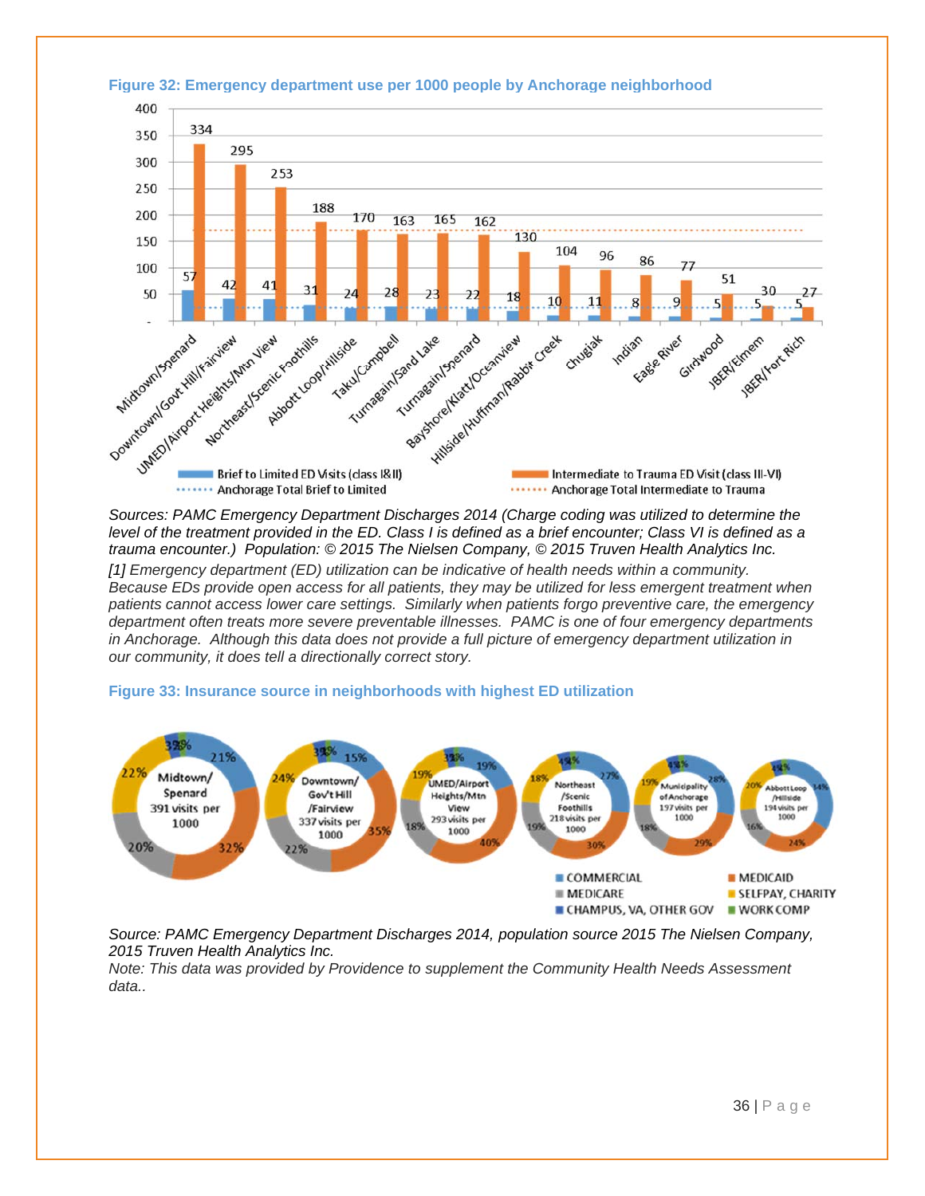**Figure 32: Emergency department use per 1000 people by Anchorage neighborhood**

| Neighborhood | Brief to Limited ED Visits (class I&II) | Intermediate to Trauma ED Visit (class III-VI) |
|---|---|---|
| Midtown/Spenard | 57 | 334 |
| Downtown/Govt Hill/Fairview | 42 | 295 |
| UMED/Airport Heights/Mtn View | 41 | 253 |
| Northeast/Scenic Foothills | 31 | 188 |
| Abbott Loop/Hillside | 24 | 170 |
| Taku/Campbell | 28 | 163 |
| Turnagain/Sand Lake | 23 | 165 |
| Turnagain/Spenard | 22 | 162 |
| Bayshore/Klatt/Oceanview | 18 | 130 |
| Hillside/Huffman/Rabbit Creek | 10 | 104 |
| Chugiak | 11 | 96 |
| Indian | 8 | 86 |
| Eagle River | 9 | 77 |
| Girdwood | 5 | 51 |
| JBER/Elmem | 5 | 30 |
| JBER/Fort Rich | 5 | 27 |

Legend: Brief to Limited ED Visits (class I&II); Intermediate to Trauma ED Visit (class III-VI); Anchorage Total Brief to Limited; Anchorage Total Intermediate to Trauma

*Sources: PAMC Emergency Department Discharges 2014 (Charge coding was utilized to determine the level of the treatment provided in the ED. Class I is defined as a brief encounter; Class VI is defined as a trauma encounter.) Population: © 2015 The Nielsen Company, © 2015 Truven Health Analytics Inc.*

*[1] Emergency department (ED) utilization can be indicative of health needs within a community. Because EDs provide open access for all patients, they may be utilized for less emergent treatment when patients cannot access lower care settings. Similarly when patients forgo preventive care, the emergency department often treats more severe preventable illnesses. PAMC is one of four emergency departments in Anchorage. Although this data does not provide a full picture of emergency department utilization in our community, it does tell a directionally correct story.*

**Figure 33: Insurance source in neighborhoods with highest ED utilization**

| Neighborhood | Visits per 1000 | Commercial | Medicaid | Medicare | Selfpay, Charity |
|---|---|---|---|---|---|
| Midtown/Spenard | 391 | 21% | 32% | 20% | 22% |
| Downtown/Gov't Hill/Fairview | 337 | 15% | 35% | 22% | 24% |
| UMED/Airport Heights/Mtn View | 293 | 19% | 40% | 18% | 19% |
| Northeast/Scenic Foothills | 218 | 27% | 30% | 19% | 18% |
| Municipality of Anchorage | 197 | 28% | 29% | 18% | 19% |
| Abbott Loop/Hillside | 194 | 34% | 24% | 16% | 20% |

Legend: COMMERCIAL; MEDICAID; MEDICARE; SELFPAY, CHARITY; CHAMPUS, VA, OTHER GOV; WORK COMP

*Source: PAMC Emergency Department Discharges 2014, population source 2015 The Nielsen Company, 2015 Truven Health Analytics Inc.*

*Note: This data was provided by Providence to supplement the Community Health Needs Assessment data..*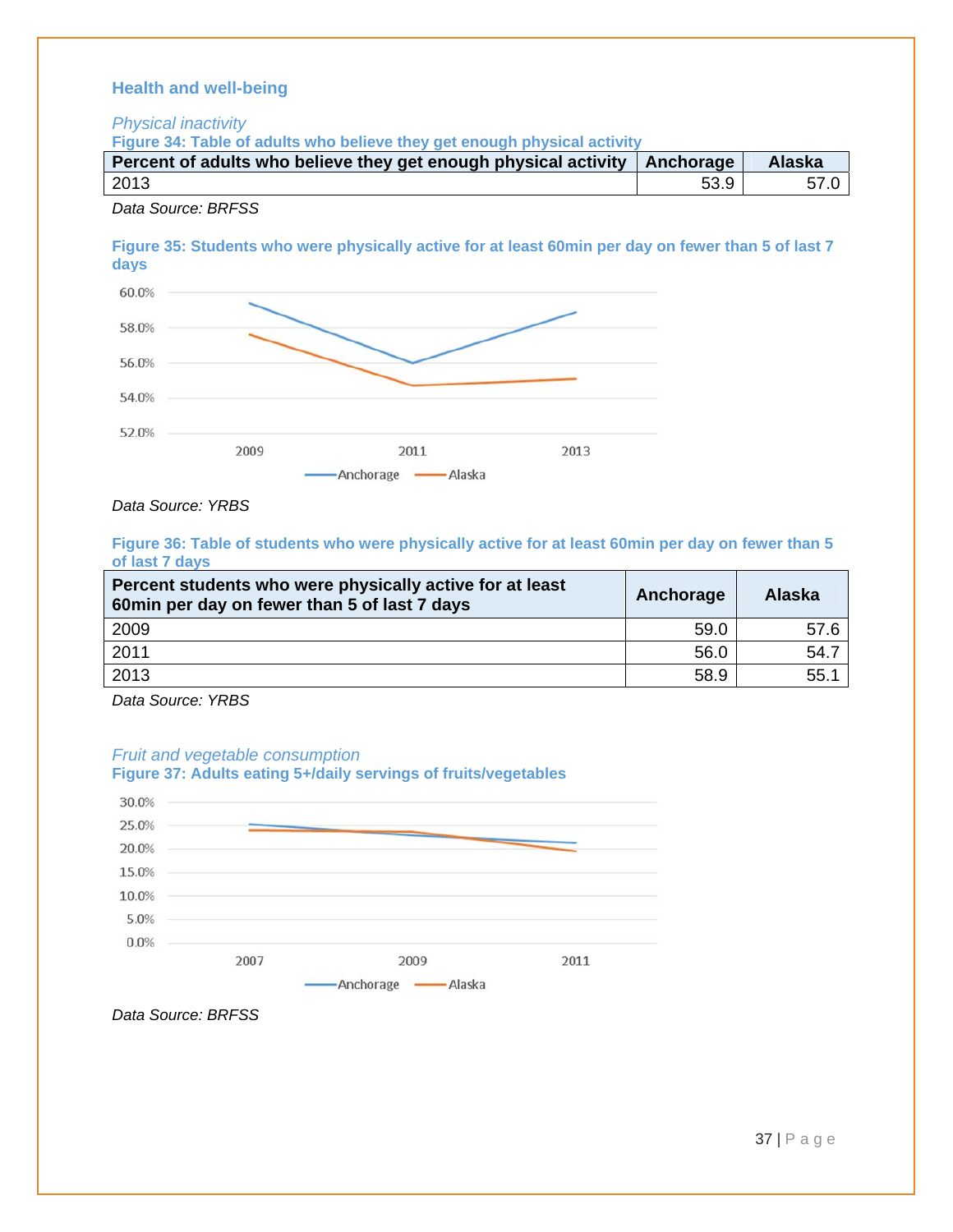## Health and well-being

### *Physical inactivity*

**Figure 34: Table of adults who believe they get enough physical activity**

| Percent of adults who believe they get enough physical activity | Anchorage | Alaska |
|---|---|---|
| 2013 | 53.9 | 57.0 |

*Data Source: BRFSS*

**Figure 35: Students who were physically active for at least 60min per day on fewer than 5 of last 7 days**

*Data Source: YRBS*

**Figure 36: Table of students who were physically active for at least 60min per day on fewer than 5 of last 7 days**

| Percent students who were physically active for at least 60min per day on fewer than 5 of last 7 days | Anchorage | Alaska |
|---|---|---|
| 2009 | 59.0 | 57.6 |
| 2011 | 56.0 | 54.7 |
| 2013 | 58.9 | 55.1 |

*Data Source: YRBS*

### *Fruit and vegetable consumption*

**Figure 37: Adults eating 5+/daily servings of fruits/vegetables**

*Data Source: BRFSS*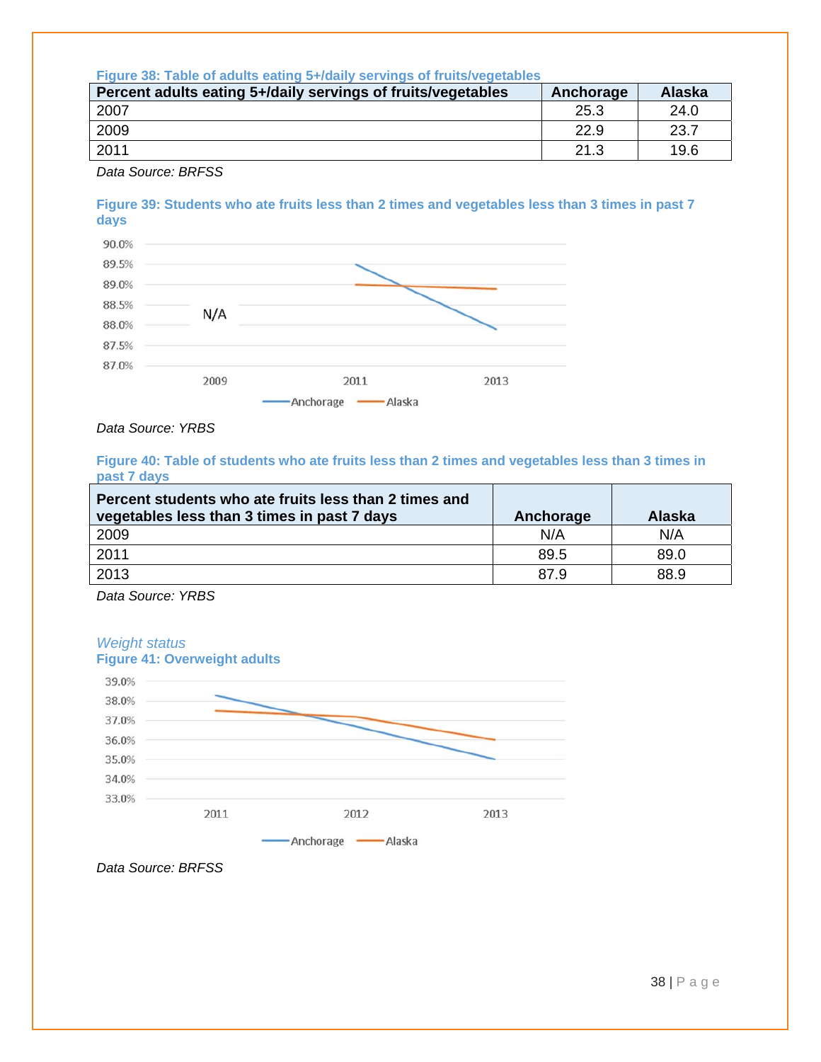**Figure 38: Table of adults eating 5+/daily servings of fruits/vegetables**

| Percent adults eating 5+/daily servings of fruits/vegetables | Anchorage | Alaska |
|---|---|---|
| 2007 | 25.3 | 24.0 |
| 2009 | 22.9 | 23.7 |
| 2011 | 21.3 | 19.6 |

*Data Source: BRFSS*

**Figure 39: Students who ate fruits less than 2 times and vegetables less than 3 times in past 7 days**

*Data Source: YRBS*

**Figure 40: Table of students who ate fruits less than 2 times and vegetables less than 3 times in past 7 days**

| Percent students who ate fruits less than 2 times and vegetables less than 3 times in past 7 days | Anchorage | Alaska |
|---|---|---|
| 2009 | N/A | N/A |
| 2011 | 89.5 | 89.0 |
| 2013 | 87.9 | 88.9 |

*Data Source: YRBS*

### *Weight status*

**Figure 41: Overweight adults**

*Data Source: BRFSS*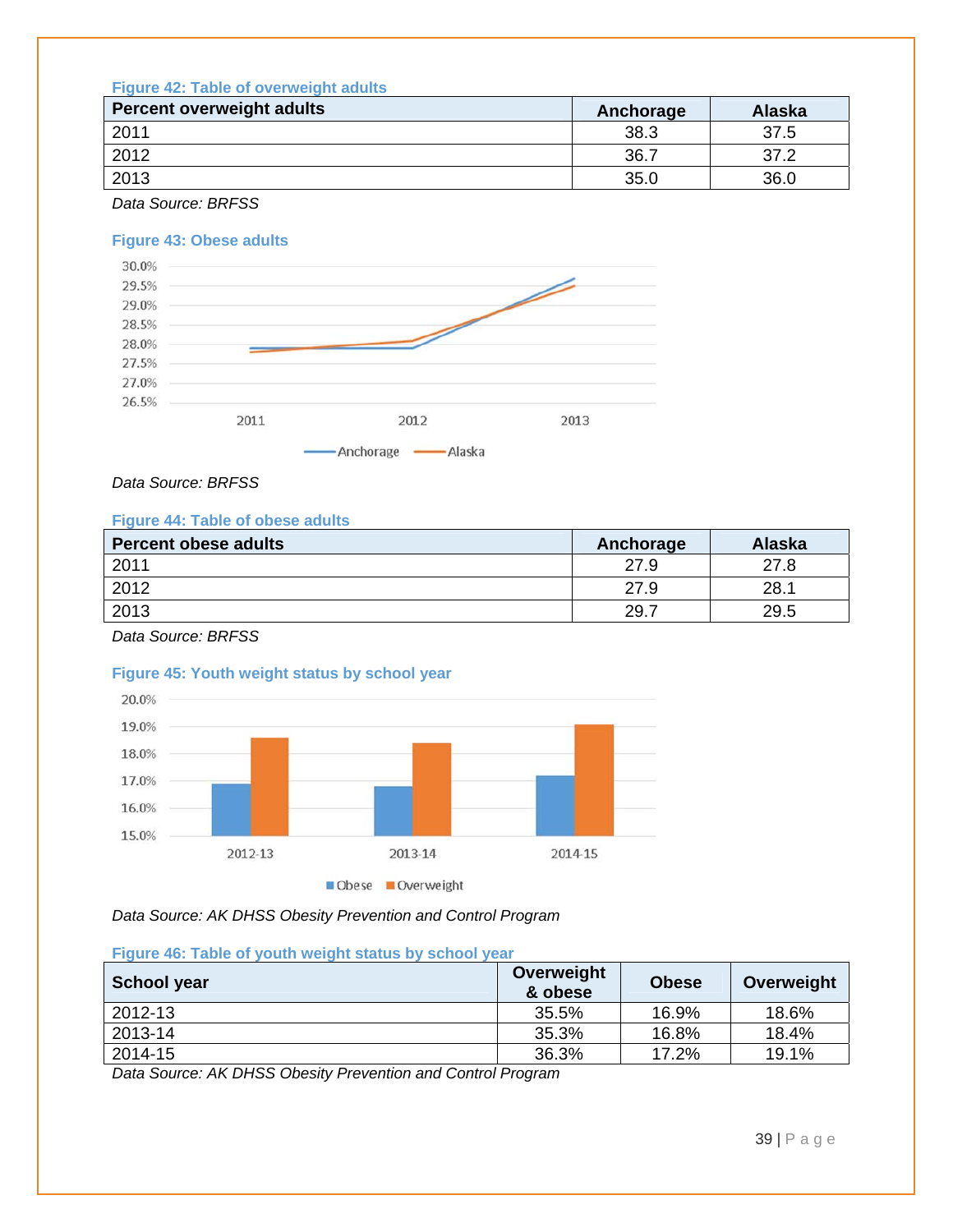Figure 42: Table of overweight adults

| Percent overweight adults | Anchorage | Alaska |
|---|---|---|
| 2011 | 38.3 | 37.5 |
| 2012 | 36.7 | 37.2 |
| 2013 | 35.0 | 36.0 |

*Data Source: BRFSS*

Figure 43: Obese adults

*Data Source: BRFSS*

Figure 44: Table of obese adults

| Percent obese adults | Anchorage | Alaska |
|---|---|---|
| 2011 | 27.9 | 27.8 |
| 2012 | 27.9 | 28.1 |
| 2013 | 29.7 | 29.5 |

*Data Source: BRFSS*

Figure 45: Youth weight status by school year

*Data Source: AK DHSS Obesity Prevention and Control Program*

Figure 46: Table of youth weight status by school year

| School year | Overweight & obese | Obese | Overweight |
|---|---|---|---|
| 2012-13 | 35.5% | 16.9% | 18.6% |
| 2013-14 | 35.3% | 16.8% | 18.4% |
| 2014-15 | 36.3% | 17.2% | 19.1% |

*Data Source: AK DHSS Obesity Prevention and Control Program*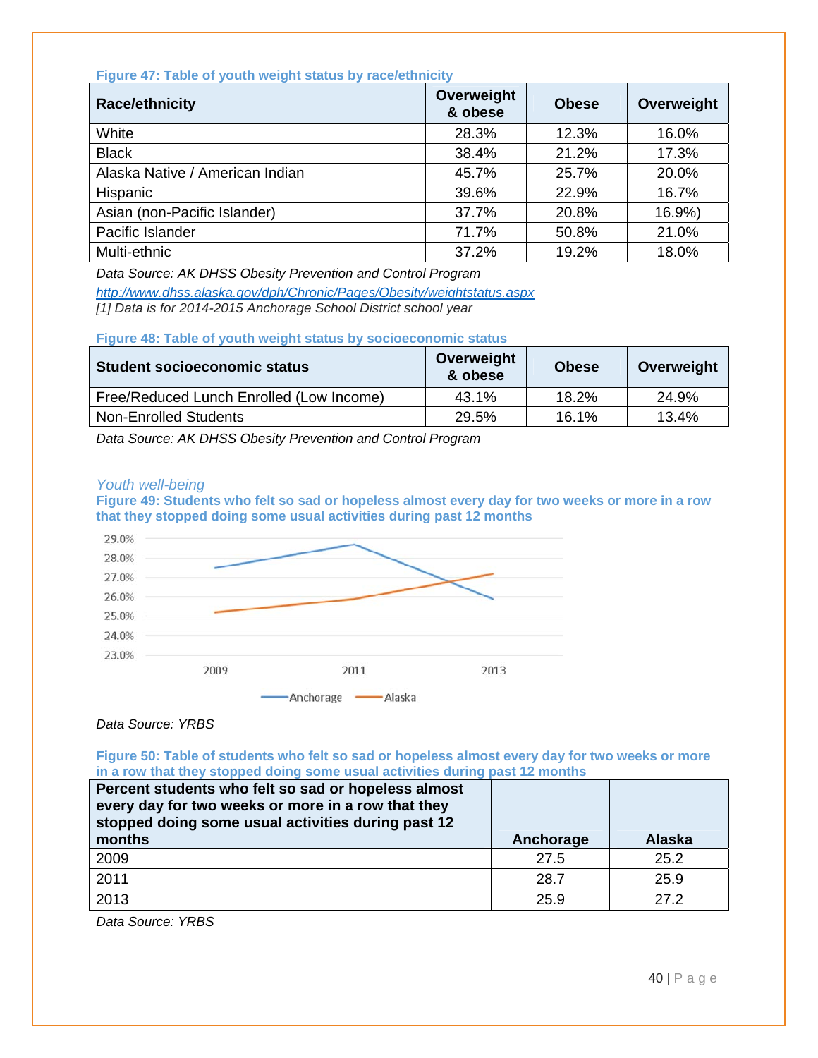**Figure 47: Table of youth weight status by race/ethnicity**

| Race/ethnicity | Overweight & obese | Obese | Overweight |
|---|---|---|---|
| White | 28.3% | 12.3% | 16.0% |
| Black | 38.4% | 21.2% | 17.3% |
| Alaska Native / American Indian | 45.7% | 25.7% | 20.0% |
| Hispanic | 39.6% | 22.9% | 16.7% |
| Asian (non-Pacific Islander) | 37.7% | 20.8% | 16.9%) |
| Pacific Islander | 71.7% | 50.8% | 21.0% |
| Multi-ethnic | 37.2% | 19.2% | 18.0% |

*Data Source: AK DHSS Obesity Prevention and Control Program*
*http://www.dhss.alaska.gov/dph/Chronic/Pages/Obesity/weightstatus.aspx*
*[1] Data is for 2014-2015 Anchorage School District school year*

**Figure 48: Table of youth weight status by socioeconomic status**

| Student socioeconomic status | Overweight & obese | Obese | Overweight |
|---|---|---|---|
| Free/Reduced Lunch Enrolled (Low Income) | 43.1% | 18.2% | 24.9% |
| Non-Enrolled Students | 29.5% | 16.1% | 13.4% |

*Data Source: AK DHSS Obesity Prevention and Control Program*

### *Youth well-being*

**Figure 49: Students who felt so sad or hopeless almost every day for two weeks or more in a row that they stopped doing some usual activities during past 12 months**

*Data Source: YRBS*

**Figure 50: Table of students who felt so sad or hopeless almost every day for two weeks or more in a row that they stopped doing some usual activities during past 12 months**

| Percent students who felt so sad or hopeless almost every day for two weeks or more in a row that they stopped doing some usual activities during past 12 months | Anchorage | Alaska |
|---|---|---|
| 2009 | 27.5 | 25.2 |
| 2011 | 28.7 | 25.9 |
| 2013 | 25.9 | 27.2 |

*Data Source: YRBS*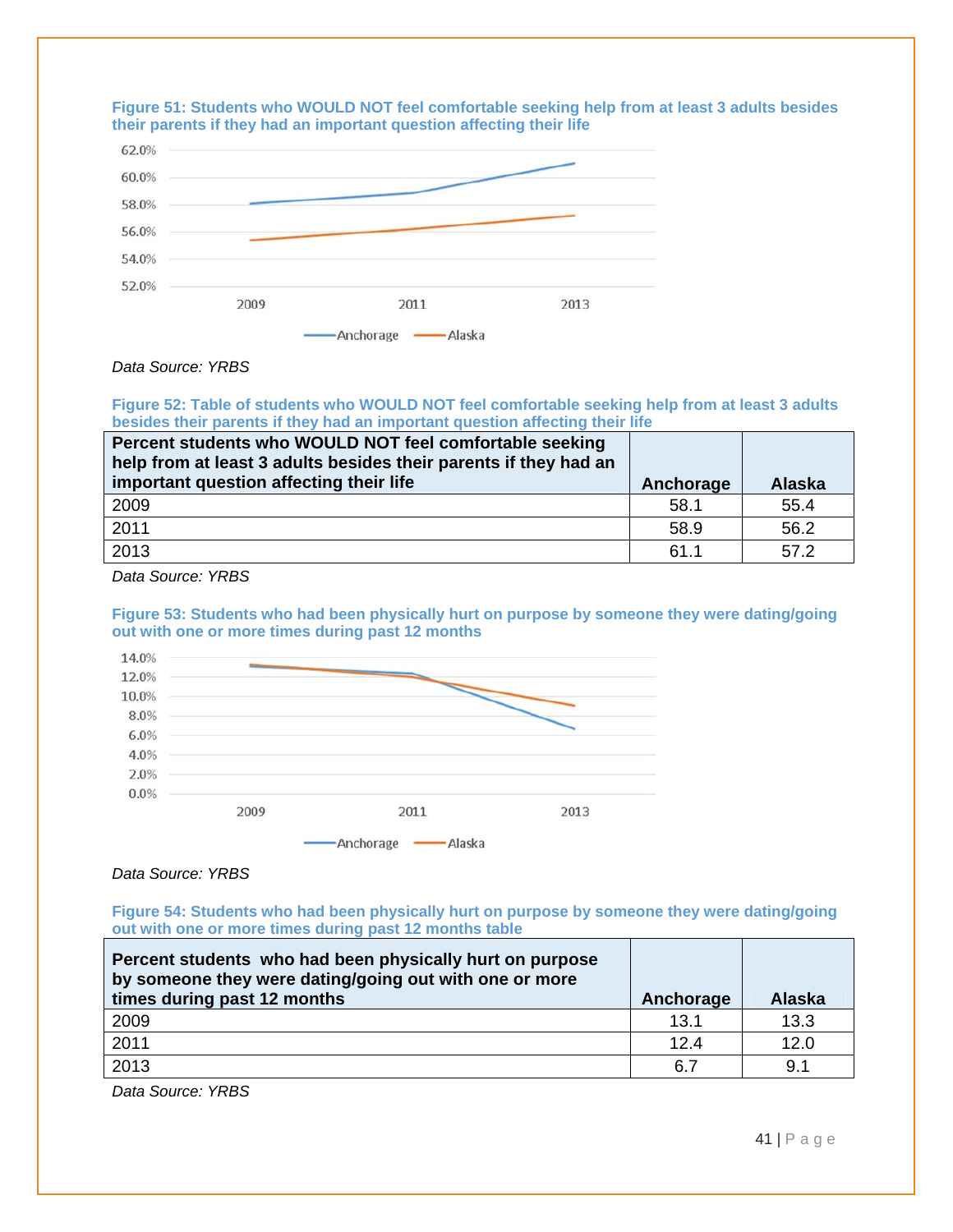**Figure 51: Students who WOULD NOT feel comfortable seeking help from at least 3 adults besides their parents if they had an important question affecting their life**

*Data Source: YRBS*

**Figure 52: Table of students who WOULD NOT feel comfortable seeking help from at least 3 adults besides their parents if they had an important question affecting their life**

| Percent students who WOULD NOT feel comfortable seeking help from at least 3 adults besides their parents if they had an important question affecting their life | Anchorage | Alaska |
|---|---|---|
| 2009 | 58.1 | 55.4 |
| 2011 | 58.9 | 56.2 |
| 2013 | 61.1 | 57.2 |

*Data Source: YRBS*

**Figure 53: Students who had been physically hurt on purpose by someone they were dating/going out with one or more times during past 12 months**

*Data Source: YRBS*

**Figure 54: Students who had been physically hurt on purpose by someone they were dating/going out with one or more times during past 12 months table**

| Percent students who had been physically hurt on purpose by someone they were dating/going out with one or more times during past 12 months | Anchorage | Alaska |
|---|---|---|
| 2009 | 13.1 | 13.3 |
| 2011 | 12.4 | 12.0 |
| 2013 | 6.7 | 9.1 |

*Data Source: YRBS*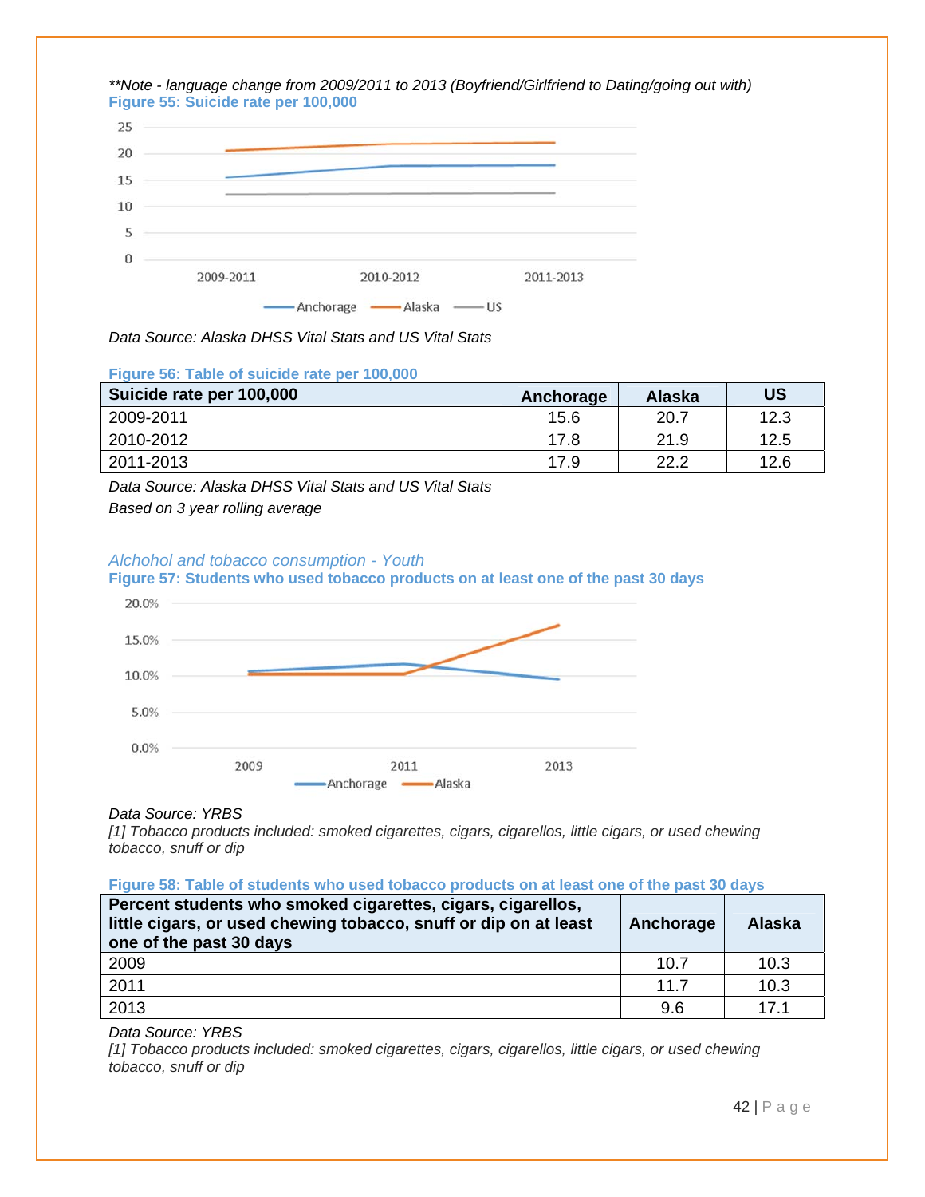*\*\*Note - language change from 2009/2011 to 2013 (Boyfriend/Girlfriend to Dating/going out with)*

**Figure 55: Suicide rate per 100,000**

*Data Source: Alaska DHSS Vital Stats and US Vital Stats*

**Figure 56: Table of suicide rate per 100,000**

| Suicide rate per 100,000 | Anchorage | Alaska | US |
|---|---|---|---|
| 2009-2011 | 15.6 | 20.7 | 12.3 |
| 2010-2012 | 17.8 | 21.9 | 12.5 |
| 2011-2013 | 17.9 | 22.2 | 12.6 |

*Data Source: Alaska DHSS Vital Stats and US Vital Stats*

*Based on 3 year rolling average*

### *Alchohol and tobacco consumption - Youth*

**Figure 57: Students who used tobacco products on at least one of the past 30 days**

*Data Source: YRBS*
*[1] Tobacco products included: smoked cigarettes, cigars, cigarellos, little cigars, or used chewing tobacco, snuff or dip*

**Figure 58: Table of students who used tobacco products on at least one of the past 30 days**

| Percent students who smoked cigarettes, cigars, cigarellos, little cigars, or used chewing tobacco, snuff or dip on at least one of the past 30 days | Anchorage | Alaska |
|---|---|---|
| 2009 | 10.7 | 10.3 |
| 2011 | 11.7 | 10.3 |
| 2013 | 9.6 | 17.1 |

*Data Source: YRBS*
*[1] Tobacco products included: smoked cigarettes, cigars, cigarellos, little cigars, or used chewing tobacco, snuff or dip*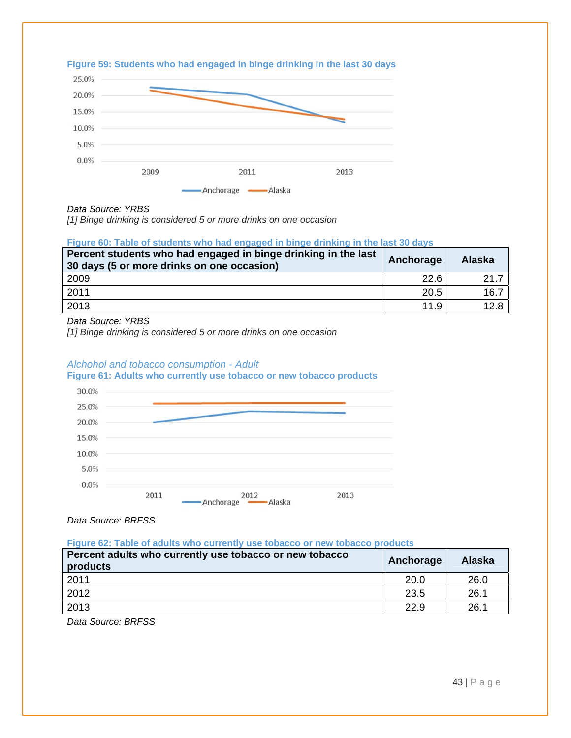**Figure 59: Students who had engaged in binge drinking in the last 30 days**

*Data Source: YRBS*
*[1] Binge drinking is considered 5 or more drinks on one occasion*

**Figure 60: Table of students who had engaged in binge drinking in the last 30 days**

| Percent students who had engaged in binge drinking in the last 30 days (5 or more drinks on one occasion) | Anchorage | Alaska |
|---|---|---|
| 2009 | 22.6 | 21.7 |
| 2011 | 20.5 | 16.7 |
| 2013 | 11.9 | 12.8 |

*Data Source: YRBS*
*[1] Binge drinking is considered 5 or more drinks on one occasion*

### *Alchohol and tobacco consumption - Adult*

**Figure 61: Adults who currently use tobacco or new tobacco products**

*Data Source: BRFSS*

**Figure 62: Table of adults who currently use tobacco or new tobacco products**

| Percent adults who currently use tobacco or new tobacco products | Anchorage | Alaska |
|---|---|---|
| 2011 | 20.0 | 26.0 |
| 2012 | 23.5 | 26.1 |
| 2013 | 22.9 | 26.1 |

*Data Source: BRFSS*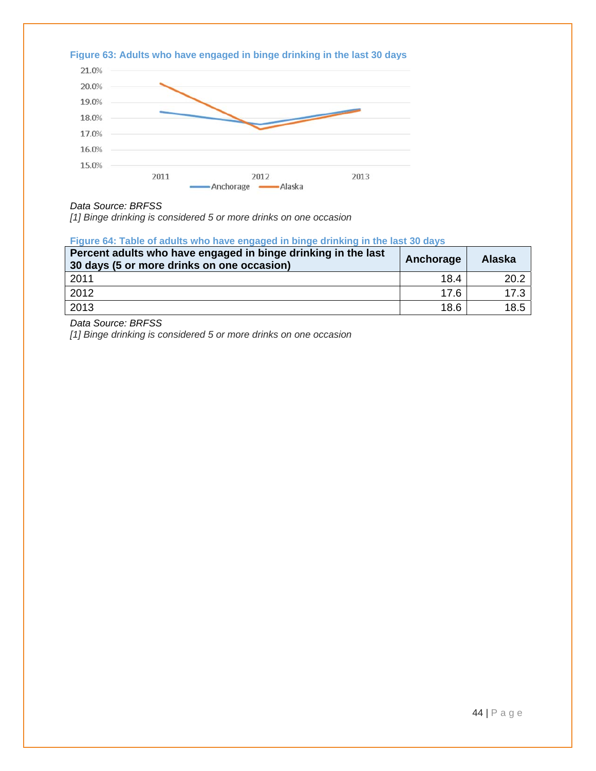**Figure 63: Adults who have engaged in binge drinking in the last 30 days**

*Data Source: BRFSS*
*[1] Binge drinking is considered 5 or more drinks on one occasion*

**Figure 64: Table of adults who have engaged in binge drinking in the last 30 days**

| Percent adults who have engaged in binge drinking in the last 30 days (5 or more drinks on one occasion) | Anchorage | Alaska |
|---|---|---|
| 2011 | 18.4 | 20.2 |
| 2012 | 17.6 | 17.3 |
| 2013 | 18.6 | 18.5 |

*Data Source: BRFSS*
*[1] Binge drinking is considered 5 or more drinks on one occasion*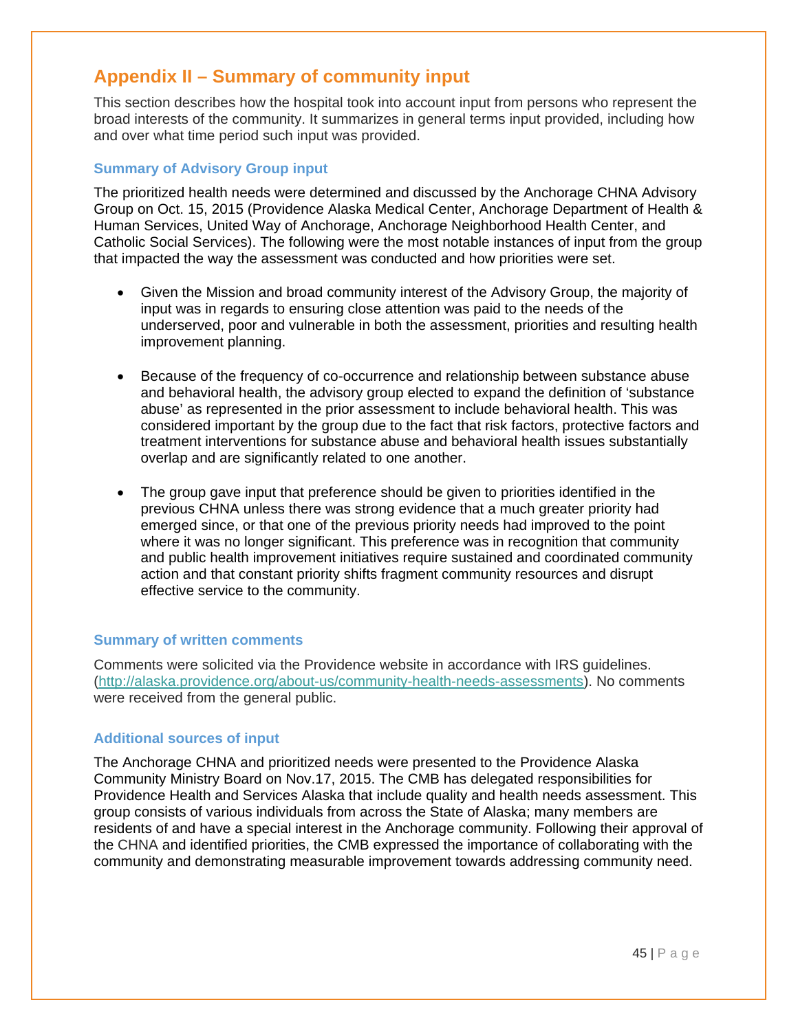## Appendix II – Summary of community input

This section describes how the hospital took into account input from persons who represent the broad interests of the community. It summarizes in general terms input provided, including how and over what time period such input was provided.

### Summary of Advisory Group input

The prioritized health needs were determined and discussed by the Anchorage CHNA Advisory Group on Oct. 15, 2015 (Providence Alaska Medical Center, Anchorage Department of Health & Human Services, United Way of Anchorage, Anchorage Neighborhood Health Center, and Catholic Social Services). The following were the most notable instances of input from the group that impacted the way the assessment was conducted and how priorities were set.

- Given the Mission and broad community interest of the Advisory Group, the majority of input was in regards to ensuring close attention was paid to the needs of the underserved, poor and vulnerable in both the assessment, priorities and resulting health improvement planning.
- Because of the frequency of co-occurrence and relationship between substance abuse and behavioral health, the advisory group elected to expand the definition of 'substance abuse' as represented in the prior assessment to include behavioral health. This was considered important by the group due to the fact that risk factors, protective factors and treatment interventions for substance abuse and behavioral health issues substantially overlap and are significantly related to one another.
- The group gave input that preference should be given to priorities identified in the previous CHNA unless there was strong evidence that a much greater priority had emerged since, or that one of the previous priority needs had improved to the point where it was no longer significant. This preference was in recognition that community and public health improvement initiatives require sustained and coordinated community action and that constant priority shifts fragment community resources and disrupt effective service to the community.

### Summary of written comments

Comments were solicited via the Providence website in accordance with IRS guidelines. (http://alaska.providence.org/about-us/community-health-needs-assessments). No comments were received from the general public.

### Additional sources of input

The Anchorage CHNA and prioritized needs were presented to the Providence Alaska Community Ministry Board on Nov.17, 2015. The CMB has delegated responsibilities for Providence Health and Services Alaska that include quality and health needs assessment. This group consists of various individuals from across the State of Alaska; many members are residents of and have a special interest in the Anchorage community. Following their approval of the CHNA and identified priorities, the CMB expressed the importance of collaborating with the community and demonstrating measurable improvement towards addressing community need.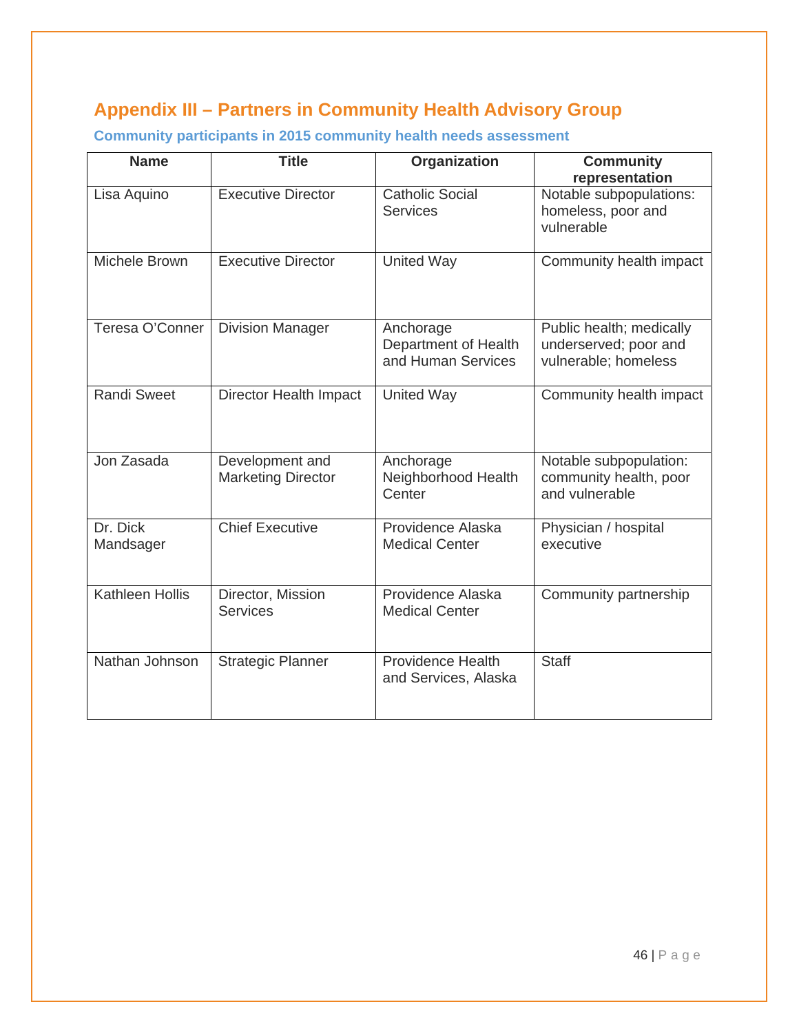## Appendix III – Partners in Community Health Advisory Group

### Community participants in 2015 community health needs assessment

| Name | Title | Organization | Community representation |
|---|---|---|---|
| Lisa Aquino | Executive Director | Catholic Social Services | Notable subpopulations: homeless, poor and vulnerable |
| Michele Brown | Executive Director | United Way | Community health impact |
| Teresa O'Conner | Division Manager | Anchorage Department of Health and Human Services | Public health; medically underserved; poor and vulnerable; homeless |
| Randi Sweet | Director Health Impact | United Way | Community health impact |
| Jon Zasada | Development and Marketing Director | Anchorage Neighborhood Health Center | Notable subpopulation: community health, poor and vulnerable |
| Dr. Dick Mandsager | Chief Executive | Providence Alaska Medical Center | Physician / hospital executive |
| Kathleen Hollis | Director, Mission Services | Providence Alaska Medical Center | Community partnership |
| Nathan Johnson | Strategic Planner | Providence Health and Services, Alaska | Staff |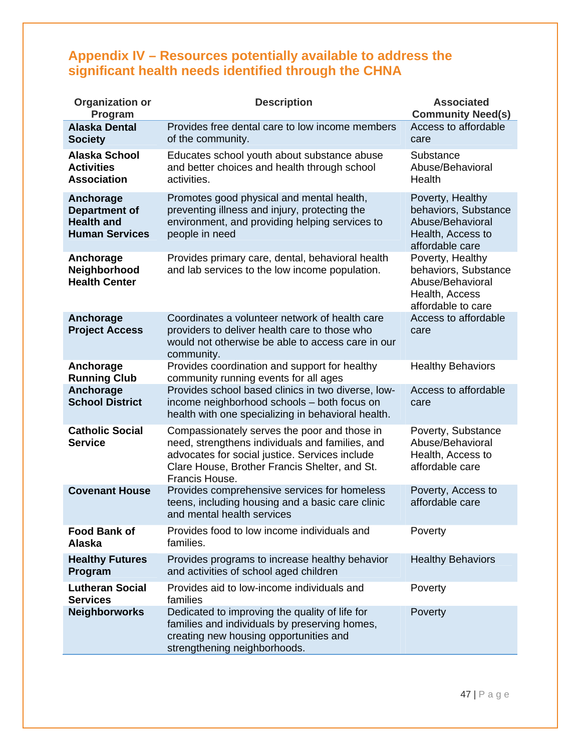## Appendix IV – Resources potentially available to address the significant health needs identified through the CHNA

| Organization or Program | Description | Associated Community Need(s) |
|---|---|---|
| **Alaska Dental Society** | Provides free dental care to low income members of the community. | Access to affordable care |
| **Alaska School Activities Association** | Educates school youth about substance abuse and better choices and health through school activities. | Substance Abuse/Behavioral Health |
| **Anchorage Department of Health and Human Services** | Promotes good physical and mental health, preventing illness and injury, protecting the environment, and providing helping services to people in need | Poverty, Healthy behaviors, Substance Abuse/Behavioral Health, Access to affordable care |
| **Anchorage Neighborhood Health Center** | Provides primary care, dental, behavioral health and lab services to the low income population. | Poverty, Healthy behaviors, Substance Abuse/Behavioral Health, Access affordable to care |
| **Anchorage Project Access** | Coordinates a volunteer network of health care providers to deliver health care to those who would not otherwise be able to access care in our community. | Access to affordable care |
| **Anchorage Running Club** | Provides coordination and support for healthy community running events for all ages | Healthy Behaviors |
| **Anchorage School District** | Provides school based clinics in two diverse, low-income neighborhood schools – both focus on health with one specializing in behavioral health. | Access to affordable care |
| **Catholic Social Service** | Compassionately serves the poor and those in need, strengthens individuals and families, and advocates for social justice. Services include Clare House, Brother Francis Shelter, and St. Francis House. | Poverty, Substance Abuse/Behavioral Health, Access to affordable care |
| **Covenant House** | Provides comprehensive services for homeless teens, including housing and a basic care clinic and mental health services | Poverty, Access to affordable care |
| **Food Bank of Alaska** | Provides food to low income individuals and families. | Poverty |
| **Healthy Futures Program** | Provides programs to increase healthy behavior and activities of school aged children | Healthy Behaviors |
| **Lutheran Social Services** | Provides aid to low-income individuals and families | Poverty |
| **Neighborworks** | Dedicated to improving the quality of life for families and individuals by preserving homes, creating new housing opportunities and strengthening neighborhoods. | Poverty |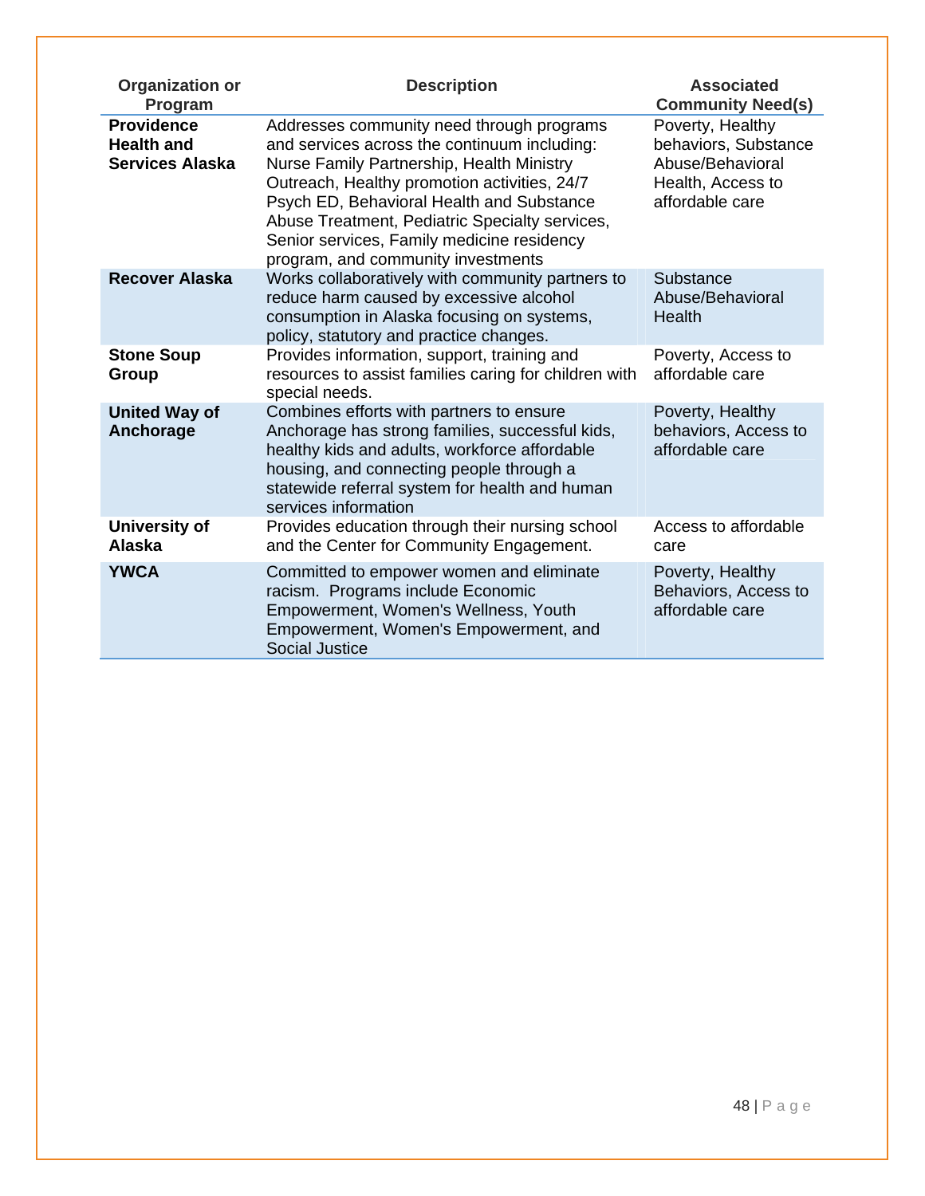| Organization or Program | Description | Associated Community Need(s) |
|---|---|---|
| **Providence Health and Services Alaska** | Addresses community need through programs and services across the continuum including: Nurse Family Partnership, Health Ministry Outreach, Healthy promotion activities, 24/7 Psych ED, Behavioral Health and Substance Abuse Treatment, Pediatric Specialty services, Senior services, Family medicine residency program, and community investments | Poverty, Healthy behaviors, Substance Abuse/Behavioral Health, Access to affordable care |
| **Recover Alaska** | Works collaboratively with community partners to reduce harm caused by excessive alcohol consumption in Alaska focusing on systems, policy, statutory and practice changes. | Substance Abuse/Behavioral Health |
| **Stone Soup Group** | Provides information, support, training and resources to assist families caring for children with special needs. | Poverty, Access to affordable care |
| **United Way of Anchorage** | Combines efforts with partners to ensure Anchorage has strong families, successful kids, healthy kids and adults, workforce affordable housing, and connecting people through a statewide referral system for health and human services information | Poverty, Healthy behaviors, Access to affordable care |
| **University of Alaska** | Provides education through their nursing school and the Center for Community Engagement. | Access to affordable care |
| **YWCA** | Committed to empower women and eliminate racism. Programs include Economic Empowerment, Women's Wellness, Youth Empowerment, Women's Empowerment, and Social Justice | Poverty, Healthy Behaviors, Access to affordable care |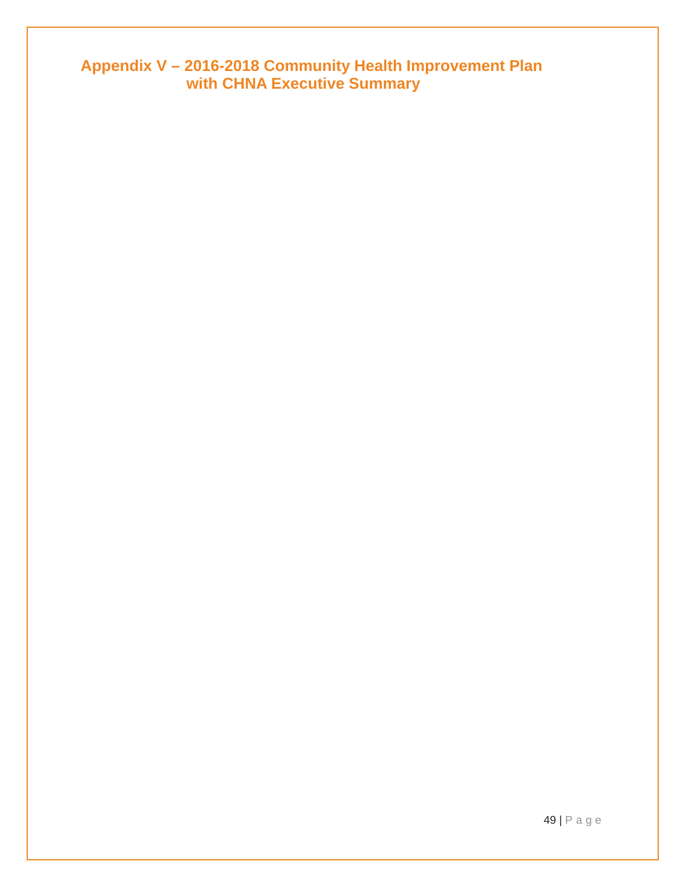# Appendix V – 2016-2018 Community Health Improvement Plan with CHNA Executive Summary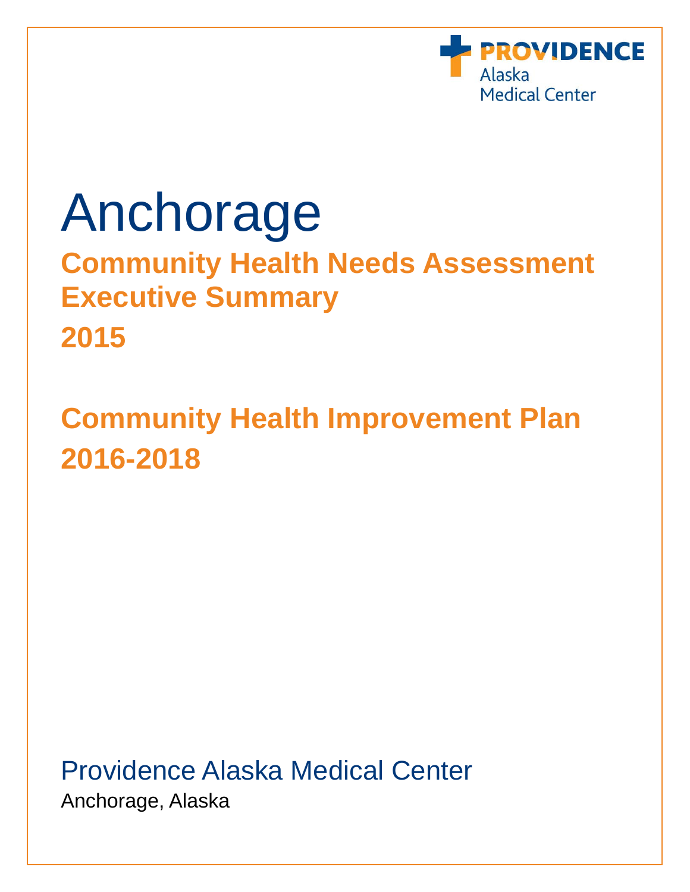PROVIDENCE
Alaska
Medical Center

# Anchorage

## Community Health Needs Assessment Executive Summary

## 2015

## Community Health Improvement Plan

## 2016-2018

Providence Alaska Medical Center

Anchorage, Alaska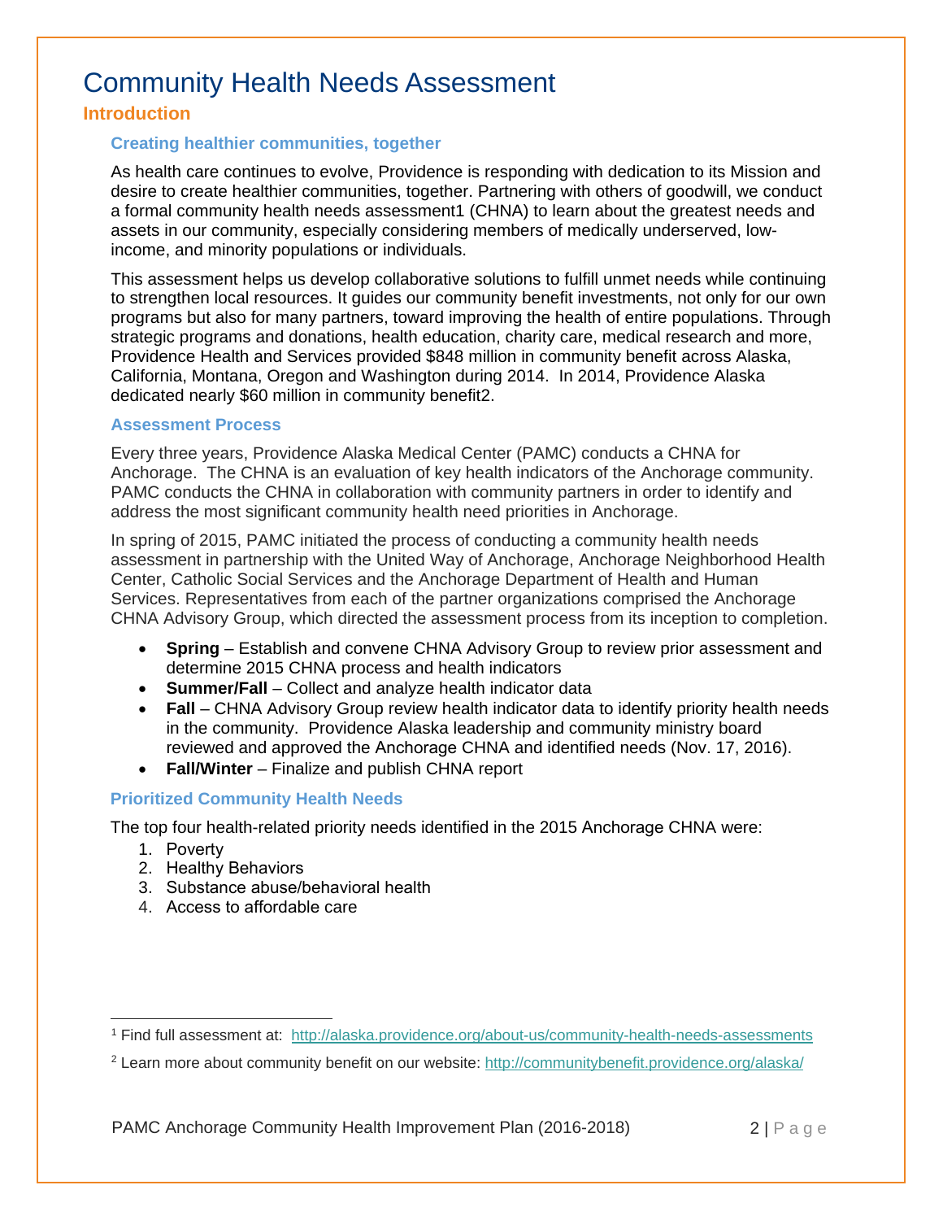# Community Health Needs Assessment

## Introduction

### Creating healthier communities, together

As health care continues to evolve, Providence is responding with dedication to its Mission and desire to create healthier communities, together. Partnering with others of goodwill, we conduct a formal community health needs assessment[1] (CHNA) to learn about the greatest needs and assets in our community, especially considering members of medically underserved, low-income, and minority populations or individuals.

This assessment helps us develop collaborative solutions to fulfill unmet needs while continuing to strengthen local resources. It guides our community benefit investments, not only for our own programs but also for many partners, toward improving the health of entire populations. Through strategic programs and donations, health education, charity care, medical research and more, Providence Health and Services provided $848 million in community benefit across Alaska, California, Montana, Oregon and Washington during 2014. In 2014, Providence Alaska dedicated nearly $60 million in community benefit[2].

### Assessment Process

Every three years, Providence Alaska Medical Center (PAMC) conducts a CHNA for Anchorage. The CHNA is an evaluation of key health indicators of the Anchorage community. PAMC conducts the CHNA in collaboration with community partners in order to identify and address the most significant community health need priorities in Anchorage.

In spring of 2015, PAMC initiated the process of conducting a community health needs assessment in partnership with the United Way of Anchorage, Anchorage Neighborhood Health Center, Catholic Social Services and the Anchorage Department of Health and Human Services. Representatives from each of the partner organizations comprised the Anchorage CHNA Advisory Group, which directed the assessment process from its inception to completion.

- **Spring** – Establish and convene CHNA Advisory Group to review prior assessment and determine 2015 CHNA process and health indicators
- **Summer/Fall** – Collect and analyze health indicator data
- **Fall** – CHNA Advisory Group review health indicator data to identify priority health needs in the community. Providence Alaska leadership and community ministry board reviewed and approved the Anchorage CHNA and identified needs (Nov. 17, 2016).
- **Fall/Winter** – Finalize and publish CHNA report

### Prioritized Community Health Needs

The top four health-related priority needs identified in the 2015 Anchorage CHNA were:

1. Poverty
2. Healthy Behaviors
3. Substance abuse/behavioral health
4. Access to affordable care

---

[1] Find full assessment at: http://alaska.providence.org/about-us/community-health-needs-assessments

[2] Learn more about community benefit on our website: http://communitybenefit.providence.org/alaska/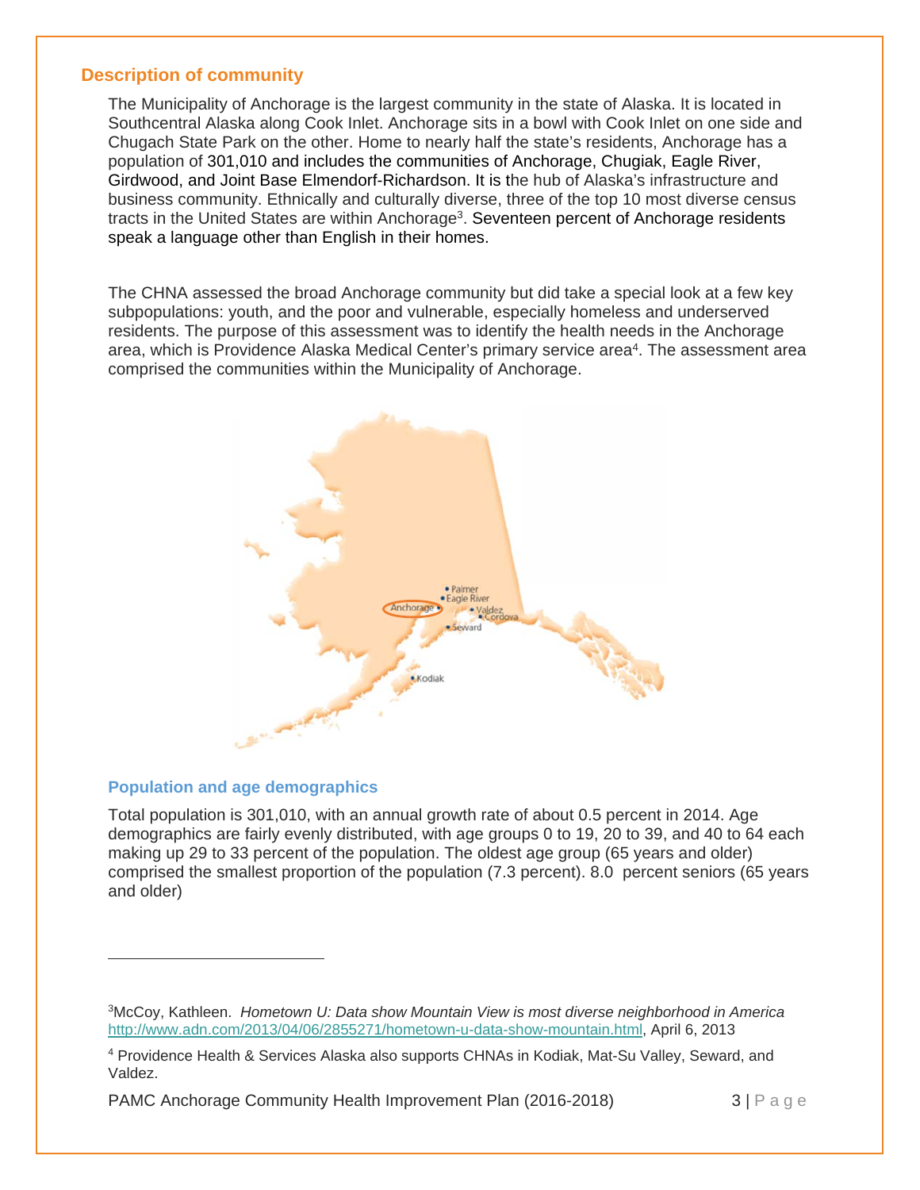## Description of community

The Municipality of Anchorage is the largest community in the state of Alaska. It is located in Southcentral Alaska along Cook Inlet. Anchorage sits in a bowl with Cook Inlet on one side and Chugach State Park on the other. Home to nearly half the state's residents, Anchorage has a population of 301,010 and includes the communities of Anchorage, Chugiak, Eagle River, Girdwood, and Joint Base Elmendorf-Richardson. It is the hub of Alaska's infrastructure and business community. Ethnically and culturally diverse, three of the top 10 most diverse census tracts in the United States are within Anchorage[3]. Seventeen percent of Anchorage residents speak a language other than English in their homes.

The CHNA assessed the broad Anchorage community but did take a special look at a few key subpopulations: youth, and the poor and vulnerable, especially homeless and underserved residents. The purpose of this assessment was to identify the health needs in the Anchorage area, which is Providence Alaska Medical Center's primary service area[4]. The assessment area comprised the communities within the Municipality of Anchorage.

### Population and age demographics

Total population is 301,010, with an annual growth rate of about 0.5 percent in 2014. Age demographics are fairly evenly distributed, with age groups 0 to 19, 20 to 39, and 40 to 64 each making up 29 to 33 percent of the population. The oldest age group (65 years and older) comprised the smallest proportion of the population (7.3 percent). 8.0 percent seniors (65 years and older)

---

[3]McCoy, Kathleen. *Hometown U: Data show Mountain View is most diverse neighborhood in America* http://www.adn.com/2013/04/06/2855271/hometown-u-data-show-mountain.html, April 6, 2013

[4] Providence Health & Services Alaska also supports CHNAs in Kodiak, Mat-Su Valley, Seward, and Valdez.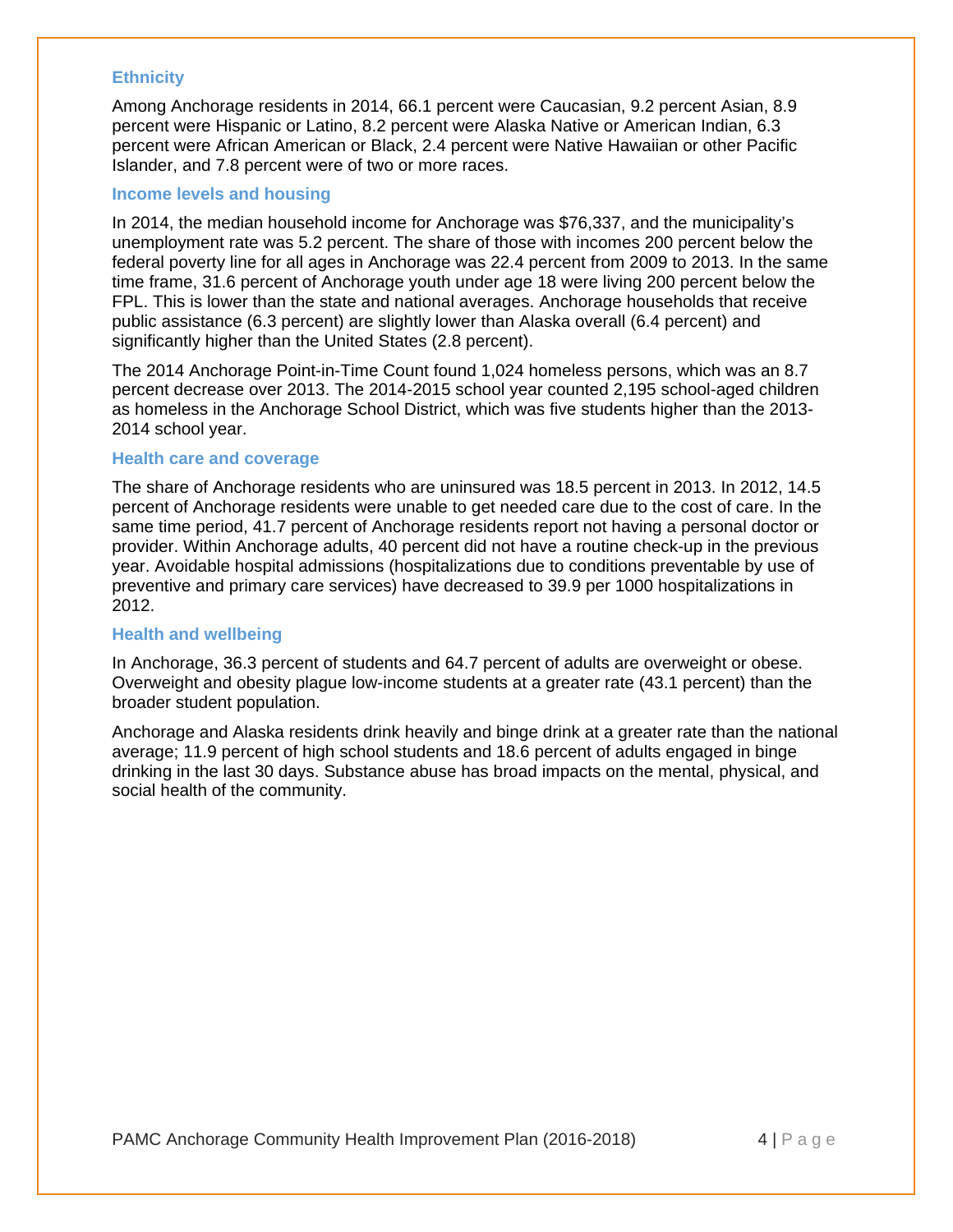### Ethnicity

Among Anchorage residents in 2014, 66.1 percent were Caucasian, 9.2 percent Asian, 8.9 percent were Hispanic or Latino, 8.2 percent were Alaska Native or American Indian, 6.3 percent were African American or Black, 2.4 percent were Native Hawaiian or other Pacific Islander, and 7.8 percent were of two or more races.

### Income levels and housing

In 2014, the median household income for Anchorage was $76,337, and the municipality's unemployment rate was 5.2 percent. The share of those with incomes 200 percent below the federal poverty line for all ages in Anchorage was 22.4 percent from 2009 to 2013. In the same time frame, 31.6 percent of Anchorage youth under age 18 were living 200 percent below the FPL. This is lower than the state and national averages. Anchorage households that receive public assistance (6.3 percent) are slightly lower than Alaska overall (6.4 percent) and significantly higher than the United States (2.8 percent).

The 2014 Anchorage Point-in-Time Count found 1,024 homeless persons, which was an 8.7 percent decrease over 2013. The 2014-2015 school year counted 2,195 school-aged children as homeless in the Anchorage School District, which was five students higher than the 2013-2014 school year.

### Health care and coverage

The share of Anchorage residents who are uninsured was 18.5 percent in 2013. In 2012, 14.5 percent of Anchorage residents were unable to get needed care due to the cost of care. In the same time period, 41.7 percent of Anchorage residents report not having a personal doctor or provider. Within Anchorage adults, 40 percent did not have a routine check-up in the previous year. Avoidable hospital admissions (hospitalizations due to conditions preventable by use of preventive and primary care services) have decreased to 39.9 per 1000 hospitalizations in 2012.

### Health and wellbeing

In Anchorage, 36.3 percent of students and 64.7 percent of adults are overweight or obese. Overweight and obesity plague low-income students at a greater rate (43.1 percent) than the broader student population.

Anchorage and Alaska residents drink heavily and binge drink at a greater rate than the national average; 11.9 percent of high school students and 18.6 percent of adults engaged in binge drinking in the last 30 days. Substance abuse has broad impacts on the mental, physical, and social health of the community.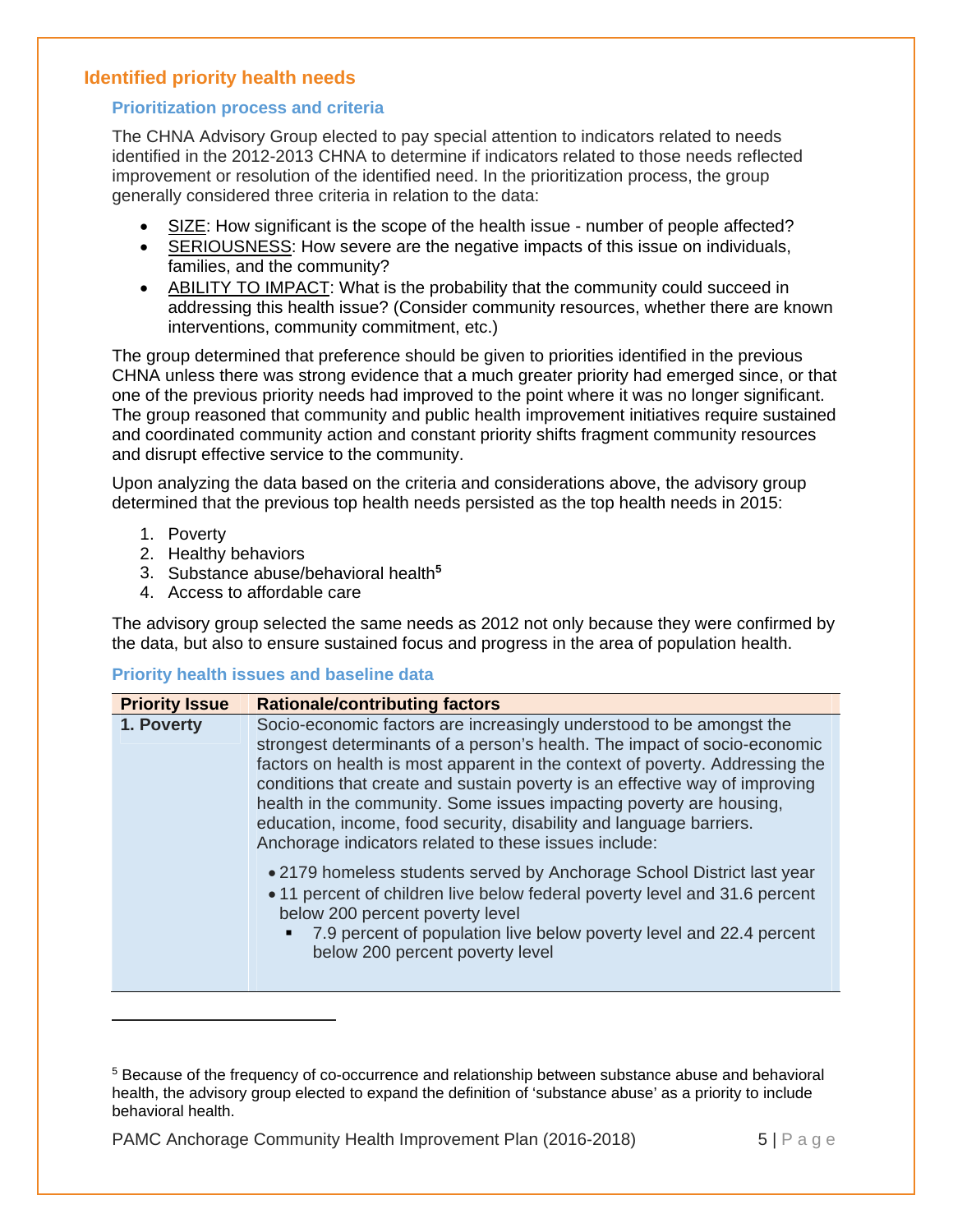## Identified priority health needs

### Prioritization process and criteria

The CHNA Advisory Group elected to pay special attention to indicators related to needs identified in the 2012-2013 CHNA to determine if indicators related to those needs reflected improvement or resolution of the identified need. In the prioritization process, the group generally considered three criteria in relation to the data:

- SIZE: How significant is the scope of the health issue - number of people affected?
- SERIOUSNESS: How severe are the negative impacts of this issue on individuals, families, and the community?
- ABILITY TO IMPACT: What is the probability that the community could succeed in addressing this health issue? (Consider community resources, whether there are known interventions, community commitment, etc.)

The group determined that preference should be given to priorities identified in the previous CHNA unless there was strong evidence that a much greater priority had emerged since, or that one of the previous priority needs had improved to the point where it was no longer significant. The group reasoned that community and public health improvement initiatives require sustained and coordinated community action and constant priority shifts fragment community resources and disrupt effective service to the community.

Upon analyzing the data based on the criteria and considerations above, the advisory group determined that the previous top health needs persisted as the top health needs in 2015:

1. Poverty
2. Healthy behaviors
3. Substance abuse/behavioral health[5]
4. Access to affordable care

The advisory group selected the same needs as 2012 not only because they were confirmed by the data, but also to ensure sustained focus and progress in the area of population health.

### Priority health issues and baseline data

| Priority Issue | Rationale/contributing factors |
| --- | --- |
| **1. Poverty** | Socio-economic factors are increasingly understood to be amongst the strongest determinants of a person's health. The impact of socio-economic factors on health is most apparent in the context of poverty. Addressing the conditions that create and sustain poverty is an effective way of improving health in the community. Some issues impacting poverty are housing, education, income, food security, disability and language barriers. Anchorage indicators related to these issues include:<br>• 2179 homeless students served by Anchorage School District last year<br>• 11 percent of children live below federal poverty level and 31.6 percent below 200 percent poverty level<br>▪ 7.9 percent of population live below poverty level and 22.4 percent below 200 percent poverty level |

[5] Because of the frequency of co-occurrence and relationship between substance abuse and behavioral health, the advisory group elected to expand the definition of 'substance abuse' as a priority to include behavioral health.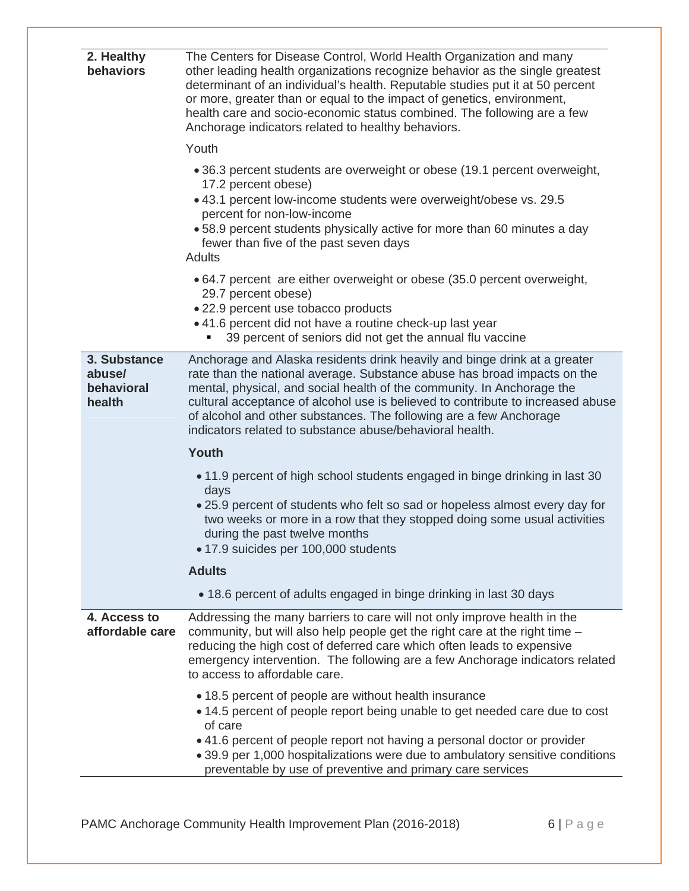| | |
|---|---|
| **2. Healthy behaviors** | The Centers for Disease Control, World Health Organization and many other leading health organizations recognize behavior as the single greatest determinant of an individual's health. Reputable studies put it at 50 percent or more, greater than or equal to the impact of genetics, environment, health care and socio-economic status combined. The following are a few Anchorage indicators related to healthy behaviors.<br><br>Youth<br>• 36.3 percent students are overweight or obese (19.1 percent overweight, 17.2 percent obese)<br>• 43.1 percent low-income students were overweight/obese vs. 29.5 percent for non-low-income<br>• 58.9 percent students physically active for more than 60 minutes a day fewer than five of the past seven days<br><br>Adults<br>• 64.7 percent are either overweight or obese (35.0 percent overweight, 29.7 percent obese)<br>• 22.9 percent use tobacco products<br>• 41.6 percent did not have a routine check-up last year<br>&nbsp;&nbsp;&nbsp;&nbsp;▪ 39 percent of seniors did not get the annual flu vaccine |
| **3. Substance abuse/ behavioral health** | Anchorage and Alaska residents drink heavily and binge drink at a greater rate than the national average. Substance abuse has broad impacts on the mental, physical, and social health of the community. In Anchorage the cultural acceptance of alcohol use is believed to contribute to increased abuse of alcohol and other substances. The following are a few Anchorage indicators related to substance abuse/behavioral health.<br><br>**Youth**<br>• 11.9 percent of high school students engaged in binge drinking in last 30 days<br>• 25.9 percent of students who felt so sad or hopeless almost every day for two weeks or more in a row that they stopped doing some usual activities during the past twelve months<br>• 17.9 suicides per 100,000 students<br><br>**Adults**<br>• 18.6 percent of adults engaged in binge drinking in last 30 days |
| **4. Access to affordable care** | Addressing the many barriers to care will not only improve health in the community, but will also help people get the right care at the right time – reducing the high cost of deferred care which often leads to expensive emergency intervention. The following are a few Anchorage indicators related to access to affordable care.<br><br>• 18.5 percent of people are without health insurance<br>• 14.5 percent of people report being unable to get needed care due to cost of care<br>• 41.6 percent of people report not having a personal doctor or provider<br>• 39.9 per 1,000 hospitalizations were due to ambulatory sensitive conditions preventable by use of preventive and primary care services |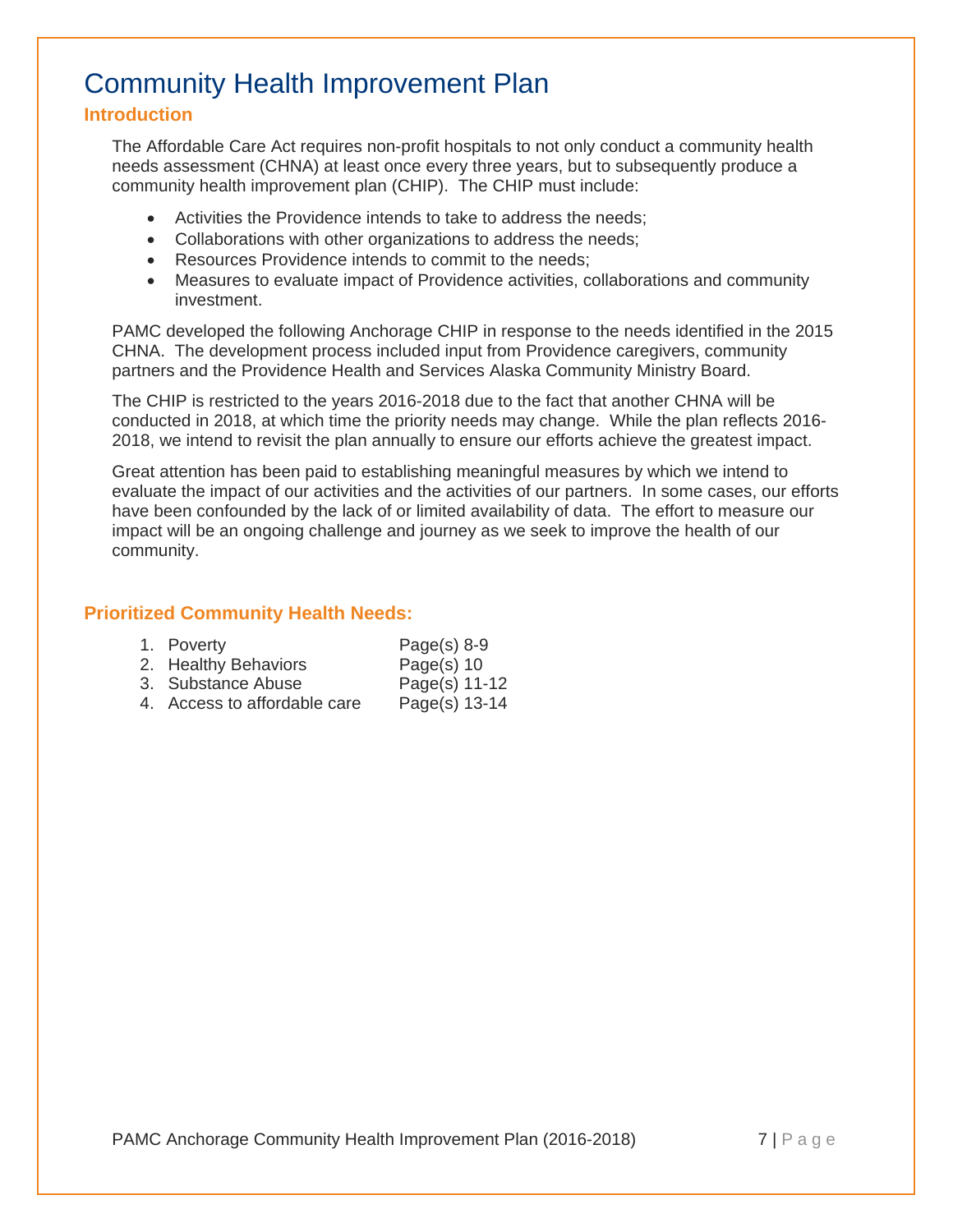# Community Health Improvement Plan

## Introduction

The Affordable Care Act requires non-profit hospitals to not only conduct a community health needs assessment (CHNA) at least once every three years, but to subsequently produce a community health improvement plan (CHIP). The CHIP must include:

- Activities the Providence intends to take to address the needs;
- Collaborations with other organizations to address the needs;
- Resources Providence intends to commit to the needs;
- Measures to evaluate impact of Providence activities, collaborations and community investment.

PAMC developed the following Anchorage CHIP in response to the needs identified in the 2015 CHNA. The development process included input from Providence caregivers, community partners and the Providence Health and Services Alaska Community Ministry Board.

The CHIP is restricted to the years 2016-2018 due to the fact that another CHNA will be conducted in 2018, at which time the priority needs may change. While the plan reflects 2016-2018, we intend to revisit the plan annually to ensure our efforts achieve the greatest impact.

Great attention has been paid to establishing meaningful measures by which we intend to evaluate the impact of our activities and the activities of our partners. In some cases, our efforts have been confounded by the lack of or limited availability of data. The effort to measure our impact will be an ongoing challenge and journey as we seek to improve the health of our community.

## Prioritized Community Health Needs:

1. Poverty — Page(s) 8-9
2. Healthy Behaviors — Page(s) 10
3. Substance Abuse — Page(s) 11-12
4. Access to affordable care — Page(s) 13-14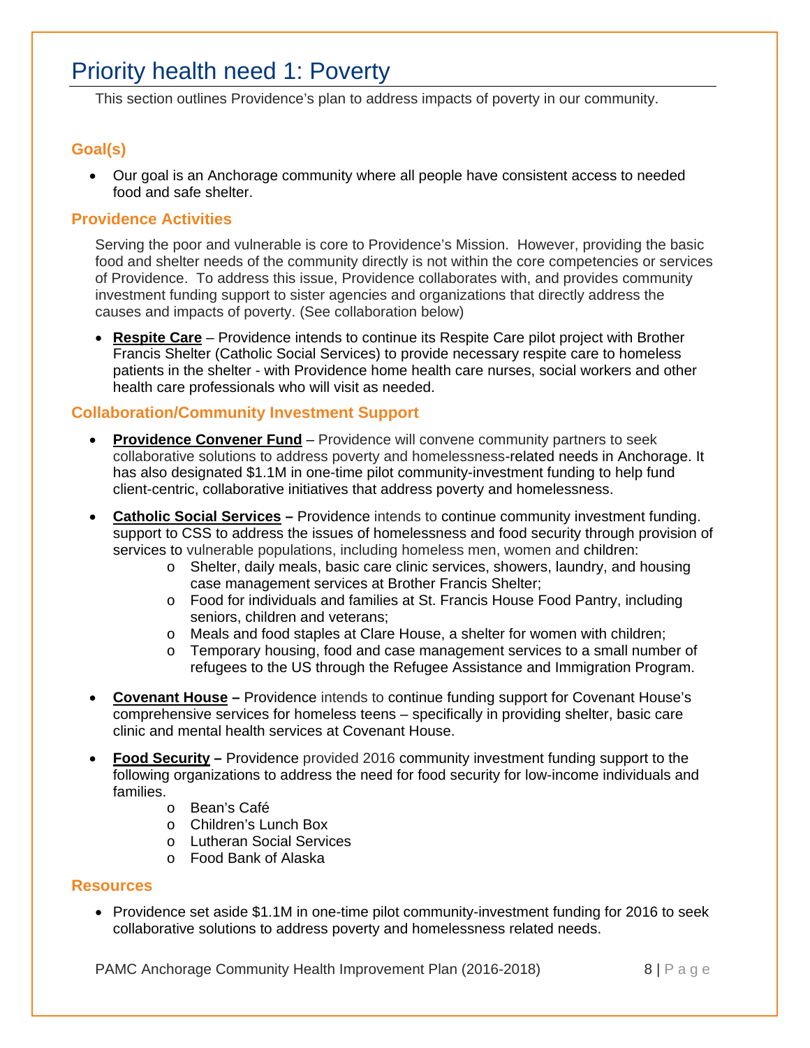# Priority health need 1: Poverty

This section outlines Providence's plan to address impacts of poverty in our community.

## Goal(s)

- Our goal is an Anchorage community where all people have consistent access to needed food and safe shelter.

## Providence Activities

Serving the poor and vulnerable is core to Providence's Mission. However, providing the basic food and shelter needs of the community directly is not within the core competencies or services of Providence. To address this issue, Providence collaborates with, and provides community investment funding support to sister agencies and organizations that directly address the causes and impacts of poverty. (See collaboration below)

- **Respite Care** – Providence intends to continue its Respite Care pilot project with Brother Francis Shelter (Catholic Social Services) to provide necessary respite care to homeless patients in the shelter - with Providence home health care nurses, social workers and other health care professionals who will visit as needed.

## Collaboration/Community Investment Support

- **Providence Convener Fund** – Providence will convene community partners to seek collaborative solutions to address poverty and homelessness-related needs in Anchorage. It has also designated $1.1M in one-time pilot community-investment funding to help fund client-centric, collaborative initiatives that address poverty and homelessness.
- **Catholic Social Services –** Providence intends to continue community investment funding. support to CSS to address the issues of homelessness and food security through provision of services to vulnerable populations, including homeless men, women and children:
  - Shelter, daily meals, basic care clinic services, showers, laundry, and housing case management services at Brother Francis Shelter;
  - Food for individuals and families at St. Francis House Food Pantry, including seniors, children and veterans;
  - Meals and food staples at Clare House, a shelter for women with children;
  - Temporary housing, food and case management services to a small number of refugees to the US through the Refugee Assistance and Immigration Program.
- **Covenant House –** Providence intends to continue funding support for Covenant House's comprehensive services for homeless teens – specifically in providing shelter, basic care clinic and mental health services at Covenant House.
- **Food Security –** Providence provided 2016 community investment funding support to the following organizations to address the need for food security for low-income individuals and families.
  - Bean's Café
  - Children's Lunch Box
  - Lutheran Social Services
  - Food Bank of Alaska

## Resources

- Providence set aside $1.1M in one-time pilot community-investment funding for 2016 to seek collaborative solutions to address poverty and homelessness related needs.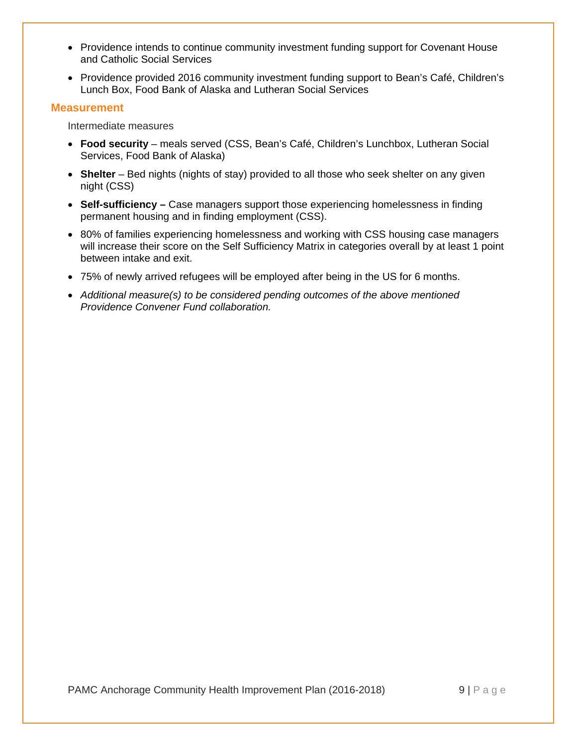- Providence intends to continue community investment funding support for Covenant House and Catholic Social Services
- Providence provided 2016 community investment funding support to Bean's Café, Children's Lunch Box, Food Bank of Alaska and Lutheran Social Services

### Measurement

Intermediate measures

- **Food security** – meals served (CSS, Bean's Café, Children's Lunchbox, Lutheran Social Services, Food Bank of Alaska)
- **Shelter** – Bed nights (nights of stay) provided to all those who seek shelter on any given night (CSS)
- **Self-sufficiency –** Case managers support those experiencing homelessness in finding permanent housing and in finding employment (CSS).
- 80% of families experiencing homelessness and working with CSS housing case managers will increase their score on the Self Sufficiency Matrix in categories overall by at least 1 point between intake and exit.
- 75% of newly arrived refugees will be employed after being in the US for 6 months.
- *Additional measure(s) to be considered pending outcomes of the above mentioned Providence Convener Fund collaboration.*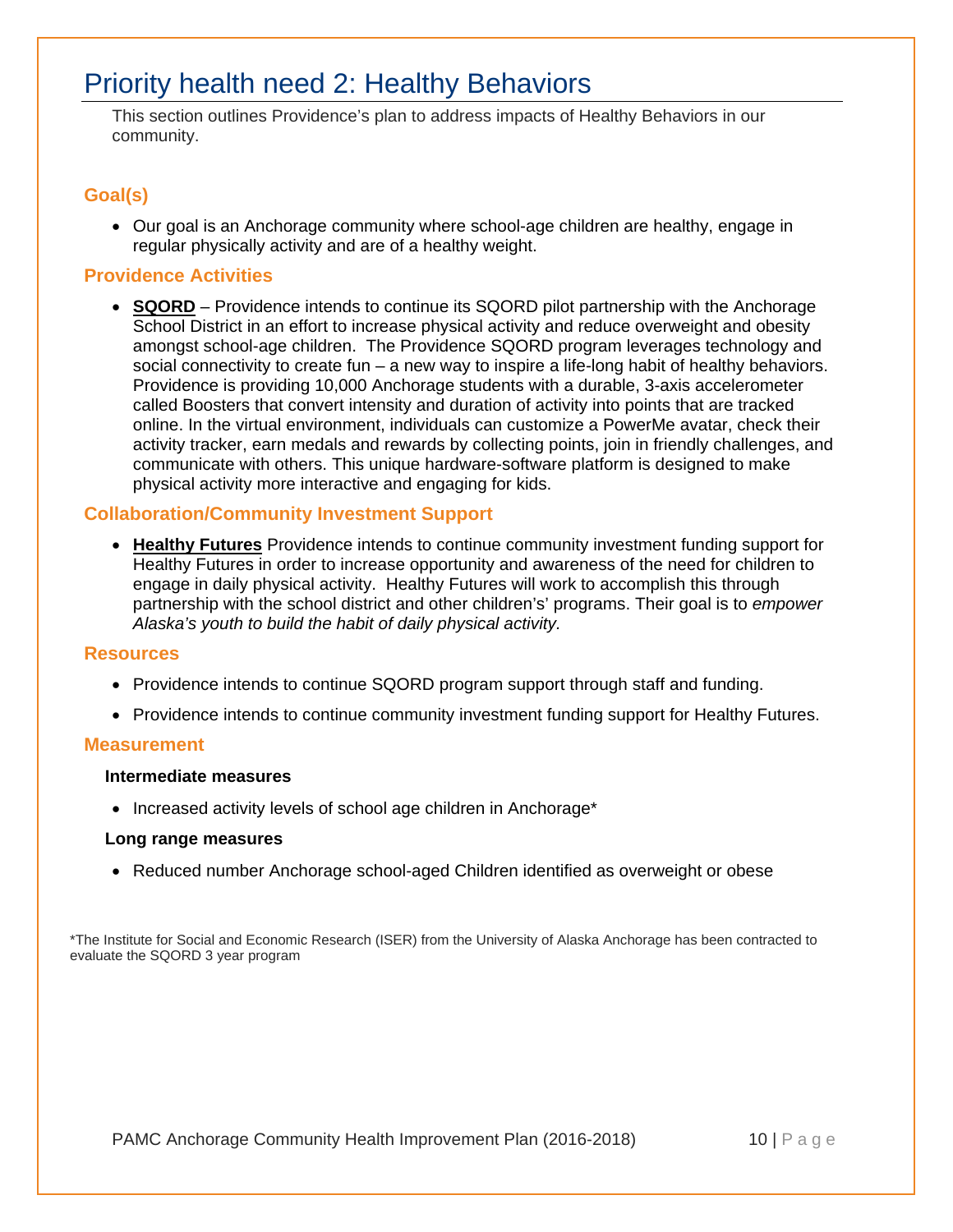# Priority health need 2: Healthy Behaviors

This section outlines Providence's plan to address impacts of Healthy Behaviors in our community.

### Goal(s)

- Our goal is an Anchorage community where school-age children are healthy, engage in regular physically activity and are of a healthy weight.

### Providence Activities

- **SQORD** – Providence intends to continue its SQORD pilot partnership with the Anchorage School District in an effort to increase physical activity and reduce overweight and obesity amongst school-age children. The Providence SQORD program leverages technology and social connectivity to create fun – a new way to inspire a life-long habit of healthy behaviors. Providence is providing 10,000 Anchorage students with a durable, 3-axis accelerometer called Boosters that convert intensity and duration of activity into points that are tracked online. In the virtual environment, individuals can customize a PowerMe avatar, check their activity tracker, earn medals and rewards by collecting points, join in friendly challenges, and communicate with others. This unique hardware-software platform is designed to make physical activity more interactive and engaging for kids.

### Collaboration/Community Investment Support

- **Healthy Futures** Providence intends to continue community investment funding support for Healthy Futures in order to increase opportunity and awareness of the need for children to engage in daily physical activity. Healthy Futures will work to accomplish this through partnership with the school district and other children's' programs. Their goal is to *empower Alaska's youth to build the habit of daily physical activity.*

### Resources

- Providence intends to continue SQORD program support through staff and funding.
- Providence intends to continue community investment funding support for Healthy Futures.

### Measurement

**Intermediate measures**

- Increased activity levels of school age children in Anchorage*

**Long range measures**

- Reduced number Anchorage school-aged Children identified as overweight or obese

*The Institute for Social and Economic Research (ISER) from the University of Alaska Anchorage has been contracted to evaluate the SQORD 3 year program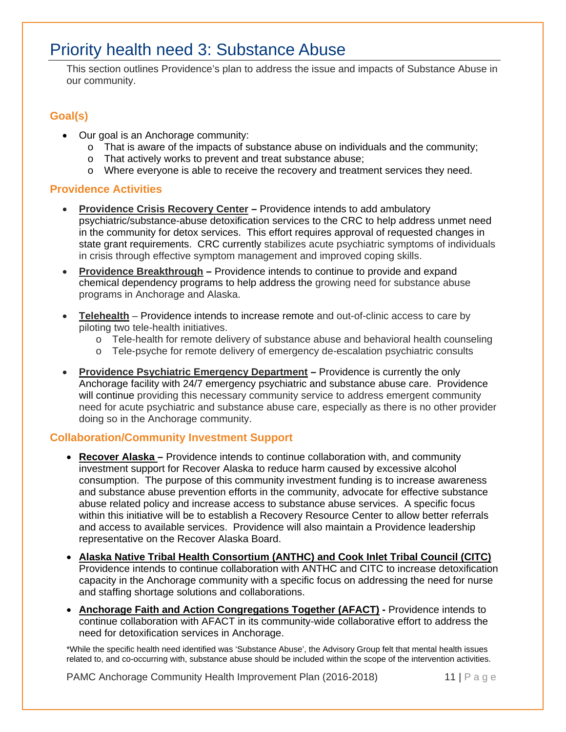# Priority health need 3: Substance Abuse

This section outlines Providence's plan to address the issue and impacts of Substance Abuse in our community.

## Goal(s)

- Our goal is an Anchorage community:
  - That is aware of the impacts of substance abuse on individuals and the community;
  - That actively works to prevent and treat substance abuse;
  - Where everyone is able to receive the recovery and treatment services they need.

## Providence Activities

- **Providence Crisis Recovery Center –** Providence intends to add ambulatory psychiatric/substance-abuse detoxification services to the CRC to help address unmet need in the community for detox services. This effort requires approval of requested changes in state grant requirements. CRC currently stabilizes acute psychiatric symptoms of individuals in crisis through effective symptom management and improved coping skills.
- **Providence Breakthrough –** Providence intends to continue to provide and expand chemical dependency programs to help address the growing need for substance abuse programs in Anchorage and Alaska.
- **Telehealth** – Providence intends to increase remote and out-of-clinic access to care by piloting two tele-health initiatives.
  - Tele-health for remote delivery of substance abuse and behavioral health counseling
  - Tele-psyche for remote delivery of emergency de-escalation psychiatric consults
- **Providence Psychiatric Emergency Department –** Providence is currently the only Anchorage facility with 24/7 emergency psychiatric and substance abuse care. Providence will continue providing this necessary community service to address emergent community need for acute psychiatric and substance abuse care, especially as there is no other provider doing so in the Anchorage community.

## Collaboration/Community Investment Support

- **Recover Alaska –** Providence intends to continue collaboration with, and community investment support for Recover Alaska to reduce harm caused by excessive alcohol consumption. The purpose of this community investment funding is to increase awareness and substance abuse prevention efforts in the community, advocate for effective substance abuse related policy and increase access to substance abuse services. A specific focus within this initiative will be to establish a Recovery Resource Center to allow better referrals and access to available services. Providence will also maintain a Providence leadership representative on the Recover Alaska Board.
- **Alaska Native Tribal Health Consortium (ANTHC) and Cook Inlet Tribal Council (CITC)** Providence intends to continue collaboration with ANTHC and CITC to increase detoxification capacity in the Anchorage community with a specific focus on addressing the need for nurse and staffing shortage solutions and collaborations.
- **Anchorage Faith and Action Congregations Together (AFACT) -** Providence intends to continue collaboration with AFACT in its community-wide collaborative effort to address the need for detoxification services in Anchorage.

*While the specific health need identified was 'Substance Abuse', the Advisory Group felt that mental health issues related to, and co-occurring with, substance abuse should be included within the scope of the intervention activities.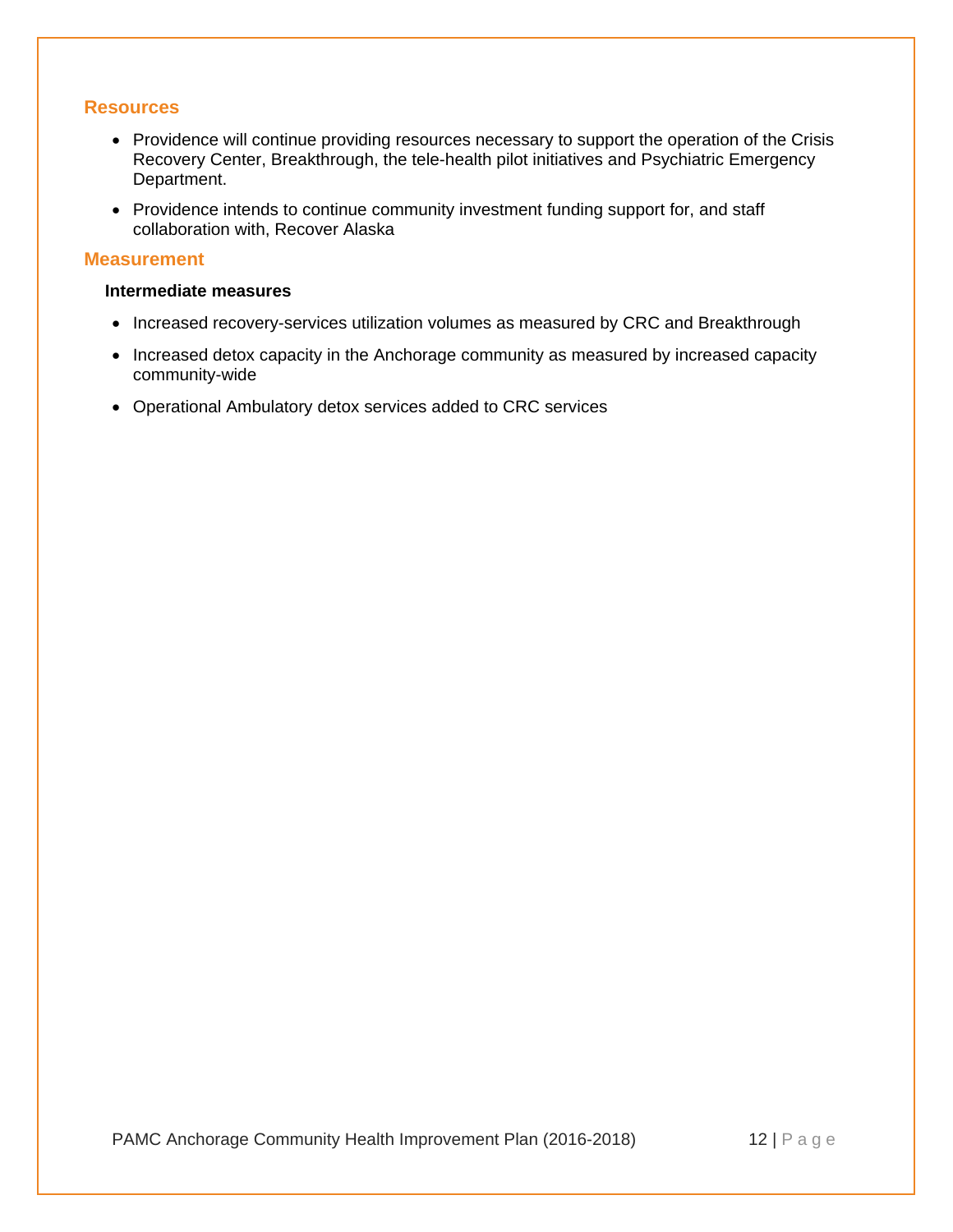### Resources

- Providence will continue providing resources necessary to support the operation of the Crisis Recovery Center, Breakthrough, the tele-health pilot initiatives and Psychiatric Emergency Department.
- Providence intends to continue community investment funding support for, and staff collaboration with, Recover Alaska

### Measurement

**Intermediate measures**

- Increased recovery-services utilization volumes as measured by CRC and Breakthrough
- Increased detox capacity in the Anchorage community as measured by increased capacity community-wide
- Operational Ambulatory detox services added to CRC services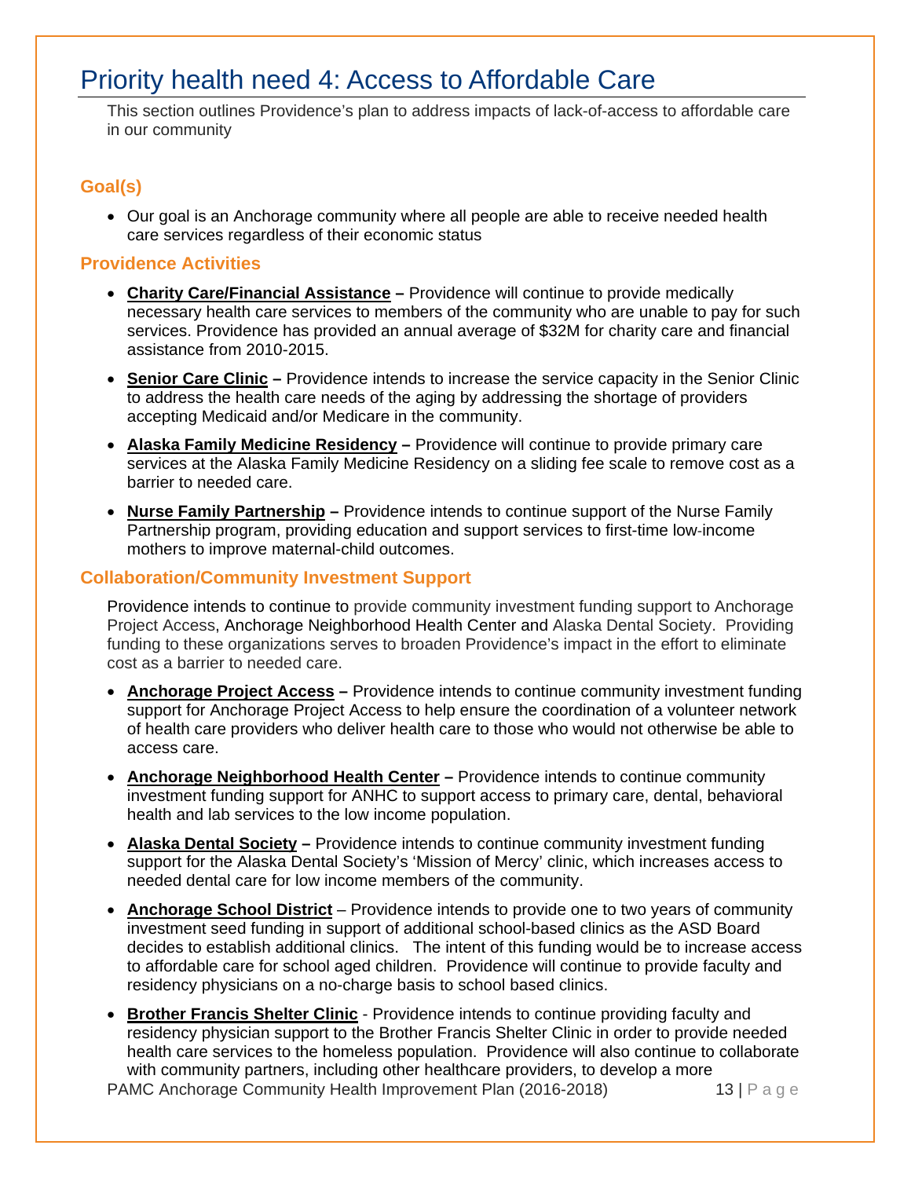# Priority health need 4: Access to Affordable Care

This section outlines Providence's plan to address impacts of lack-of-access to affordable care in our community

### Goal(s)

- Our goal is an Anchorage community where all people are able to receive needed health care services regardless of their economic status

### Providence Activities

- **Charity Care/Financial Assistance –** Providence will continue to provide medically necessary health care services to members of the community who are unable to pay for such services. Providence has provided an annual average of $32M for charity care and financial assistance from 2010-2015.
- **Senior Care Clinic –** Providence intends to increase the service capacity in the Senior Clinic to address the health care needs of the aging by addressing the shortage of providers accepting Medicaid and/or Medicare in the community.
- **Alaska Family Medicine Residency –** Providence will continue to provide primary care services at the Alaska Family Medicine Residency on a sliding fee scale to remove cost as a barrier to needed care.
- **Nurse Family Partnership –** Providence intends to continue support of the Nurse Family Partnership program, providing education and support services to first-time low-income mothers to improve maternal-child outcomes.

### Collaboration/Community Investment Support

Providence intends to continue to provide community investment funding support to Anchorage Project Access, Anchorage Neighborhood Health Center and Alaska Dental Society. Providing funding to these organizations serves to broaden Providence's impact in the effort to eliminate cost as a barrier to needed care.

- **Anchorage Project Access –** Providence intends to continue community investment funding support for Anchorage Project Access to help ensure the coordination of a volunteer network of health care providers who deliver health care to those who would not otherwise be able to access care.
- **Anchorage Neighborhood Health Center –** Providence intends to continue community investment funding support for ANHC to support access to primary care, dental, behavioral health and lab services to the low income population.
- **Alaska Dental Society –** Providence intends to continue community investment funding support for the Alaska Dental Society's 'Mission of Mercy' clinic, which increases access to needed dental care for low income members of the community.
- **Anchorage School District** – Providence intends to provide one to two years of community investment seed funding in support of additional school-based clinics as the ASD Board decides to establish additional clinics. The intent of this funding would be to increase access to affordable care for school aged children. Providence will continue to provide faculty and residency physicians on a no-charge basis to school based clinics.
- **Brother Francis Shelter Clinic** - Providence intends to continue providing faculty and residency physician support to the Brother Francis Shelter Clinic in order to provide needed health care services to the homeless population. Providence will also continue to collaborate with community partners, including other healthcare providers, to develop a more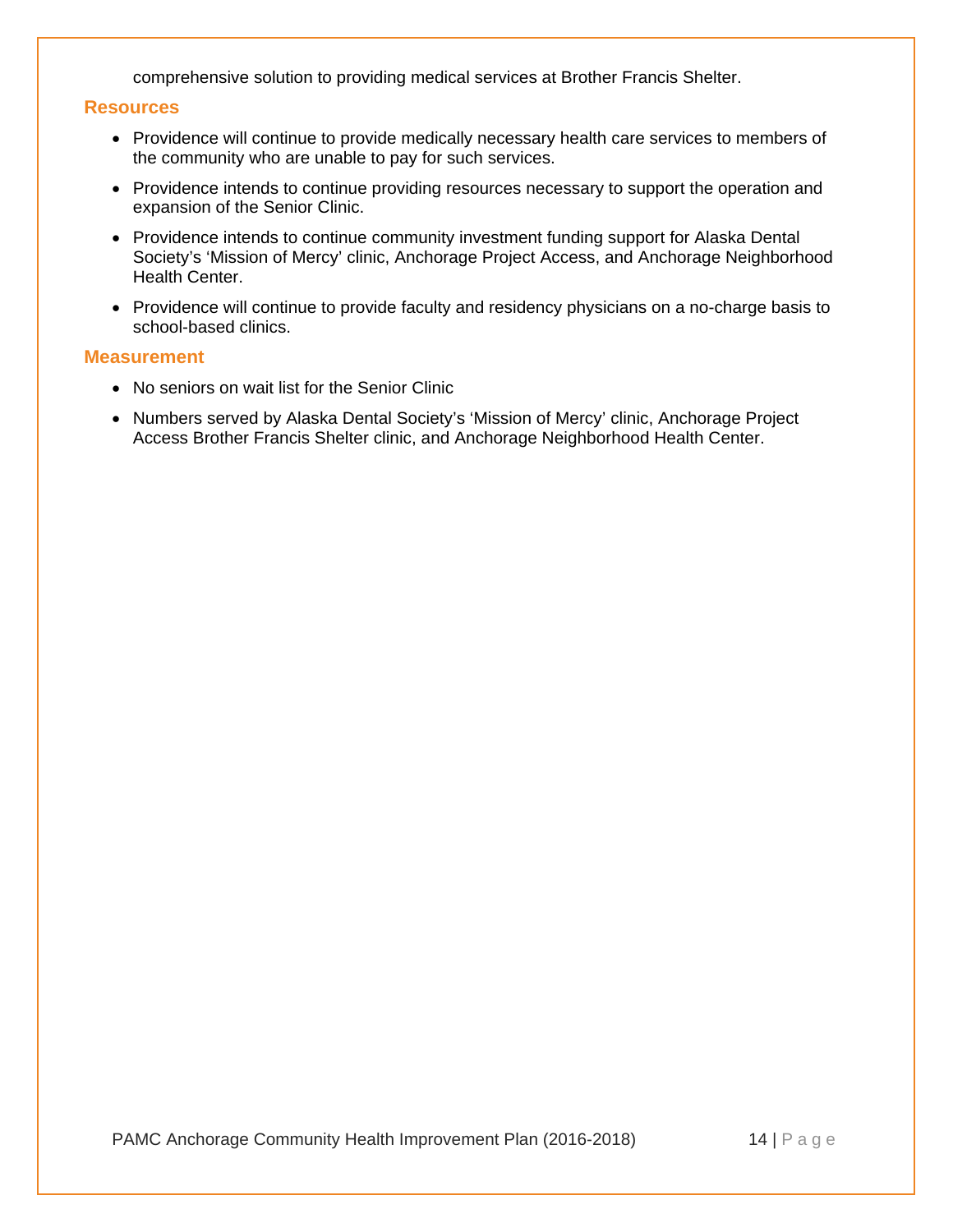comprehensive solution to providing medical services at Brother Francis Shelter.

### Resources

- Providence will continue to provide medically necessary health care services to members of the community who are unable to pay for such services.
- Providence intends to continue providing resources necessary to support the operation and expansion of the Senior Clinic.
- Providence intends to continue community investment funding support for Alaska Dental Society's 'Mission of Mercy' clinic, Anchorage Project Access, and Anchorage Neighborhood Health Center.
- Providence will continue to provide faculty and residency physicians on a no-charge basis to school-based clinics.

### Measurement

- No seniors on wait list for the Senior Clinic
- Numbers served by Alaska Dental Society's 'Mission of Mercy' clinic, Anchorage Project Access Brother Francis Shelter clinic, and Anchorage Neighborhood Health Center.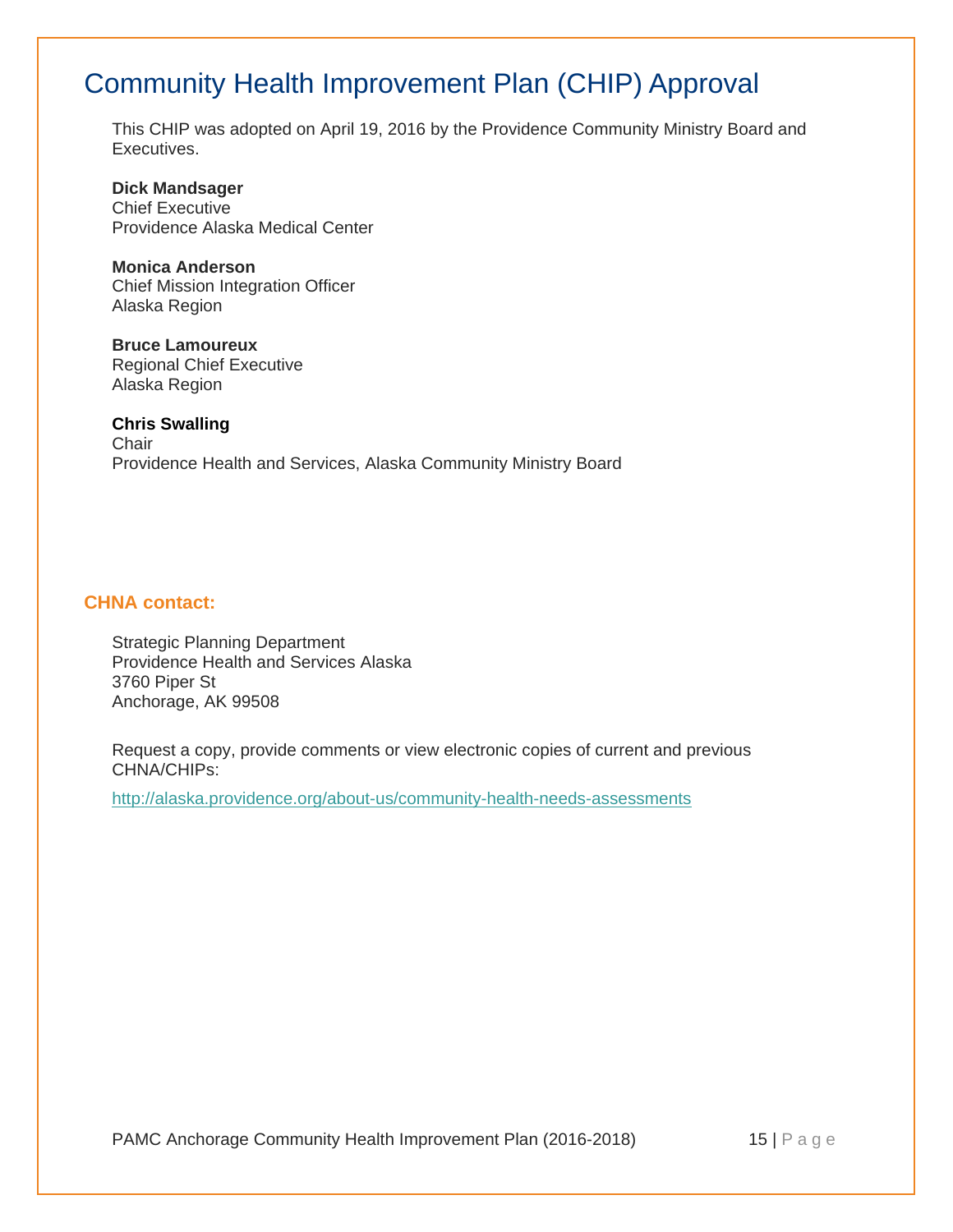# Community Health Improvement Plan (CHIP) Approval

This CHIP was adopted on April 19, 2016 by the Providence Community Ministry Board and Executives.

**Dick Mandsager**
Chief Executive
Providence Alaska Medical Center

**Monica Anderson**
Chief Mission Integration Officer
Alaska Region

**Bruce Lamoureux**
Regional Chief Executive
Alaska Region

**Chris Swalling**
Chair
Providence Health and Services, Alaska Community Ministry Board

### CHNA contact:

Strategic Planning Department
Providence Health and Services Alaska
3760 Piper St
Anchorage, AK 99508

Request a copy, provide comments or view electronic copies of current and previous CHNA/CHIPs:

http://alaska.providence.org/about-us/community-health-needs-assessments